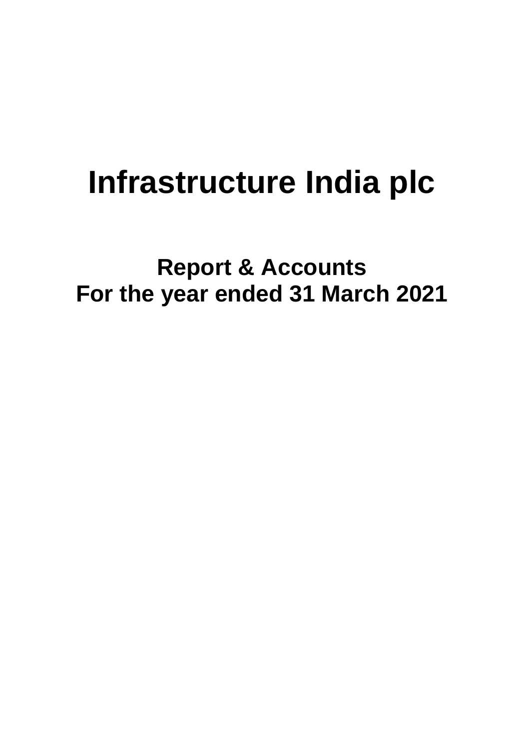# Infrastructure India plc

## Report & Accounts
## For the year ended 31 March 2021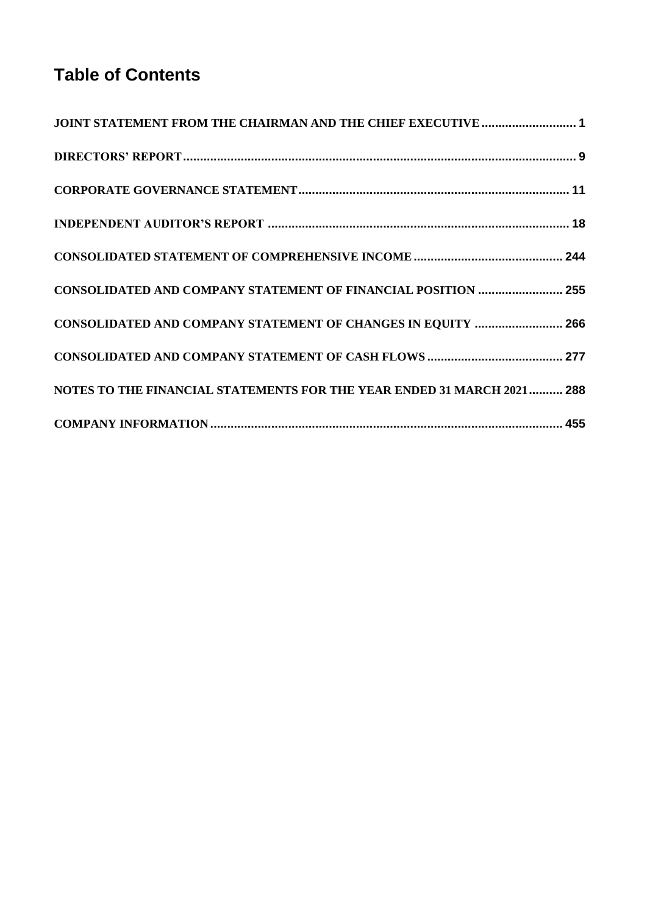# Table of Contents

| | |
|---|---|
| JOINT STATEMENT FROM THE CHAIRMAN AND THE CHIEF EXECUTIVE | 1 |
| DIRECTORS' REPORT | 9 |
| CORPORATE GOVERNANCE STATEMENT | 11 |
| INDEPENDENT AUDITOR'S REPORT | 18 |
| CONSOLIDATED STATEMENT OF COMPREHENSIVE INCOME | 244 |
| CONSOLIDATED AND COMPANY STATEMENT OF FINANCIAL POSITION | 255 |
| CONSOLIDATED AND COMPANY STATEMENT OF CHANGES IN EQUITY | 266 |
| CONSOLIDATED AND COMPANY STATEMENT OF CASH FLOWS | 277 |
| NOTES TO THE FINANCIAL STATEMENTS FOR THE YEAR ENDED 31 MARCH 2021 | 288 |
| COMPANY INFORMATION | 455 |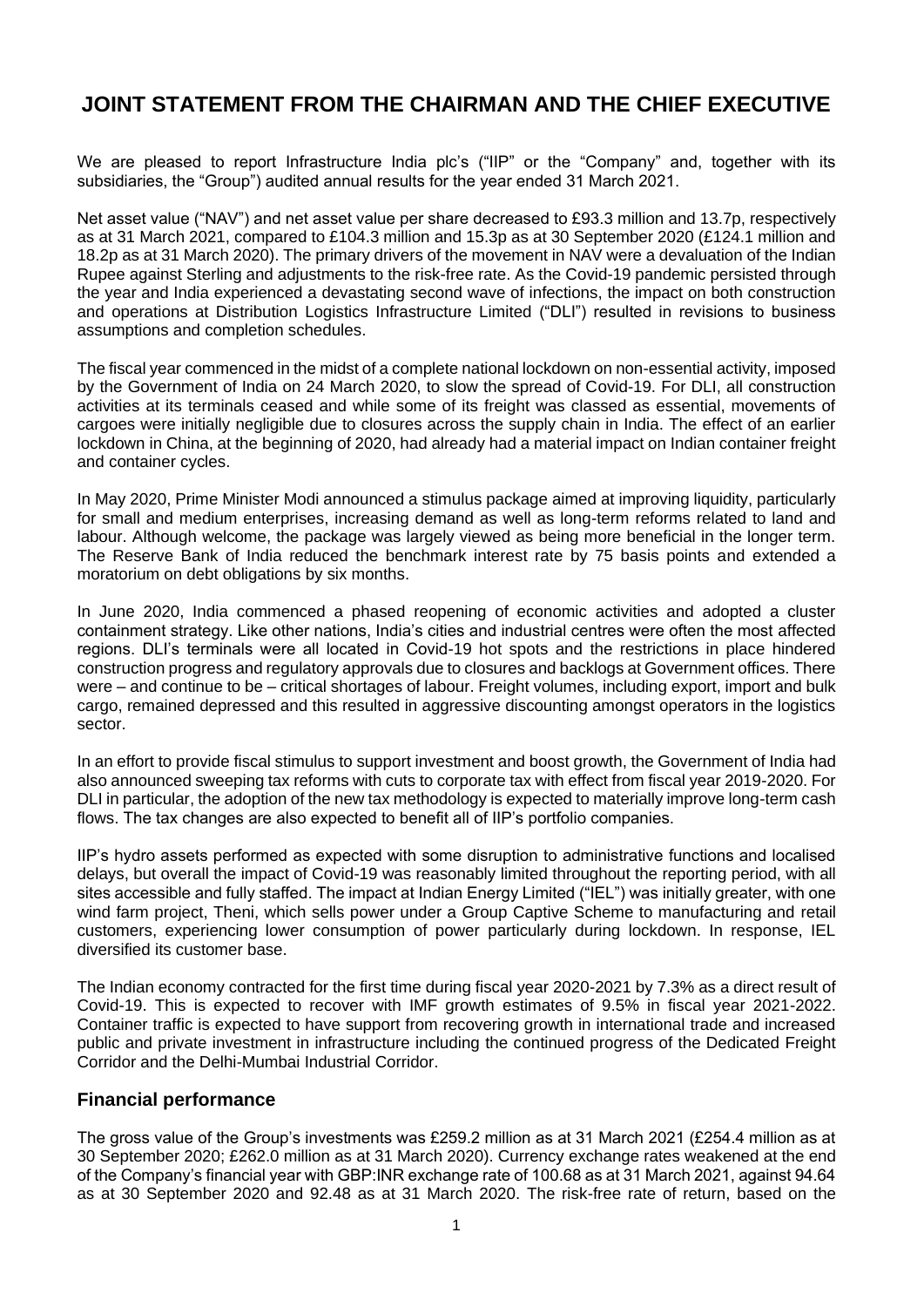# JOINT STATEMENT FROM THE CHAIRMAN AND THE CHIEF EXECUTIVE

We are pleased to report Infrastructure India plc's ("IIP" or the "Company" and, together with its subsidiaries, the "Group") audited annual results for the year ended 31 March 2021.

Net asset value ("NAV") and net asset value per share decreased to £93.3 million and 13.7p, respectively as at 31 March 2021, compared to £104.3 million and 15.3p as at 30 September 2020 (£124.1 million and 18.2p as at 31 March 2020). The primary drivers of the movement in NAV were a devaluation of the Indian Rupee against Sterling and adjustments to the risk-free rate. As the Covid-19 pandemic persisted through the year and India experienced a devastating second wave of infections, the impact on both construction and operations at Distribution Logistics Infrastructure Limited ("DLI") resulted in revisions to business assumptions and completion schedules.

The fiscal year commenced in the midst of a complete national lockdown on non-essential activity, imposed by the Government of India on 24 March 2020, to slow the spread of Covid-19. For DLI, all construction activities at its terminals ceased and while some of its freight was classed as essential, movements of cargoes were initially negligible due to closures across the supply chain in India. The effect of an earlier lockdown in China, at the beginning of 2020, had already had a material impact on Indian container freight and container cycles.

In May 2020, Prime Minister Modi announced a stimulus package aimed at improving liquidity, particularly for small and medium enterprises, increasing demand as well as long-term reforms related to land and labour. Although welcome, the package was largely viewed as being more beneficial in the longer term. The Reserve Bank of India reduced the benchmark interest rate by 75 basis points and extended a moratorium on debt obligations by six months.

In June 2020, India commenced a phased reopening of economic activities and adopted a cluster containment strategy. Like other nations, India's cities and industrial centres were often the most affected regions. DLI's terminals were all located in Covid-19 hot spots and the restrictions in place hindered construction progress and regulatory approvals due to closures and backlogs at Government offices. There were – and continue to be – critical shortages of labour. Freight volumes, including export, import and bulk cargo, remained depressed and this resulted in aggressive discounting amongst operators in the logistics sector.

In an effort to provide fiscal stimulus to support investment and boost growth, the Government of India had also announced sweeping tax reforms with cuts to corporate tax with effect from fiscal year 2019-2020. For DLI in particular, the adoption of the new tax methodology is expected to materially improve long-term cash flows. The tax changes are also expected to benefit all of IIP's portfolio companies.

IIP's hydro assets performed as expected with some disruption to administrative functions and localised delays, but overall the impact of Covid-19 was reasonably limited throughout the reporting period, with all sites accessible and fully staffed. The impact at Indian Energy Limited ("IEL") was initially greater, with one wind farm project, Theni, which sells power under a Group Captive Scheme to manufacturing and retail customers, experiencing lower consumption of power particularly during lockdown. In response, IEL diversified its customer base.

The Indian economy contracted for the first time during fiscal year 2020-2021 by 7.3% as a direct result of Covid-19. This is expected to recover with IMF growth estimates of 9.5% in fiscal year 2021-2022. Container traffic is expected to have support from recovering growth in international trade and increased public and private investment in infrastructure including the continued progress of the Dedicated Freight Corridor and the Delhi-Mumbai Industrial Corridor.

## Financial performance

The gross value of the Group's investments was £259.2 million as at 31 March 2021 (£254.4 million as at 30 September 2020; £262.0 million as at 31 March 2020). Currency exchange rates weakened at the end of the Company's financial year with GBP:INR exchange rate of 100.68 as at 31 March 2021, against 94.64 as at 30 September 2020 and 92.48 as at 31 March 2020. The risk-free rate of return, based on the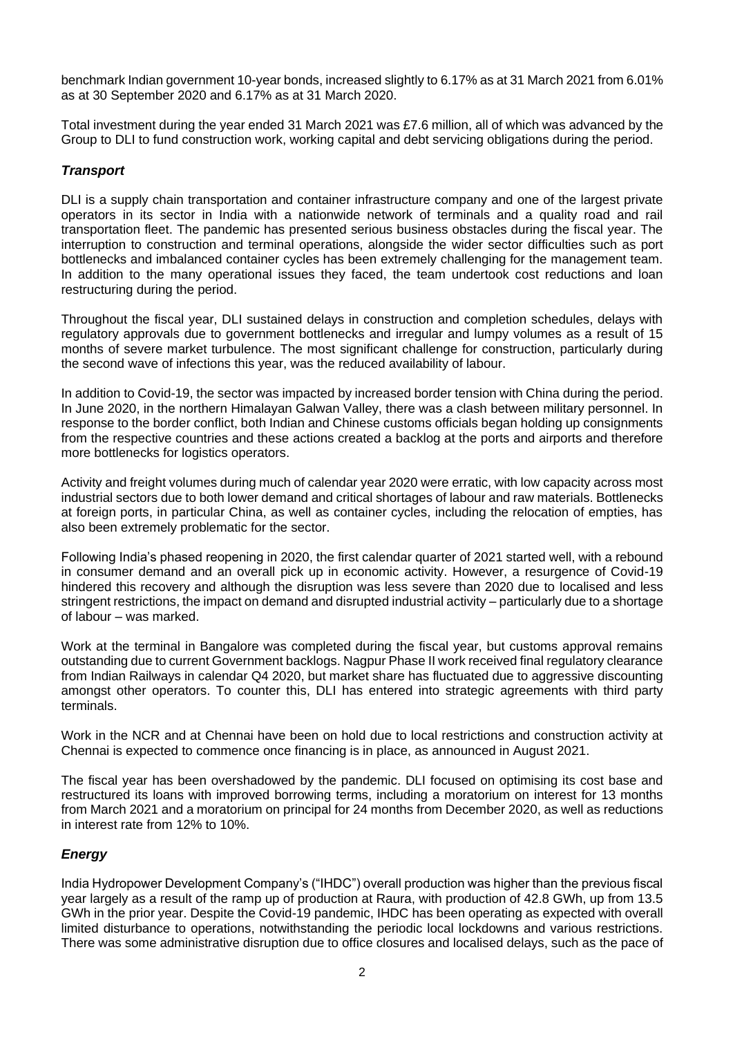benchmark Indian government 10-year bonds, increased slightly to 6.17% as at 31 March 2021 from 6.01% as at 30 September 2020 and 6.17% as at 31 March 2020.

Total investment during the year ended 31 March 2021 was £7.6 million, all of which was advanced by the Group to DLI to fund construction work, working capital and debt servicing obligations during the period.

### *Transport*

DLI is a supply chain transportation and container infrastructure company and one of the largest private operators in its sector in India with a nationwide network of terminals and a quality road and rail transportation fleet. The pandemic has presented serious business obstacles during the fiscal year. The interruption to construction and terminal operations, alongside the wider sector difficulties such as port bottlenecks and imbalanced container cycles has been extremely challenging for the management team. In addition to the many operational issues they faced, the team undertook cost reductions and loan restructuring during the period.

Throughout the fiscal year, DLI sustained delays in construction and completion schedules, delays with regulatory approvals due to government bottlenecks and irregular and lumpy volumes as a result of 15 months of severe market turbulence. The most significant challenge for construction, particularly during the second wave of infections this year, was the reduced availability of labour.

In addition to Covid-19, the sector was impacted by increased border tension with China during the period. In June 2020, in the northern Himalayan Galwan Valley, there was a clash between military personnel. In response to the border conflict, both Indian and Chinese customs officials began holding up consignments from the respective countries and these actions created a backlog at the ports and airports and therefore more bottlenecks for logistics operators.

Activity and freight volumes during much of calendar year 2020 were erratic, with low capacity across most industrial sectors due to both lower demand and critical shortages of labour and raw materials. Bottlenecks at foreign ports, in particular China, as well as container cycles, including the relocation of empties, has also been extremely problematic for the sector.

Following India's phased reopening in 2020, the first calendar quarter of 2021 started well, with a rebound in consumer demand and an overall pick up in economic activity. However, a resurgence of Covid-19 hindered this recovery and although the disruption was less severe than 2020 due to localised and less stringent restrictions, the impact on demand and disrupted industrial activity – particularly due to a shortage of labour – was marked.

Work at the terminal in Bangalore was completed during the fiscal year, but customs approval remains outstanding due to current Government backlogs. Nagpur Phase II work received final regulatory clearance from Indian Railways in calendar Q4 2020, but market share has fluctuated due to aggressive discounting amongst other operators. To counter this, DLI has entered into strategic agreements with third party terminals.

Work in the NCR and at Chennai have been on hold due to local restrictions and construction activity at Chennai is expected to commence once financing is in place, as announced in August 2021.

The fiscal year has been overshadowed by the pandemic. DLI focused on optimising its cost base and restructured its loans with improved borrowing terms, including a moratorium on interest for 13 months from March 2021 and a moratorium on principal for 24 months from December 2020, as well as reductions in interest rate from 12% to 10%.

### *Energy*

India Hydropower Development Company's ("IHDC") overall production was higher than the previous fiscal year largely as a result of the ramp up of production at Raura, with production of 42.8 GWh, up from 13.5 GWh in the prior year. Despite the Covid-19 pandemic, IHDC has been operating as expected with overall limited disturbance to operations, notwithstanding the periodic local lockdowns and various restrictions. There was some administrative disruption due to office closures and localised delays, such as the pace of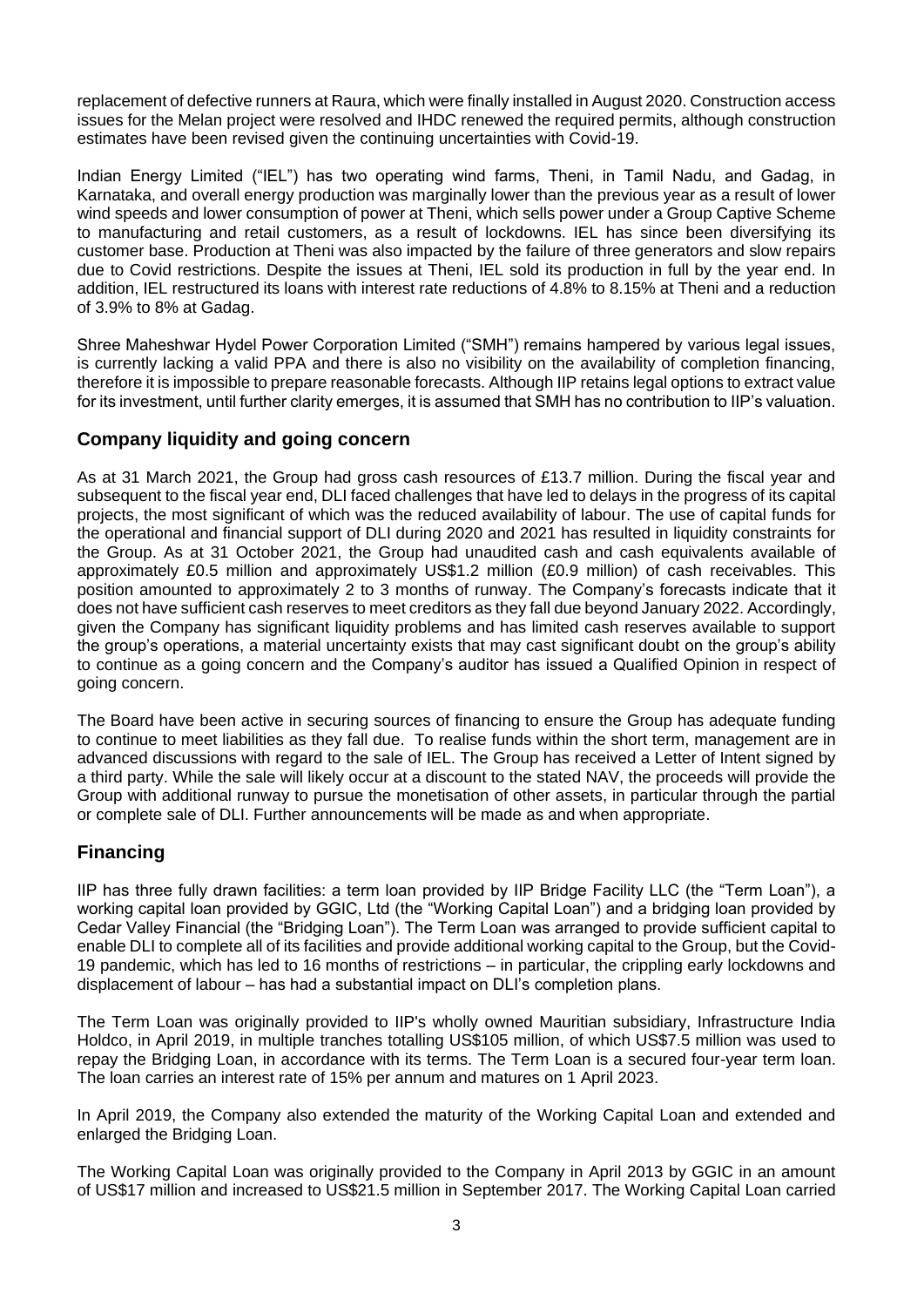replacement of defective runners at Raura, which were finally installed in August 2020. Construction access issues for the Melan project were resolved and IHDC renewed the required permits, although construction estimates have been revised given the continuing uncertainties with Covid-19.

Indian Energy Limited ("IEL") has two operating wind farms, Theni, in Tamil Nadu, and Gadag, in Karnataka, and overall energy production was marginally lower than the previous year as a result of lower wind speeds and lower consumption of power at Theni, which sells power under a Group Captive Scheme to manufacturing and retail customers, as a result of lockdowns. IEL has since been diversifying its customer base. Production at Theni was also impacted by the failure of three generators and slow repairs due to Covid restrictions. Despite the issues at Theni, IEL sold its production in full by the year end. In addition, IEL restructured its loans with interest rate reductions of 4.8% to 8.15% at Theni and a reduction of 3.9% to 8% at Gadag.

Shree Maheshwar Hydel Power Corporation Limited ("SMH") remains hampered by various legal issues, is currently lacking a valid PPA and there is also no visibility on the availability of completion financing, therefore it is impossible to prepare reasonable forecasts. Although IIP retains legal options to extract value for its investment, until further clarity emerges, it is assumed that SMH has no contribution to IIP's valuation.

## Company liquidity and going concern

As at 31 March 2021, the Group had gross cash resources of £13.7 million. During the fiscal year and subsequent to the fiscal year end, DLI faced challenges that have led to delays in the progress of its capital projects, the most significant of which was the reduced availability of labour. The use of capital funds for the operational and financial support of DLI during 2020 and 2021 has resulted in liquidity constraints for the Group. As at 31 October 2021, the Group had unaudited cash and cash equivalents available of approximately £0.5 million and approximately US$1.2 million (£0.9 million) of cash receivables. This position amounted to approximately 2 to 3 months of runway. The Company's forecasts indicate that it does not have sufficient cash reserves to meet creditors as they fall due beyond January 2022. Accordingly, given the Company has significant liquidity problems and has limited cash reserves available to support the group's operations, a material uncertainty exists that may cast significant doubt on the group's ability to continue as a going concern and the Company's auditor has issued a Qualified Opinion in respect of going concern.

The Board have been active in securing sources of financing to ensure the Group has adequate funding to continue to meet liabilities as they fall due. To realise funds within the short term, management are in advanced discussions with regard to the sale of IEL. The Group has received a Letter of Intent signed by a third party. While the sale will likely occur at a discount to the stated NAV, the proceeds will provide the Group with additional runway to pursue the monetisation of other assets, in particular through the partial or complete sale of DLI. Further announcements will be made as and when appropriate.

## Financing

IIP has three fully drawn facilities: a term loan provided by IIP Bridge Facility LLC (the "Term Loan"), a working capital loan provided by GGIC, Ltd (the "Working Capital Loan") and a bridging loan provided by Cedar Valley Financial (the "Bridging Loan"). The Term Loan was arranged to provide sufficient capital to enable DLI to complete all of its facilities and provide additional working capital to the Group, but the Covid-19 pandemic, which has led to 16 months of restrictions – in particular, the crippling early lockdowns and displacement of labour – has had a substantial impact on DLI's completion plans.

The Term Loan was originally provided to IIP's wholly owned Mauritian subsidiary, Infrastructure India Holdco, in April 2019, in multiple tranches totalling US$105 million, of which US$7.5 million was used to repay the Bridging Loan, in accordance with its terms. The Term Loan is a secured four-year term loan. The loan carries an interest rate of 15% per annum and matures on 1 April 2023.

In April 2019, the Company also extended the maturity of the Working Capital Loan and extended and enlarged the Bridging Loan.

The Working Capital Loan was originally provided to the Company in April 2013 by GGIC in an amount of US$17 million and increased to US$21.5 million in September 2017. The Working Capital Loan carried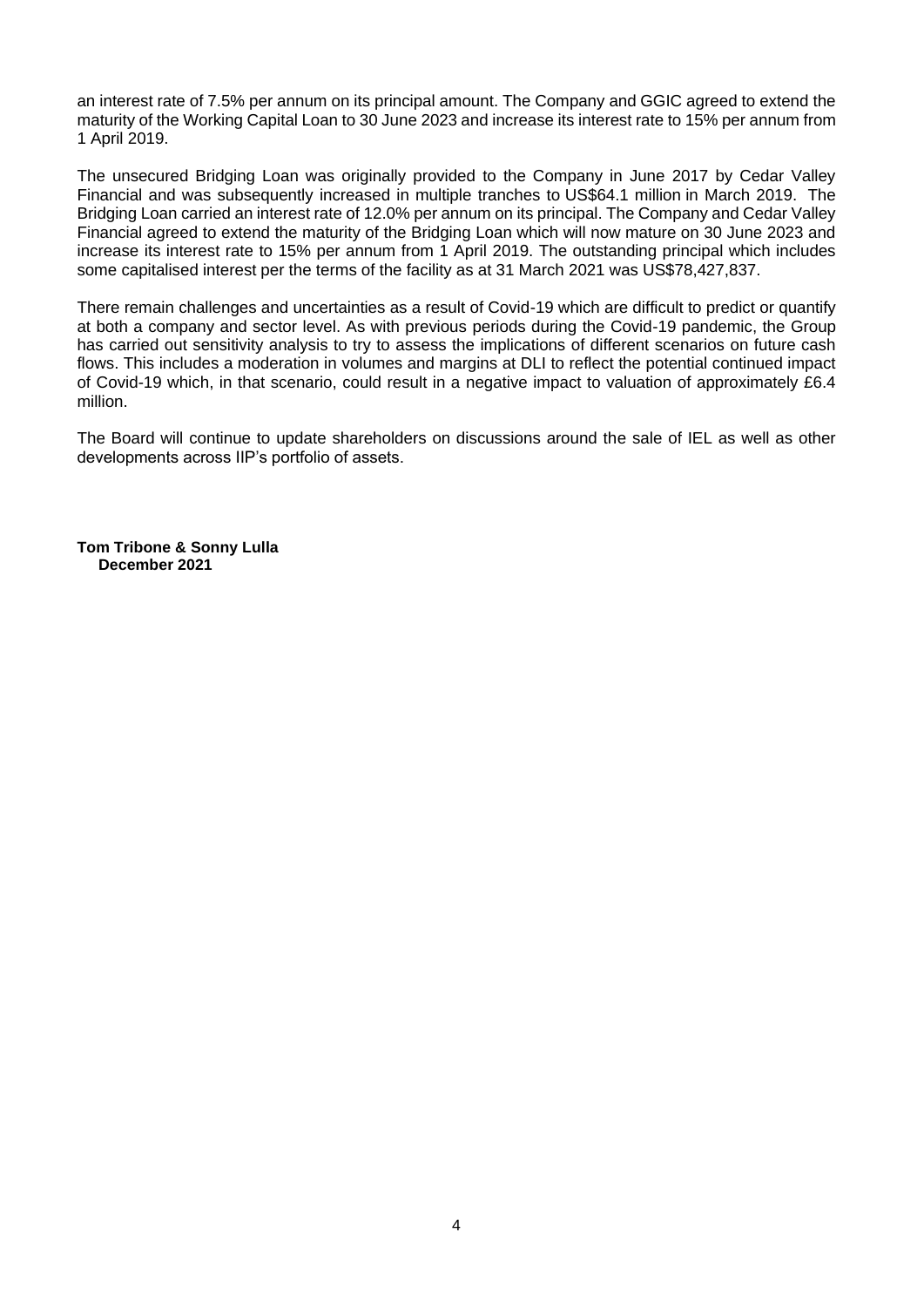an interest rate of 7.5% per annum on its principal amount. The Company and GGIC agreed to extend the maturity of the Working Capital Loan to 30 June 2023 and increase its interest rate to 15% per annum from 1 April 2019.

The unsecured Bridging Loan was originally provided to the Company in June 2017 by Cedar Valley Financial and was subsequently increased in multiple tranches to US$64.1 million in March 2019. The Bridging Loan carried an interest rate of 12.0% per annum on its principal. The Company and Cedar Valley Financial agreed to extend the maturity of the Bridging Loan which will now mature on 30 June 2023 and increase its interest rate to 15% per annum from 1 April 2019. The outstanding principal which includes some capitalised interest per the terms of the facility as at 31 March 2021 was US$78,427,837.

There remain challenges and uncertainties as a result of Covid-19 which are difficult to predict or quantify at both a company and sector level. As with previous periods during the Covid-19 pandemic, the Group has carried out sensitivity analysis to try to assess the implications of different scenarios on future cash flows. This includes a moderation in volumes and margins at DLI to reflect the potential continued impact of Covid-19 which, in that scenario, could result in a negative impact to valuation of approximately £6.4 million.

The Board will continue to update shareholders on discussions around the sale of IEL as well as other developments across IIP's portfolio of assets.

**Tom Tribone & Sonny Lulla**
**December 2021**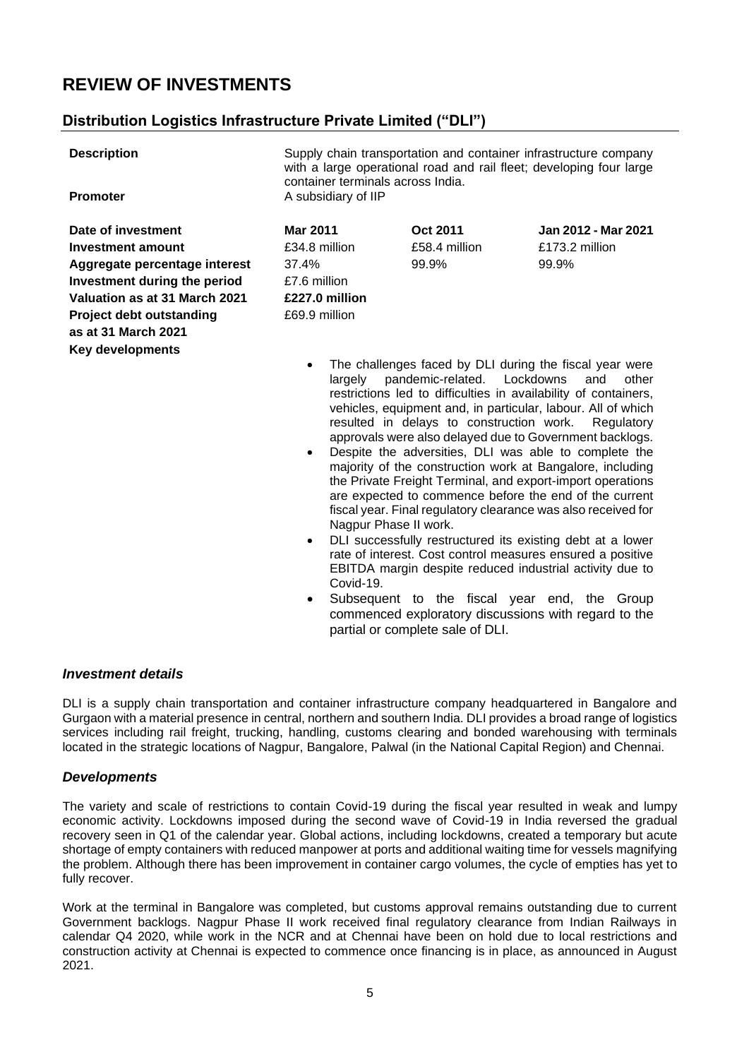# REVIEW OF INVESTMENTS

## Distribution Logistics Infrastructure Private Limited ("DLI")

| | | | |
|---|---|---|---|
| **Description** | Supply chain transportation and container infrastructure company with a large operational road and rail fleet; developing four large container terminals across India. | | |
| **Promoter** | A subsidiary of IIP | | |
| **Date of investment** | **Mar 2011** | **Oct 2011** | **Jan 2012 - Mar 2021** |
| **Investment amount** | £34.8 million | £58.4 million | £173.2 million |
| **Aggregate percentage interest** | 37.4% | 99.9% | 99.9% |
| **Investment during the period** | £7.6 million | | |
| **Valuation as at 31 March 2021** | **£227.0 million** | | |
| **Project debt outstanding as at 31 March 2021** | £69.9 million | | |

**Key developments**

- The challenges faced by DLI during the fiscal year were largely pandemic-related. Lockdowns and other restrictions led to difficulties in availability of containers, vehicles, equipment and, in particular, labour. All of which resulted in delays to construction work. Regulatory approvals were also delayed due to Government backlogs.
- Despite the adversities, DLI was able to complete the majority of the construction work at Bangalore, including the Private Freight Terminal, and export-import operations are expected to commence before the end of the current fiscal year. Final regulatory clearance was also received for Nagpur Phase II work.
- DLI successfully restructured its existing debt at a lower rate of interest. Cost control measures ensured a positive EBITDA margin despite reduced industrial activity due to Covid-19.
- Subsequent to the fiscal year end, the Group commenced exploratory discussions with regard to the partial or complete sale of DLI.

### *Investment details*

DLI is a supply chain transportation and container infrastructure company headquartered in Bangalore and Gurgaon with a material presence in central, northern and southern India. DLI provides a broad range of logistics services including rail freight, trucking, handling, customs clearing and bonded warehousing with terminals located in the strategic locations of Nagpur, Bangalore, Palwal (in the National Capital Region) and Chennai.

### *Developments*

The variety and scale of restrictions to contain Covid-19 during the fiscal year resulted in weak and lumpy economic activity. Lockdowns imposed during the second wave of Covid-19 in India reversed the gradual recovery seen in Q1 of the calendar year. Global actions, including lockdowns, created a temporary but acute shortage of empty containers with reduced manpower at ports and additional waiting time for vessels magnifying the problem. Although there has been improvement in container cargo volumes, the cycle of empties has yet to fully recover.

Work at the terminal in Bangalore was completed, but customs approval remains outstanding due to current Government backlogs. Nagpur Phase II work received final regulatory clearance from Indian Railways in calendar Q4 2020, while work in the NCR and at Chennai have been on hold due to local restrictions and construction activity at Chennai is expected to commence once financing is in place, as announced in August 2021.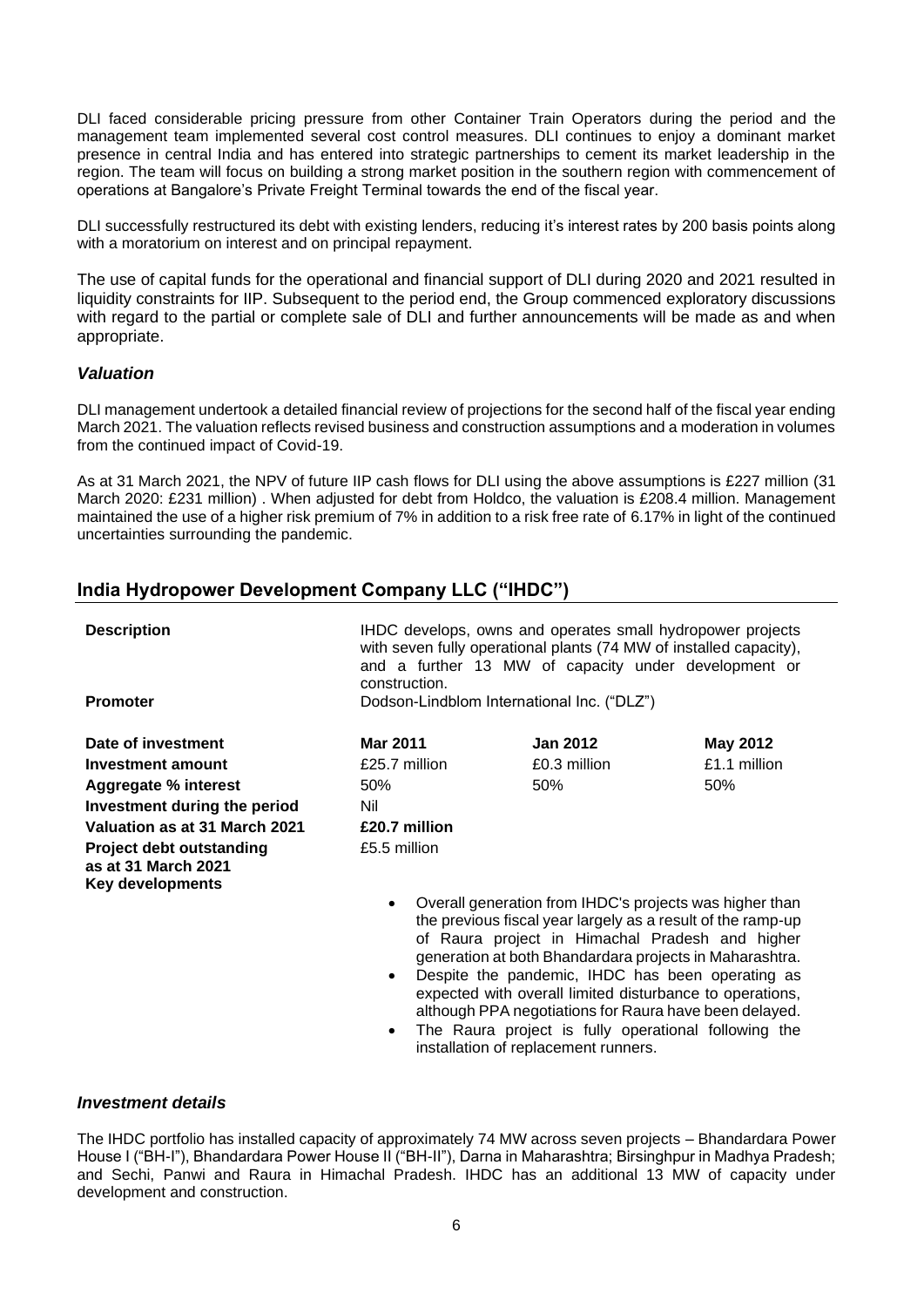DLI faced considerable pricing pressure from other Container Train Operators during the period and the management team implemented several cost control measures. DLI continues to enjoy a dominant market presence in central India and has entered into strategic partnerships to cement its market leadership in the region. The team will focus on building a strong market position in the southern region with commencement of operations at Bangalore's Private Freight Terminal towards the end of the fiscal year.

DLI successfully restructured its debt with existing lenders, reducing it's interest rates by 200 basis points along with a moratorium on interest and on principal repayment.

The use of capital funds for the operational and financial support of DLI during 2020 and 2021 resulted in liquidity constraints for IIP. Subsequent to the period end, the Group commenced exploratory discussions with regard to the partial or complete sale of DLI and further announcements will be made as and when appropriate.

### *Valuation*

DLI management undertook a detailed financial review of projections for the second half of the fiscal year ending March 2021. The valuation reflects revised business and construction assumptions and a moderation in volumes from the continued impact of Covid-19.

As at 31 March 2021, the NPV of future IIP cash flows for DLI using the above assumptions is £227 million (31 March 2020: £231 million) . When adjusted for debt from Holdco, the valuation is £208.4 million. Management maintained the use of a higher risk premium of 7% in addition to a risk free rate of 6.17% in light of the continued uncertainties surrounding the pandemic.

## India Hydropower Development Company LLC ("IHDC")

| | | | |
|---|---|---|---|
| **Description** | IHDC develops, owns and operates small hydropower projects with seven fully operational plants (74 MW of installed capacity), and a further 13 MW of capacity under development or construction. | | |
| **Promoter** | Dodson-Lindblom International Inc. ("DLZ") | | |
| **Date of investment** | **Mar 2011** | **Jan 2012** | **May 2012** |
| **Investment amount** | £25.7 million | £0.3 million | £1.1 million |
| **Aggregate % interest** | 50% | 50% | 50% |
| **Investment during the period** | Nil | | |
| **Valuation as at 31 March 2021** | **£20.7 million** | | |
| **Project debt outstanding as at 31 March 2021** | £5.5 million | | |

**Key developments**

- Overall generation from IHDC's projects was higher than the previous fiscal year largely as a result of the ramp-up of Raura project in Himachal Pradesh and higher generation at both Bhandardara projects in Maharashtra.
- Despite the pandemic, IHDC has been operating as expected with overall limited disturbance to operations, although PPA negotiations for Raura have been delayed.
- The Raura project is fully operational following the installation of replacement runners.

### *Investment details*

The IHDC portfolio has installed capacity of approximately 74 MW across seven projects – Bhandardara Power House I ("BH-I"), Bhandardara Power House II ("BH-II"), Darna in Maharashtra; Birsinghpur in Madhya Pradesh; and Sechi, Panwi and Raura in Himachal Pradesh. IHDC has an additional 13 MW of capacity under development and construction.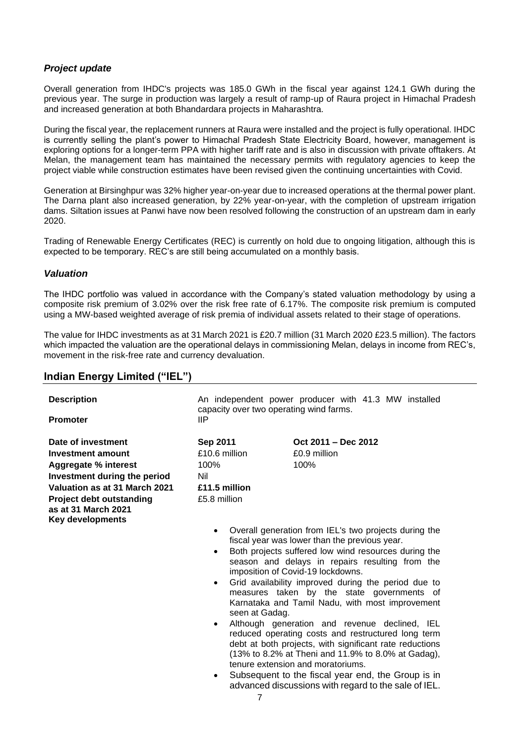### *Project update*

Overall generation from IHDC's projects was 185.0 GWh in the fiscal year against 124.1 GWh during the previous year. The surge in production was largely a result of ramp-up of Raura project in Himachal Pradesh and increased generation at both Bhandardara projects in Maharashtra.

During the fiscal year, the replacement runners at Raura were installed and the project is fully operational. IHDC is currently selling the plant's power to Himachal Pradesh State Electricity Board, however, management is exploring options for a longer-term PPA with higher tariff rate and is also in discussion with private offtakers. At Melan, the management team has maintained the necessary permits with regulatory agencies to keep the project viable while construction estimates have been revised given the continuing uncertainties with Covid.

Generation at Birsinghpur was 32% higher year-on-year due to increased operations at the thermal power plant. The Darna plant also increased generation, by 22% year-on-year, with the completion of upstream irrigation dams. Siltation issues at Panwi have now been resolved following the construction of an upstream dam in early 2020.

Trading of Renewable Energy Certificates (REC) is currently on hold due to ongoing litigation, although this is expected to be temporary. REC's are still being accumulated on a monthly basis.

### *Valuation*

The IHDC portfolio was valued in accordance with the Company's stated valuation methodology by using a composite risk premium of 3.02% over the risk free rate of 6.17%. The composite risk premium is computed using a MW-based weighted average of risk premia of individual assets related to their stage of operations.

The value for IHDC investments as at 31 March 2021 is £20.7 million (31 March 2020 £23.5 million). The factors which impacted the valuation are the operational delays in commissioning Melan, delays in income from REC's, movement in the risk-free rate and currency devaluation.

## Indian Energy Limited ("IEL")

| | | |
|---|---|---|
| **Description** | An independent power producer with 41.3 MW installed capacity over two operating wind farms. | |
| **Promoter** | IIP | |
| **Date of investment** | **Sep 2011** | **Oct 2011 – Dec 2012** |
| **Investment amount** | £10.6 million | £0.9 million |
| **Aggregate % interest** | 100% | 100% |
| **Investment during the period** | Nil | |
| **Valuation as at 31 March 2021** | **£11.5 million** | |
| **Project debt outstanding as at 31 March 2021** | £5.8 million | |

**Key developments**

- Overall generation from IEL's two projects during the fiscal year was lower than the previous year.
- Both projects suffered low wind resources during the season and delays in repairs resulting from the imposition of Covid-19 lockdowns.
- Grid availability improved during the period due to measures taken by the state governments of Karnataka and Tamil Nadu, with most improvement seen at Gadag.
- Although generation and revenue declined, IEL reduced operating costs and restructured long term debt at both projects, with significant rate reductions (13% to 8.2% at Theni and 11.9% to 8.0% at Gadag), tenure extension and moratoriums.
- Subsequent to the fiscal year end, the Group is in advanced discussions with regard to the sale of IEL.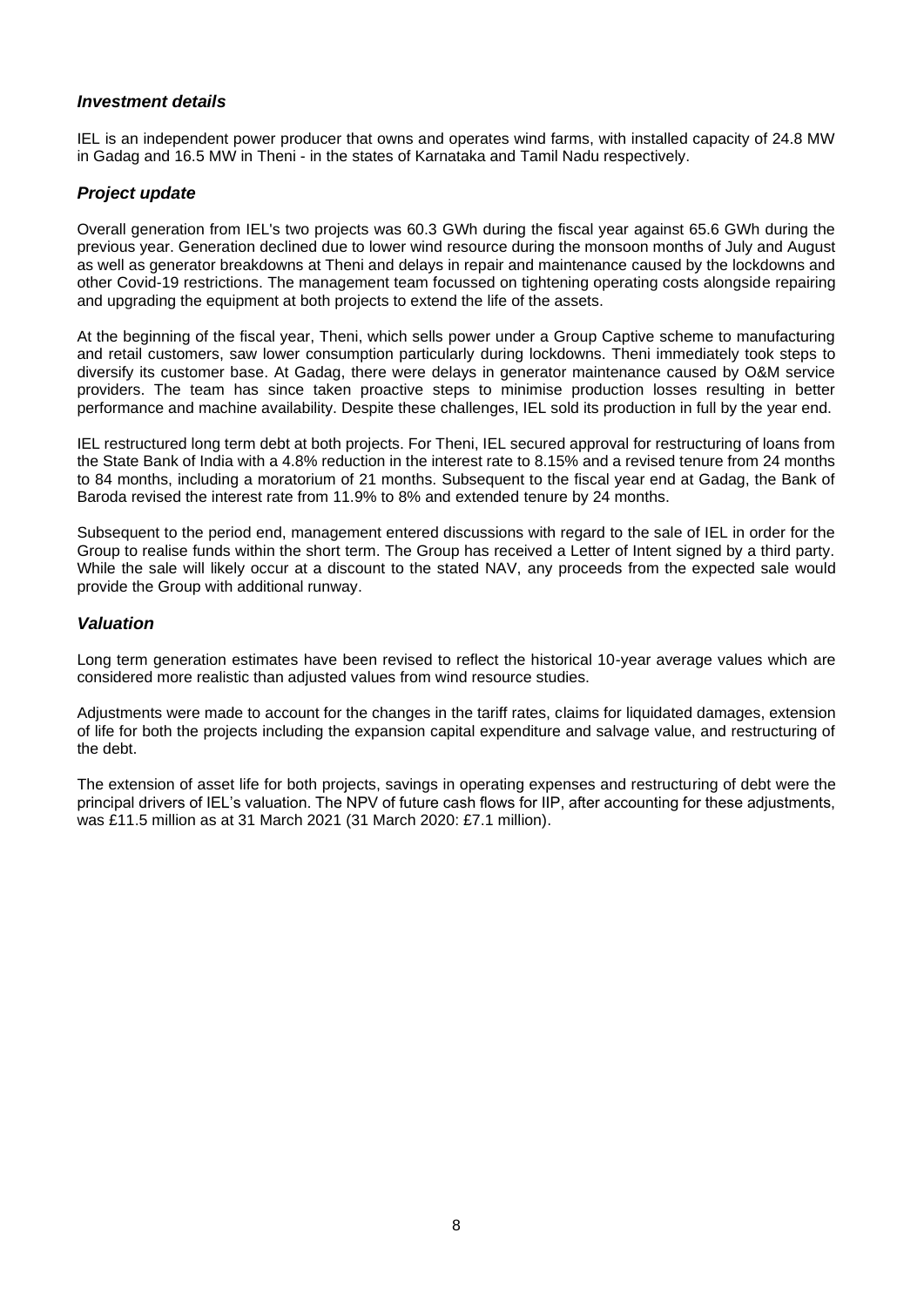### *Investment details*

IEL is an independent power producer that owns and operates wind farms, with installed capacity of 24.8 MW in Gadag and 16.5 MW in Theni - in the states of Karnataka and Tamil Nadu respectively.

### *Project update*

Overall generation from IEL's two projects was 60.3 GWh during the fiscal year against 65.6 GWh during the previous year. Generation declined due to lower wind resource during the monsoon months of July and August as well as generator breakdowns at Theni and delays in repair and maintenance caused by the lockdowns and other Covid-19 restrictions. The management team focussed on tightening operating costs alongside repairing and upgrading the equipment at both projects to extend the life of the assets.

At the beginning of the fiscal year, Theni, which sells power under a Group Captive scheme to manufacturing and retail customers, saw lower consumption particularly during lockdowns. Theni immediately took steps to diversify its customer base. At Gadag, there were delays in generator maintenance caused by O&M service providers. The team has since taken proactive steps to minimise production losses resulting in better performance and machine availability. Despite these challenges, IEL sold its production in full by the year end.

IEL restructured long term debt at both projects. For Theni, IEL secured approval for restructuring of loans from the State Bank of India with a 4.8% reduction in the interest rate to 8.15% and a revised tenure from 24 months to 84 months, including a moratorium of 21 months. Subsequent to the fiscal year end at Gadag, the Bank of Baroda revised the interest rate from 11.9% to 8% and extended tenure by 24 months.

Subsequent to the period end, management entered discussions with regard to the sale of IEL in order for the Group to realise funds within the short term. The Group has received a Letter of Intent signed by a third party. While the sale will likely occur at a discount to the stated NAV, any proceeds from the expected sale would provide the Group with additional runway.

### *Valuation*

Long term generation estimates have been revised to reflect the historical 10-year average values which are considered more realistic than adjusted values from wind resource studies.

Adjustments were made to account for the changes in the tariff rates, claims for liquidated damages, extension of life for both the projects including the expansion capital expenditure and salvage value, and restructuring of the debt.

The extension of asset life for both projects, savings in operating expenses and restructuring of debt were the principal drivers of IEL's valuation. The NPV of future cash flows for IIP, after accounting for these adjustments, was £11.5 million as at 31 March 2021 (31 March 2020: £7.1 million).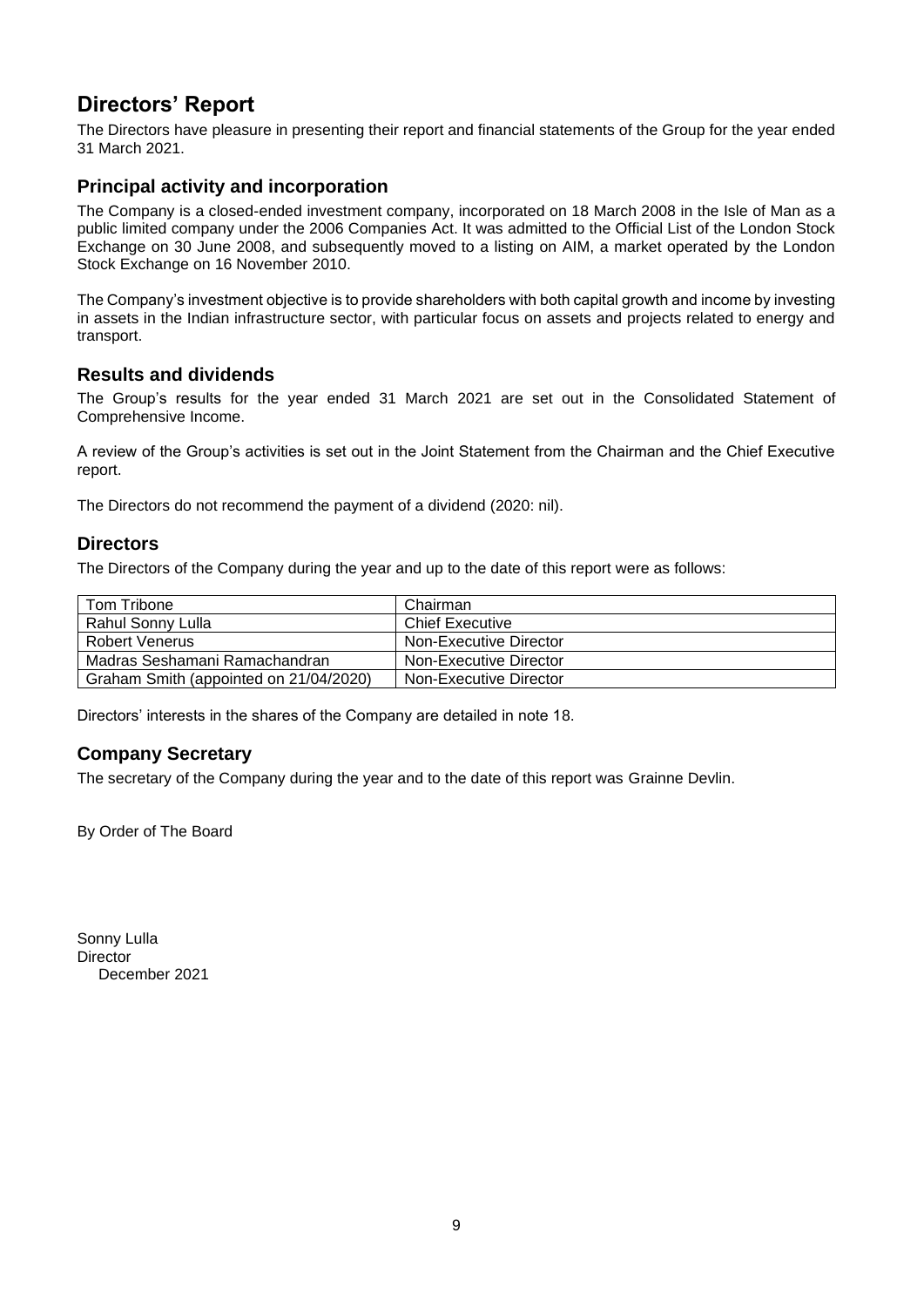# Directors' Report

The Directors have pleasure in presenting their report and financial statements of the Group for the year ended 31 March 2021.

## Principal activity and incorporation

The Company is a closed-ended investment company, incorporated on 18 March 2008 in the Isle of Man as a public limited company under the 2006 Companies Act. It was admitted to the Official List of the London Stock Exchange on 30 June 2008, and subsequently moved to a listing on AIM, a market operated by the London Stock Exchange on 16 November 2010.

The Company's investment objective is to provide shareholders with both capital growth and income by investing in assets in the Indian infrastructure sector, with particular focus on assets and projects related to energy and transport.

## Results and dividends

The Group's results for the year ended 31 March 2021 are set out in the Consolidated Statement of Comprehensive Income.

A review of the Group's activities is set out in the Joint Statement from the Chairman and the Chief Executive report.

The Directors do not recommend the payment of a dividend (2020: nil).

## Directors

The Directors of the Company during the year and up to the date of this report were as follows:

| | |
|---|---|
| Tom Tribone | Chairman |
| Rahul Sonny Lulla | Chief Executive |
| Robert Venerus | Non-Executive Director |
| Madras Seshamani Ramachandran | Non-Executive Director |
| Graham Smith (appointed on 21/04/2020) | Non-Executive Director |

Directors' interests in the shares of the Company are detailed in note 18.

## Company Secretary

The secretary of the Company during the year and to the date of this report was Grainne Devlin.

By Order of The Board

Sonny Lulla
Director
December 2021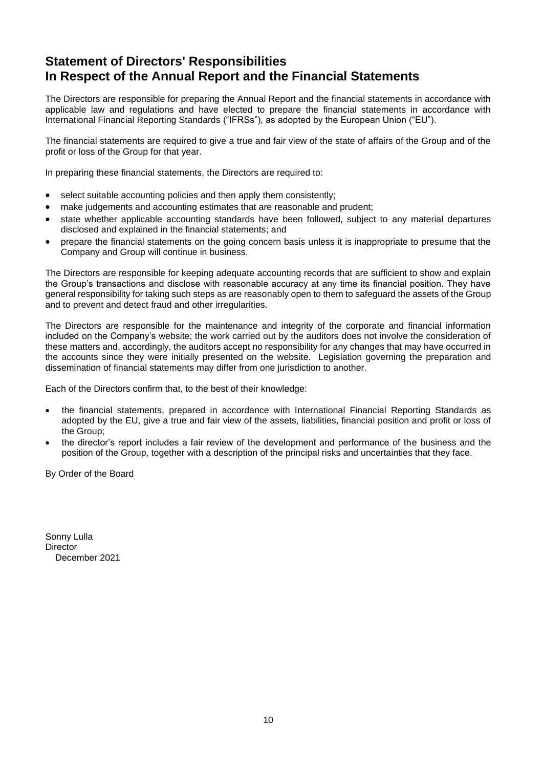# Statement of Directors' Responsibilities
# In Respect of the Annual Report and the Financial Statements

The Directors are responsible for preparing the Annual Report and the financial statements in accordance with applicable law and regulations and have elected to prepare the financial statements in accordance with International Financial Reporting Standards ("IFRSs"), as adopted by the European Union ("EU").

The financial statements are required to give a true and fair view of the state of affairs of the Group and of the profit or loss of the Group for that year.

In preparing these financial statements, the Directors are required to:

- select suitable accounting policies and then apply them consistently;
- make judgements and accounting estimates that are reasonable and prudent;
- state whether applicable accounting standards have been followed, subject to any material departures disclosed and explained in the financial statements; and
- prepare the financial statements on the going concern basis unless it is inappropriate to presume that the Company and Group will continue in business.

The Directors are responsible for keeping adequate accounting records that are sufficient to show and explain the Group's transactions and disclose with reasonable accuracy at any time its financial position. They have general responsibility for taking such steps as are reasonably open to them to safeguard the assets of the Group and to prevent and detect fraud and other irregularities.

The Directors are responsible for the maintenance and integrity of the corporate and financial information included on the Company's website; the work carried out by the auditors does not involve the consideration of these matters and, accordingly, the auditors accept no responsibility for any changes that may have occurred in the accounts since they were initially presented on the website. Legislation governing the preparation and dissemination of financial statements may differ from one jurisdiction to another.

Each of the Directors confirm that, to the best of their knowledge:

- the financial statements, prepared in accordance with International Financial Reporting Standards as adopted by the EU, give a true and fair view of the assets, liabilities, financial position and profit or loss of the Group;
- the director's report includes a fair review of the development and performance of the business and the position of the Group, together with a description of the principal risks and uncertainties that they face.

By Order of the Board

Sonny Lulla
Director
December 2021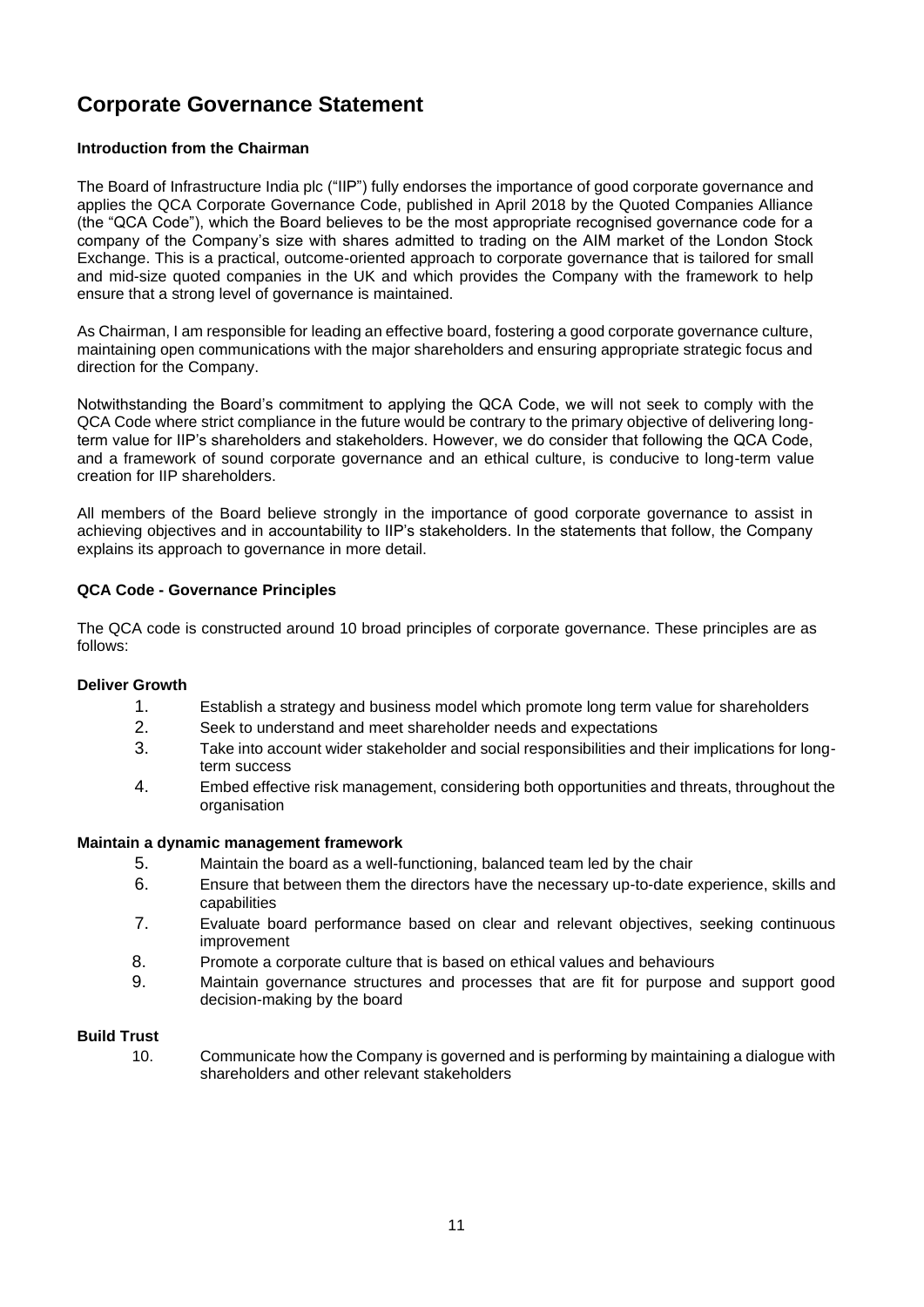# Corporate Governance Statement

**Introduction from the Chairman**

The Board of Infrastructure India plc ("IIP") fully endorses the importance of good corporate governance and applies the QCA Corporate Governance Code, published in April 2018 by the Quoted Companies Alliance (the "QCA Code"), which the Board believes to be the most appropriate recognised governance code for a company of the Company's size with shares admitted to trading on the AIM market of the London Stock Exchange. This is a practical, outcome-oriented approach to corporate governance that is tailored for small and mid-size quoted companies in the UK and which provides the Company with the framework to help ensure that a strong level of governance is maintained.

As Chairman, I am responsible for leading an effective board, fostering a good corporate governance culture, maintaining open communications with the major shareholders and ensuring appropriate strategic focus and direction for the Company.

Notwithstanding the Board's commitment to applying the QCA Code, we will not seek to comply with the QCA Code where strict compliance in the future would be contrary to the primary objective of delivering long-term value for IIP's shareholders and stakeholders. However, we do consider that following the QCA Code, and a framework of sound corporate governance and an ethical culture, is conducive to long-term value creation for IIP shareholders.

All members of the Board believe strongly in the importance of good corporate governance to assist in achieving objectives and in accountability to IIP's stakeholders. In the statements that follow, the Company explains its approach to governance in more detail.

**QCA Code - Governance Principles**

The QCA code is constructed around 10 broad principles of corporate governance. These principles are as follows:

**Deliver Growth**

1. Establish a strategy and business model which promote long term value for shareholders
2. Seek to understand and meet shareholder needs and expectations
3. Take into account wider stakeholder and social responsibilities and their implications for long-term success
4. Embed effective risk management, considering both opportunities and threats, throughout the organisation

**Maintain a dynamic management framework**

5. Maintain the board as a well-functioning, balanced team led by the chair
6. Ensure that between them the directors have the necessary up-to-date experience, skills and capabilities
7. Evaluate board performance based on clear and relevant objectives, seeking continuous improvement
8. Promote a corporate culture that is based on ethical values and behaviours
9. Maintain governance structures and processes that are fit for purpose and support good decision-making by the board

**Build Trust**

10. Communicate how the Company is governed and is performing by maintaining a dialogue with shareholders and other relevant stakeholders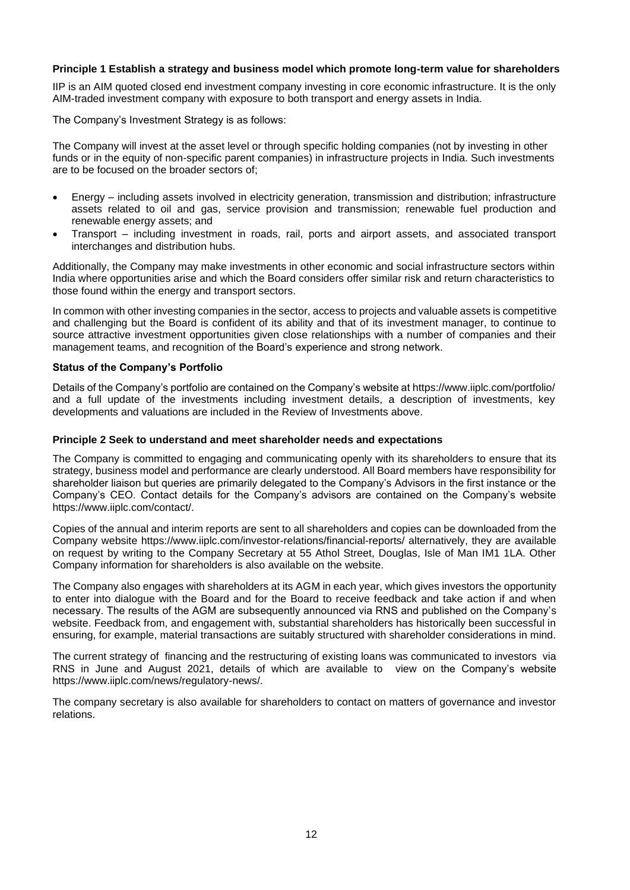**Principle 1 Establish a strategy and business model which promote long-term value for shareholders**

IIP is an AIM quoted closed end investment company investing in core economic infrastructure. It is the only AIM-traded investment company with exposure to both transport and energy assets in India.

The Company's Investment Strategy is as follows:

The Company will invest at the asset level or through specific holding companies (not by investing in other funds or in the equity of non-specific parent companies) in infrastructure projects in India. Such investments are to be focused on the broader sectors of;

- Energy – including assets involved in electricity generation, transmission and distribution; infrastructure assets related to oil and gas, service provision and transmission; renewable fuel production and renewable energy assets; and
- Transport – including investment in roads, rail, ports and airport assets, and associated transport interchanges and distribution hubs.

Additionally, the Company may make investments in other economic and social infrastructure sectors within India where opportunities arise and which the Board considers offer similar risk and return characteristics to those found within the energy and transport sectors.

In common with other investing companies in the sector, access to projects and valuable assets is competitive and challenging but the Board is confident of its ability and that of its investment manager, to continue to source attractive investment opportunities given close relationships with a number of companies and their management teams, and recognition of the Board's experience and strong network.

**Status of the Company's Portfolio**

Details of the Company's portfolio are contained on the Company's website at https://www.iiplc.com/portfolio/ and a full update of the investments including investment details, a description of investments, key developments and valuations are included in the Review of Investments above.

**Principle 2 Seek to understand and meet shareholder needs and expectations**

The Company is committed to engaging and communicating openly with its shareholders to ensure that its strategy, business model and performance are clearly understood. All Board members have responsibility for shareholder liaison but queries are primarily delegated to the Company's Advisors in the first instance or the Company's CEO. Contact details for the Company's advisors are contained on the Company's website https://www.iiplc.com/contact/.

Copies of the annual and interim reports are sent to all shareholders and copies can be downloaded from the Company website https://www.iiplc.com/investor-relations/financial-reports/ alternatively, they are available on request by writing to the Company Secretary at 55 Athol Street, Douglas, Isle of Man IM1 1LA. Other Company information for shareholders is also available on the website.

The Company also engages with shareholders at its AGM in each year, which gives investors the opportunity to enter into dialogue with the Board and for the Board to receive feedback and take action if and when necessary. The results of the AGM are subsequently announced via RNS and published on the Company's website. Feedback from, and engagement with, substantial shareholders has historically been successful in ensuring, for example, material transactions are suitably structured with shareholder considerations in mind.

The current strategy of financing and the restructuring of existing loans was communicated to investors via RNS in June and August 2021, details of which are available to view on the Company's website https://www.iiplc.com/news/regulatory-news/.

The company secretary is also available for shareholders to contact on matters of governance and investor relations.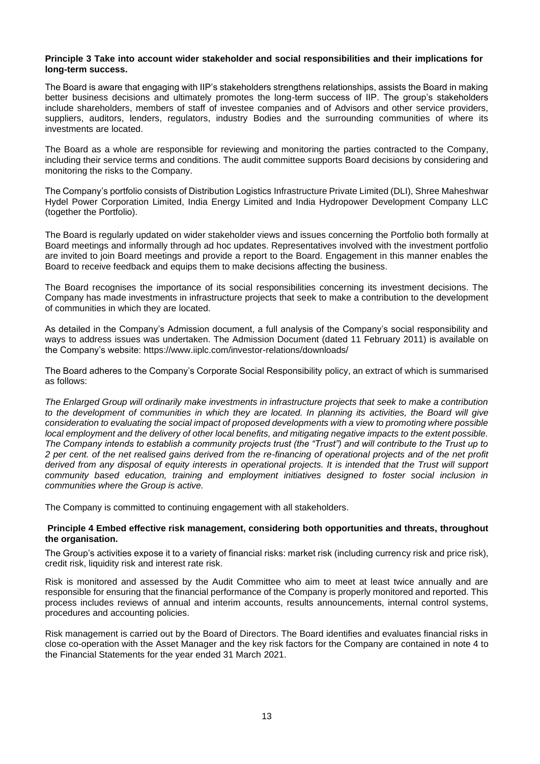**Principle 3 Take into account wider stakeholder and social responsibilities and their implications for long-term success.**

The Board is aware that engaging with IIP's stakeholders strengthens relationships, assists the Board in making better business decisions and ultimately promotes the long-term success of IIP. The group's stakeholders include shareholders, members of staff of investee companies and of Advisors and other service providers, suppliers, auditors, lenders, regulators, industry Bodies and the surrounding communities of where its investments are located.

The Board as a whole are responsible for reviewing and monitoring the parties contracted to the Company, including their service terms and conditions. The audit committee supports Board decisions by considering and monitoring the risks to the Company.

The Company's portfolio consists of Distribution Logistics Infrastructure Private Limited (DLI), Shree Maheshwar Hydel Power Corporation Limited, India Energy Limited and India Hydropower Development Company LLC (together the Portfolio).

The Board is regularly updated on wider stakeholder views and issues concerning the Portfolio both formally at Board meetings and informally through ad hoc updates. Representatives involved with the investment portfolio are invited to join Board meetings and provide a report to the Board. Engagement in this manner enables the Board to receive feedback and equips them to make decisions affecting the business.

The Board recognises the importance of its social responsibilities concerning its investment decisions. The Company has made investments in infrastructure projects that seek to make a contribution to the development of communities in which they are located.

As detailed in the Company's Admission document, a full analysis of the Company's social responsibility and ways to address issues was undertaken. The Admission Document (dated 11 February 2011) is available on the Company's website: https://www.iiplc.com/investor-relations/downloads/

The Board adheres to the Company's Corporate Social Responsibility policy, an extract of which is summarised as follows:

*The Enlarged Group will ordinarily make investments in infrastructure projects that seek to make a contribution to the development of communities in which they are located. In planning its activities, the Board will give consideration to evaluating the social impact of proposed developments with a view to promoting where possible local employment and the delivery of other local benefits, and mitigating negative impacts to the extent possible. The Company intends to establish a community projects trust (the "Trust") and will contribute to the Trust up to 2 per cent. of the net realised gains derived from the re-financing of operational projects and of the net profit derived from any disposal of equity interests in operational projects. It is intended that the Trust will support community based education, training and employment initiatives designed to foster social inclusion in communities where the Group is active.*

The Company is committed to continuing engagement with all stakeholders.

**Principle 4 Embed effective risk management, considering both opportunities and threats, throughout the organisation.**

The Group's activities expose it to a variety of financial risks: market risk (including currency risk and price risk), credit risk, liquidity risk and interest rate risk.

Risk is monitored and assessed by the Audit Committee who aim to meet at least twice annually and are responsible for ensuring that the financial performance of the Company is properly monitored and reported. This process includes reviews of annual and interim accounts, results announcements, internal control systems, procedures and accounting policies.

Risk management is carried out by the Board of Directors. The Board identifies and evaluates financial risks in close co-operation with the Asset Manager and the key risk factors for the Company are contained in note 4 to the Financial Statements for the year ended 31 March 2021.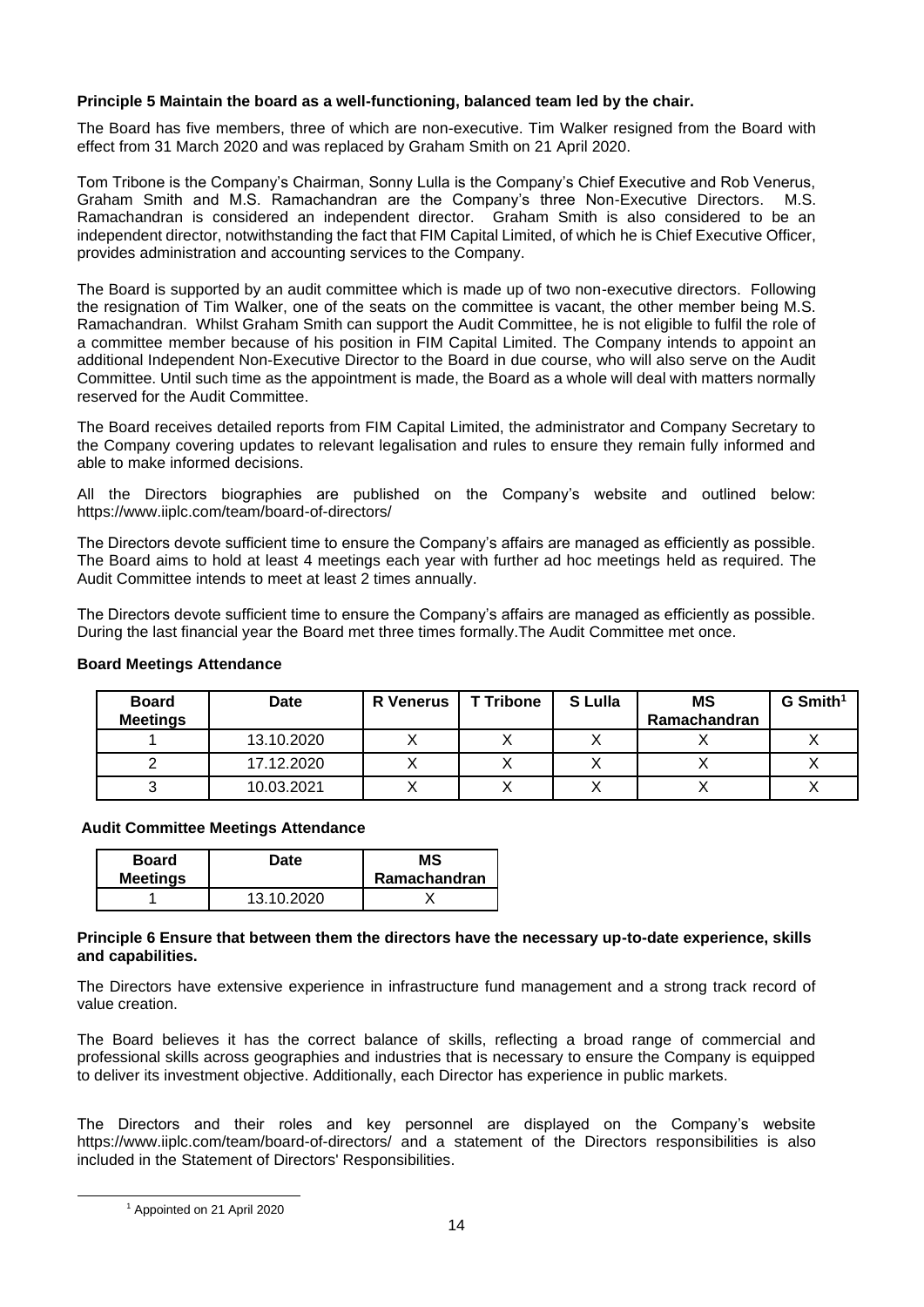**Principle 5 Maintain the board as a well-functioning, balanced team led by the chair.**

The Board has five members, three of which are non-executive. Tim Walker resigned from the Board with effect from 31 March 2020 and was replaced by Graham Smith on 21 April 2020.

Tom Tribone is the Company's Chairman, Sonny Lulla is the Company's Chief Executive and Rob Venerus, Graham Smith and M.S. Ramachandran are the Company's three Non-Executive Directors. M.S. Ramachandran is considered an independent director. Graham Smith is also considered to be an independent director, notwithstanding the fact that FIM Capital Limited, of which he is Chief Executive Officer, provides administration and accounting services to the Company.

The Board is supported by an audit committee which is made up of two non-executive directors. Following the resignation of Tim Walker, one of the seats on the committee is vacant, the other member being M.S. Ramachandran. Whilst Graham Smith can support the Audit Committee, he is not eligible to fulfil the role of a committee member because of his position in FIM Capital Limited. The Company intends to appoint an additional Independent Non-Executive Director to the Board in due course, who will also serve on the Audit Committee. Until such time as the appointment is made, the Board as a whole will deal with matters normally reserved for the Audit Committee.

The Board receives detailed reports from FIM Capital Limited, the administrator and Company Secretary to the Company covering updates to relevant legalisation and rules to ensure they remain fully informed and able to make informed decisions.

All the Directors biographies are published on the Company's website and outlined below: https://www.iiplc.com/team/board-of-directors/

The Directors devote sufficient time to ensure the Company's affairs are managed as efficiently as possible. The Board aims to hold at least 4 meetings each year with further ad hoc meetings held as required. The Audit Committee intends to meet at least 2 times annually.

The Directors devote sufficient time to ensure the Company's affairs are managed as efficiently as possible. During the last financial year the Board met three times formally.The Audit Committee met once.

**Board Meetings Attendance**

| Board Meetings | Date | R Venerus | T Tribone | S Lulla | MS Ramachandran | G Smith[1] |
|---|---|---|---|---|---|---|
| 1 | 13.10.2020 | X | X | X | X | X |
| 2 | 17.12.2020 | X | X | X | X | X |
| 3 | 10.03.2021 | X | X | X | X | X |

**Audit Committee Meetings Attendance**

| Board Meetings | Date | MS Ramachandran |
|---|---|---|
| 1 | 13.10.2020 | X |

**Principle 6 Ensure that between them the directors have the necessary up-to-date experience, skills and capabilities.**

The Directors have extensive experience in infrastructure fund management and a strong track record of value creation.

The Board believes it has the correct balance of skills, reflecting a broad range of commercial and professional skills across geographies and industries that is necessary to ensure the Company is equipped to deliver its investment objective. Additionally, each Director has experience in public markets.

The Directors and their roles and key personnel are displayed on the Company's website https://www.iiplc.com/team/board-of-directors/ and a statement of the Directors responsibilities is also included in the Statement of Directors' Responsibilities.

[1] Appointed on 21 April 2020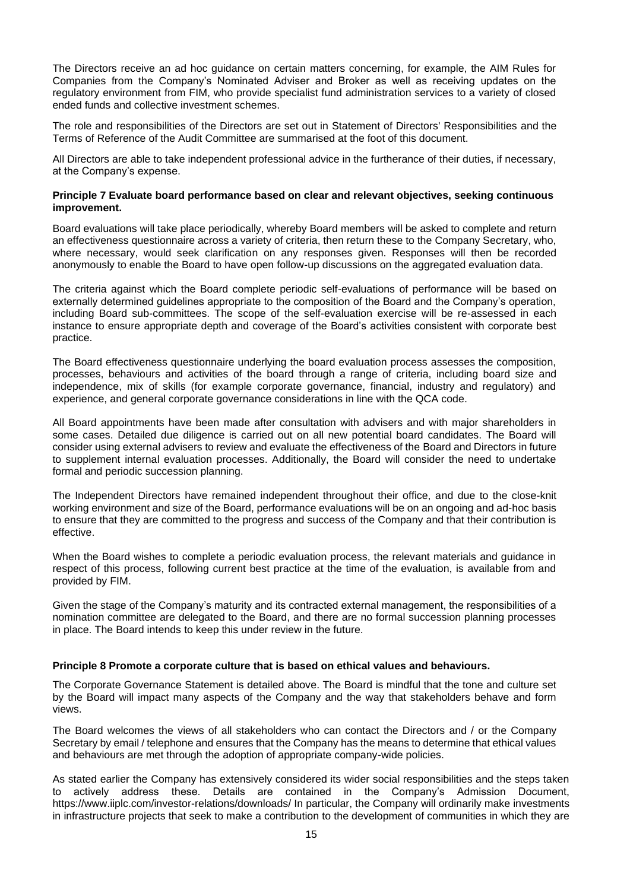The Directors receive an ad hoc guidance on certain matters concerning, for example, the AIM Rules for Companies from the Company's Nominated Adviser and Broker as well as receiving updates on the regulatory environment from FIM, who provide specialist fund administration services to a variety of closed ended funds and collective investment schemes.

The role and responsibilities of the Directors are set out in Statement of Directors' Responsibilities and the Terms of Reference of the Audit Committee are summarised at the foot of this document.

All Directors are able to take independent professional advice in the furtherance of their duties, if necessary, at the Company's expense.

**Principle 7 Evaluate board performance based on clear and relevant objectives, seeking continuous improvement.**

Board evaluations will take place periodically, whereby Board members will be asked to complete and return an effectiveness questionnaire across a variety of criteria, then return these to the Company Secretary, who, where necessary, would seek clarification on any responses given. Responses will then be recorded anonymously to enable the Board to have open follow-up discussions on the aggregated evaluation data.

The criteria against which the Board complete periodic self-evaluations of performance will be based on externally determined guidelines appropriate to the composition of the Board and the Company's operation, including Board sub-committees. The scope of the self-evaluation exercise will be re-assessed in each instance to ensure appropriate depth and coverage of the Board's activities consistent with corporate best practice.

The Board effectiveness questionnaire underlying the board evaluation process assesses the composition, processes, behaviours and activities of the board through a range of criteria, including board size and independence, mix of skills (for example corporate governance, financial, industry and regulatory) and experience, and general corporate governance considerations in line with the QCA code.

All Board appointments have been made after consultation with advisers and with major shareholders in some cases. Detailed due diligence is carried out on all new potential board candidates. The Board will consider using external advisers to review and evaluate the effectiveness of the Board and Directors in future to supplement internal evaluation processes. Additionally, the Board will consider the need to undertake formal and periodic succession planning.

The Independent Directors have remained independent throughout their office, and due to the close-knit working environment and size of the Board, performance evaluations will be on an ongoing and ad-hoc basis to ensure that they are committed to the progress and success of the Company and that their contribution is effective.

When the Board wishes to complete a periodic evaluation process, the relevant materials and guidance in respect of this process, following current best practice at the time of the evaluation, is available from and provided by FIM.

Given the stage of the Company's maturity and its contracted external management, the responsibilities of a nomination committee are delegated to the Board, and there are no formal succession planning processes in place. The Board intends to keep this under review in the future.

**Principle 8 Promote a corporate culture that is based on ethical values and behaviours.**

The Corporate Governance Statement is detailed above. The Board is mindful that the tone and culture set by the Board will impact many aspects of the Company and the way that stakeholders behave and form views.

The Board welcomes the views of all stakeholders who can contact the Directors and / or the Company Secretary by email / telephone and ensures that the Company has the means to determine that ethical values and behaviours are met through the adoption of appropriate company-wide policies.

As stated earlier the Company has extensively considered its wider social responsibilities and the steps taken to actively address these. Details are contained in the Company's Admission Document, https://www.iiplc.com/investor-relations/downloads/ In particular, the Company will ordinarily make investments in infrastructure projects that seek to make a contribution to the development of communities in which they are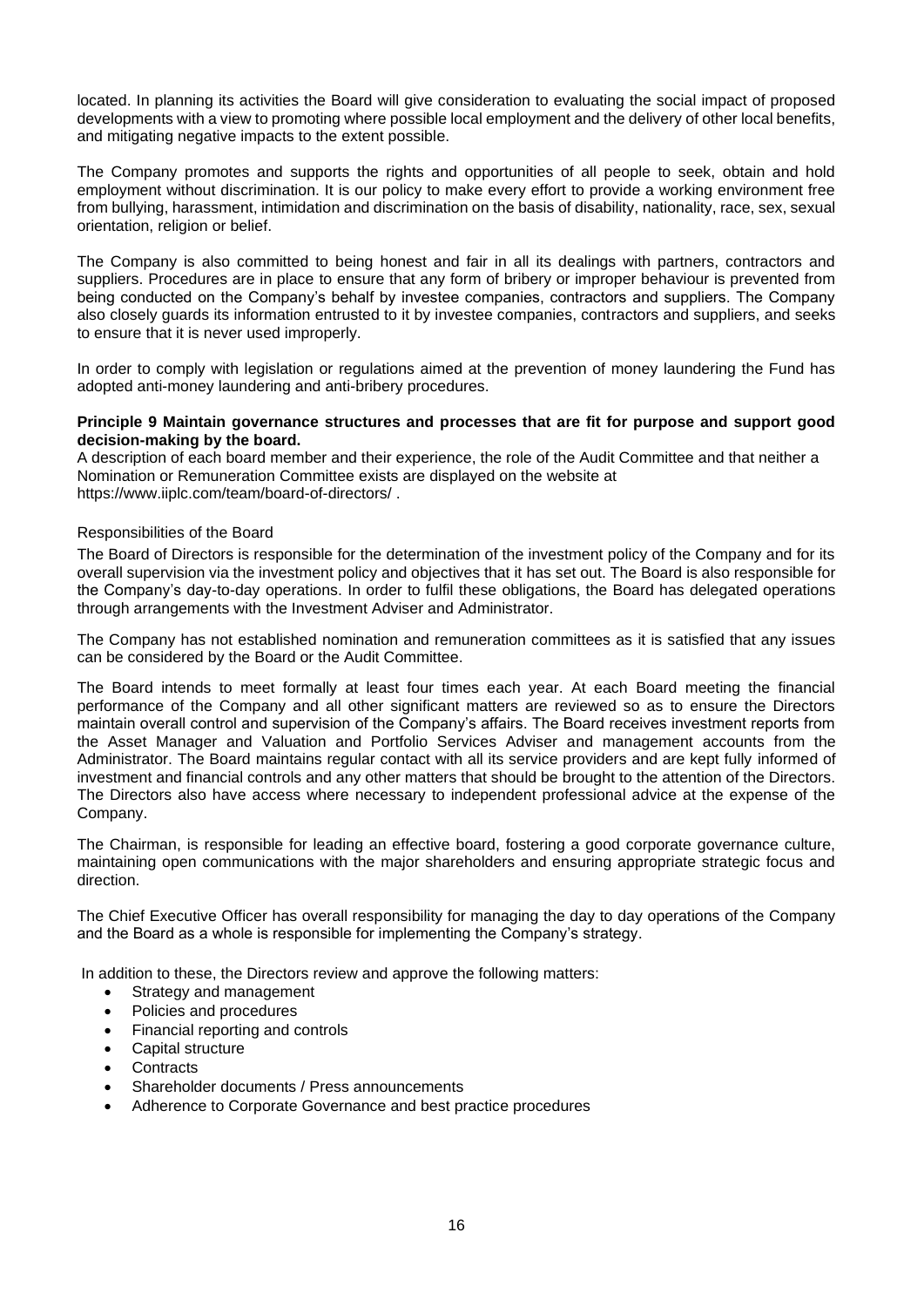located. In planning its activities the Board will give consideration to evaluating the social impact of proposed developments with a view to promoting where possible local employment and the delivery of other local benefits, and mitigating negative impacts to the extent possible.

The Company promotes and supports the rights and opportunities of all people to seek, obtain and hold employment without discrimination. It is our policy to make every effort to provide a working environment free from bullying, harassment, intimidation and discrimination on the basis of disability, nationality, race, sex, sexual orientation, religion or belief.

The Company is also committed to being honest and fair in all its dealings with partners, contractors and suppliers. Procedures are in place to ensure that any form of bribery or improper behaviour is prevented from being conducted on the Company's behalf by investee companies, contractors and suppliers. The Company also closely guards its information entrusted to it by investee companies, contractors and suppliers, and seeks to ensure that it is never used improperly.

In order to comply with legislation or regulations aimed at the prevention of money laundering the Fund has adopted anti-money laundering and anti-bribery procedures.

**Principle 9 Maintain governance structures and processes that are fit for purpose and support good decision-making by the board.**

A description of each board member and their experience, the role of the Audit Committee and that neither a Nomination or Remuneration Committee exists are displayed on the website at https://www.iiplc.com/team/board-of-directors/ .

Responsibilities of the Board

The Board of Directors is responsible for the determination of the investment policy of the Company and for its overall supervision via the investment policy and objectives that it has set out. The Board is also responsible for the Company's day-to-day operations. In order to fulfil these obligations, the Board has delegated operations through arrangements with the Investment Adviser and Administrator.

The Company has not established nomination and remuneration committees as it is satisfied that any issues can be considered by the Board or the Audit Committee.

The Board intends to meet formally at least four times each year. At each Board meeting the financial performance of the Company and all other significant matters are reviewed so as to ensure the Directors maintain overall control and supervision of the Company's affairs. The Board receives investment reports from the Asset Manager and Valuation and Portfolio Services Adviser and management accounts from the Administrator. The Board maintains regular contact with all its service providers and are kept fully informed of investment and financial controls and any other matters that should be brought to the attention of the Directors. The Directors also have access where necessary to independent professional advice at the expense of the Company.

The Chairman, is responsible for leading an effective board, fostering a good corporate governance culture, maintaining open communications with the major shareholders and ensuring appropriate strategic focus and direction.

The Chief Executive Officer has overall responsibility for managing the day to day operations of the Company and the Board as a whole is responsible for implementing the Company's strategy.

In addition to these, the Directors review and approve the following matters:

- Strategy and management
- Policies and procedures
- Financial reporting and controls
- Capital structure
- Contracts
- Shareholder documents / Press announcements
- Adherence to Corporate Governance and best practice procedures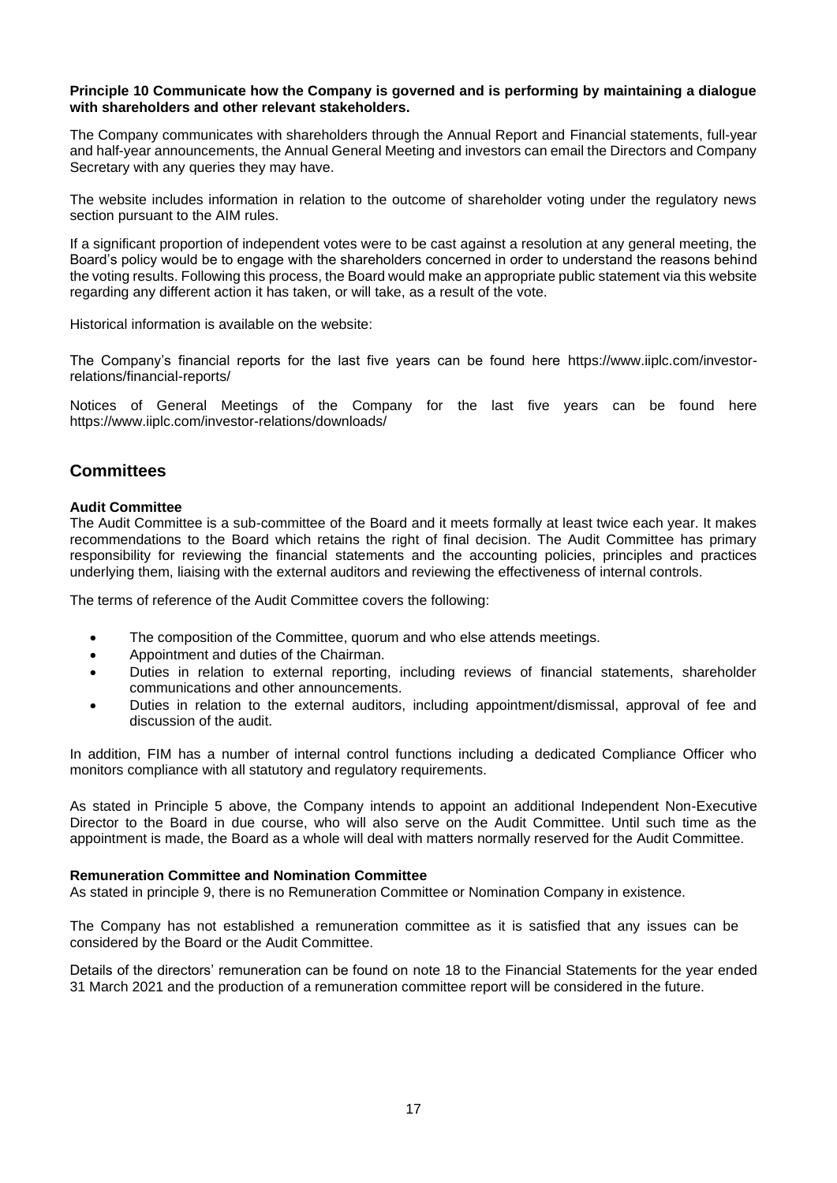**Principle 10 Communicate how the Company is governed and is performing by maintaining a dialogue with shareholders and other relevant stakeholders.**

The Company communicates with shareholders through the Annual Report and Financial statements, full-year and half-year announcements, the Annual General Meeting and investors can email the Directors and Company Secretary with any queries they may have.

The website includes information in relation to the outcome of shareholder voting under the regulatory news section pursuant to the AIM rules.

If a significant proportion of independent votes were to be cast against a resolution at any general meeting, the Board's policy would be to engage with the shareholders concerned in order to understand the reasons behind the voting results. Following this process, the Board would make an appropriate public statement via this website regarding any different action it has taken, or will take, as a result of the vote.

Historical information is available on the website:

The Company's financial reports for the last five years can be found here https://www.iiplc.com/investor-relations/financial-reports/

Notices of General Meetings of the Company for the last five years can be found here https://www.iiplc.com/investor-relations/downloads/

## Committees

**Audit Committee**

The Audit Committee is a sub-committee of the Board and it meets formally at least twice each year. It makes recommendations to the Board which retains the right of final decision. The Audit Committee has primary responsibility for reviewing the financial statements and the accounting policies, principles and practices underlying them, liaising with the external auditors and reviewing the effectiveness of internal controls.

The terms of reference of the Audit Committee covers the following:

- The composition of the Committee, quorum and who else attends meetings.
- Appointment and duties of the Chairman.
- Duties in relation to external reporting, including reviews of financial statements, shareholder communications and other announcements.
- Duties in relation to the external auditors, including appointment/dismissal, approval of fee and discussion of the audit.

In addition, FIM has a number of internal control functions including a dedicated Compliance Officer who monitors compliance with all statutory and regulatory requirements.

As stated in Principle 5 above, the Company intends to appoint an additional Independent Non-Executive Director to the Board in due course, who will also serve on the Audit Committee. Until such time as the appointment is made, the Board as a whole will deal with matters normally reserved for the Audit Committee.

**Remuneration Committee and Nomination Committee**

As stated in principle 9, there is no Remuneration Committee or Nomination Company in existence.

The Company has not established a remuneration committee as it is satisfied that any issues can be considered by the Board or the Audit Committee.

Details of the directors' remuneration can be found on note 18 to the Financial Statements for the year ended 31 March 2021 and the production of a remuneration committee report will be considered in the future.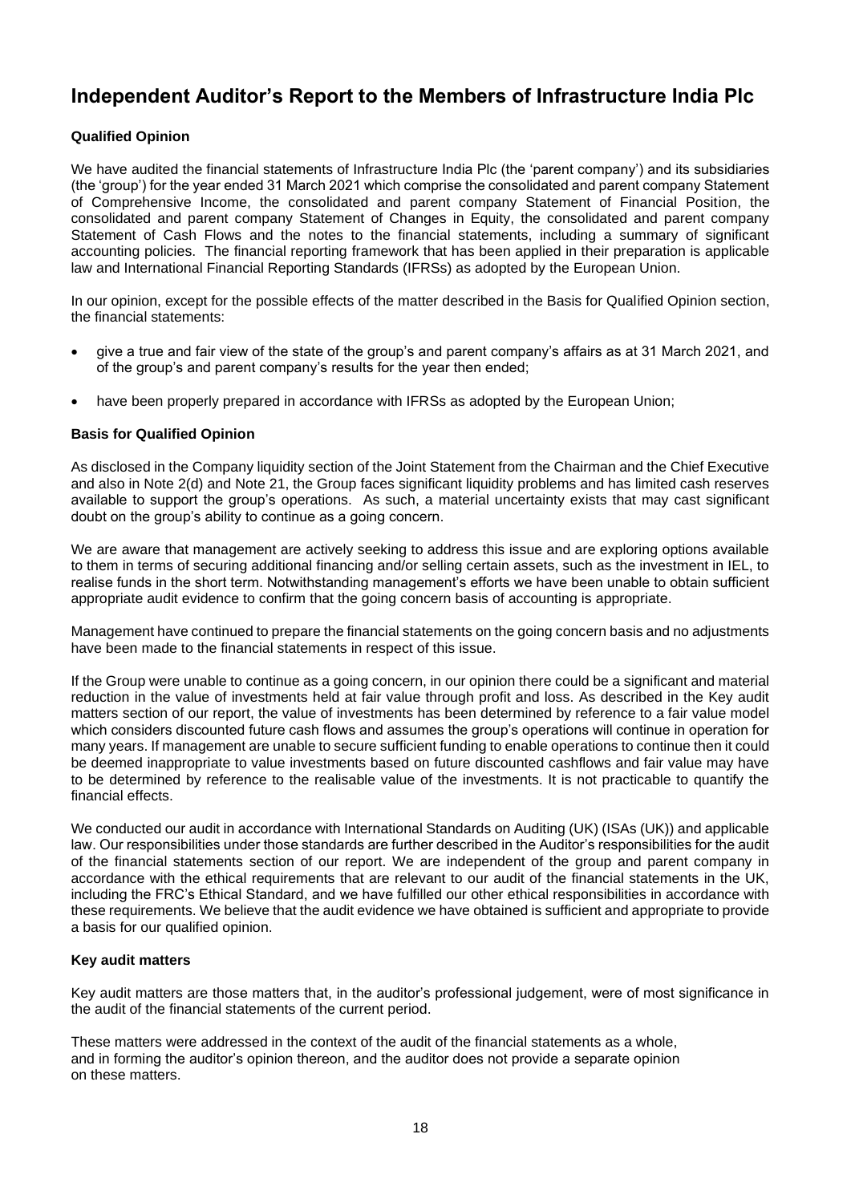# Independent Auditor's Report to the Members of Infrastructure India Plc

### Qualified Opinion

We have audited the financial statements of Infrastructure India Plc (the 'parent company') and its subsidiaries (the 'group') for the year ended 31 March 2021 which comprise the consolidated and parent company Statement of Comprehensive Income, the consolidated and parent company Statement of Financial Position, the consolidated and parent company Statement of Changes in Equity, the consolidated and parent company Statement of Cash Flows and the notes to the financial statements, including a summary of significant accounting policies. The financial reporting framework that has been applied in their preparation is applicable law and International Financial Reporting Standards (IFRSs) as adopted by the European Union.

In our opinion, except for the possible effects of the matter described in the Basis for Qualified Opinion section, the financial statements:

- give a true and fair view of the state of the group's and parent company's affairs as at 31 March 2021, and of the group's and parent company's results for the year then ended;
- have been properly prepared in accordance with IFRSs as adopted by the European Union;

### Basis for Qualified Opinion

As disclosed in the Company liquidity section of the Joint Statement from the Chairman and the Chief Executive and also in Note 2(d) and Note 21, the Group faces significant liquidity problems and has limited cash reserves available to support the group's operations. As such, a material uncertainty exists that may cast significant doubt on the group's ability to continue as a going concern.

We are aware that management are actively seeking to address this issue and are exploring options available to them in terms of securing additional financing and/or selling certain assets, such as the investment in IEL, to realise funds in the short term. Notwithstanding management's efforts we have been unable to obtain sufficient appropriate audit evidence to confirm that the going concern basis of accounting is appropriate.

Management have continued to prepare the financial statements on the going concern basis and no adjustments have been made to the financial statements in respect of this issue.

If the Group were unable to continue as a going concern, in our opinion there could be a significant and material reduction in the value of investments held at fair value through profit and loss. As described in the Key audit matters section of our report, the value of investments has been determined by reference to a fair value model which considers discounted future cash flows and assumes the group's operations will continue in operation for many years. If management are unable to secure sufficient funding to enable operations to continue then it could be deemed inappropriate to value investments based on future discounted cashflows and fair value may have to be determined by reference to the realisable value of the investments. It is not practicable to quantify the financial effects.

We conducted our audit in accordance with International Standards on Auditing (UK) (ISAs (UK)) and applicable law. Our responsibilities under those standards are further described in the Auditor's responsibilities for the audit of the financial statements section of our report. We are independent of the group and parent company in accordance with the ethical requirements that are relevant to our audit of the financial statements in the UK, including the FRC's Ethical Standard, and we have fulfilled our other ethical responsibilities in accordance with these requirements. We believe that the audit evidence we have obtained is sufficient and appropriate to provide a basis for our qualified opinion.

### Key audit matters

Key audit matters are those matters that, in the auditor's professional judgement, were of most significance in the audit of the financial statements of the current period.

These matters were addressed in the context of the audit of the financial statements as a whole, and in forming the auditor's opinion thereon, and the auditor does not provide a separate opinion on these matters.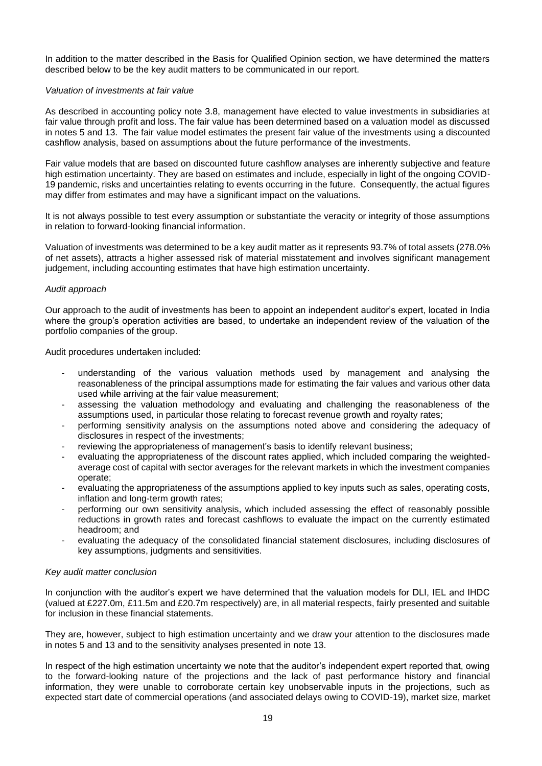In addition to the matter described in the Basis for Qualified Opinion section, we have determined the matters described below to be the key audit matters to be communicated in our report.

*Valuation of investments at fair value*

As described in accounting policy note 3.8, management have elected to value investments in subsidiaries at fair value through profit and loss. The fair value has been determined based on a valuation model as discussed in notes 5 and 13. The fair value model estimates the present fair value of the investments using a discounted cashflow analysis, based on assumptions about the future performance of the investments.

Fair value models that are based on discounted future cashflow analyses are inherently subjective and feature high estimation uncertainty. They are based on estimates and include, especially in light of the ongoing COVID-19 pandemic, risks and uncertainties relating to events occurring in the future. Consequently, the actual figures may differ from estimates and may have a significant impact on the valuations.

It is not always possible to test every assumption or substantiate the veracity or integrity of those assumptions in relation to forward-looking financial information.

Valuation of investments was determined to be a key audit matter as it represents 93.7% of total assets (278.0% of net assets), attracts a higher assessed risk of material misstatement and involves significant management judgement, including accounting estimates that have high estimation uncertainty.

*Audit approach*

Our approach to the audit of investments has been to appoint an independent auditor's expert, located in India where the group's operation activities are based, to undertake an independent review of the valuation of the portfolio companies of the group.

Audit procedures undertaken included:

- understanding of the various valuation methods used by management and analysing the reasonableness of the principal assumptions made for estimating the fair values and various other data used while arriving at the fair value measurement;
- assessing the valuation methodology and evaluating and challenging the reasonableness of the assumptions used, in particular those relating to forecast revenue growth and royalty rates;
- performing sensitivity analysis on the assumptions noted above and considering the adequacy of disclosures in respect of the investments;
- reviewing the appropriateness of management's basis to identify relevant business;
- evaluating the appropriateness of the discount rates applied, which included comparing the weighted-average cost of capital with sector averages for the relevant markets in which the investment companies operate;
- evaluating the appropriateness of the assumptions applied to key inputs such as sales, operating costs, inflation and long-term growth rates;
- performing our own sensitivity analysis, which included assessing the effect of reasonably possible reductions in growth rates and forecast cashflows to evaluate the impact on the currently estimated headroom; and
- evaluating the adequacy of the consolidated financial statement disclosures, including disclosures of key assumptions, judgments and sensitivities.

*Key audit matter conclusion*

In conjunction with the auditor's expert we have determined that the valuation models for DLI, IEL and IHDC (valued at £227.0m, £11.5m and £20.7m respectively) are, in all material respects, fairly presented and suitable for inclusion in these financial statements.

They are, however, subject to high estimation uncertainty and we draw your attention to the disclosures made in notes 5 and 13 and to the sensitivity analyses presented in note 13.

In respect of the high estimation uncertainty we note that the auditor's independent expert reported that, owing to the forward-looking nature of the projections and the lack of past performance history and financial information, they were unable to corroborate certain key unobservable inputs in the projections, such as expected start date of commercial operations (and associated delays owing to COVID-19), market size, market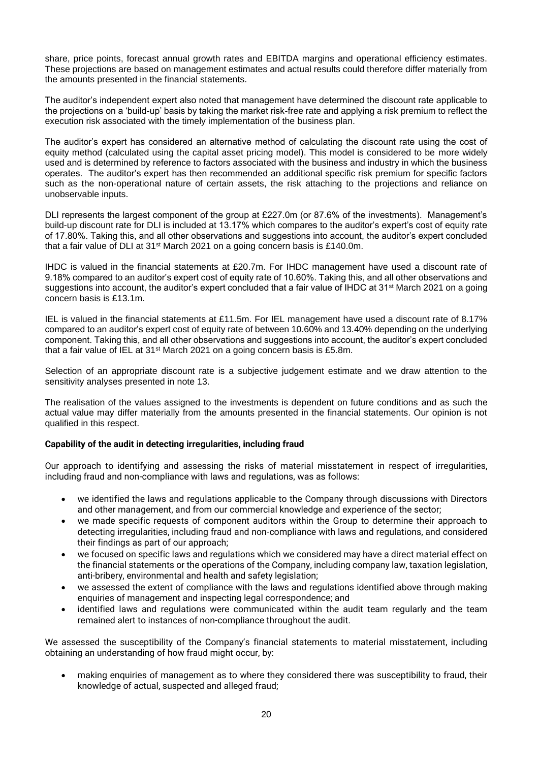share, price points, forecast annual growth rates and EBITDA margins and operational efficiency estimates. These projections are based on management estimates and actual results could therefore differ materially from the amounts presented in the financial statements.

The auditor's independent expert also noted that management have determined the discount rate applicable to the projections on a 'build-up' basis by taking the market risk-free rate and applying a risk premium to reflect the execution risk associated with the timely implementation of the business plan.

The auditor's expert has considered an alternative method of calculating the discount rate using the cost of equity method (calculated using the capital asset pricing model). This model is considered to be more widely used and is determined by reference to factors associated with the business and industry in which the business operates. The auditor's expert has then recommended an additional specific risk premium for specific factors such as the non-operational nature of certain assets, the risk attaching to the projections and reliance on unobservable inputs.

DLI represents the largest component of the group at £227.0m (or 87.6% of the investments). Management's build-up discount rate for DLI is included at 13.17% which compares to the auditor's expert's cost of equity rate of 17.80%. Taking this, and all other observations and suggestions into account, the auditor's expert concluded that a fair value of DLI at 31st March 2021 on a going concern basis is £140.0m.

IHDC is valued in the financial statements at £20.7m. For IHDC management have used a discount rate of 9.18% compared to an auditor's expert cost of equity rate of 10.60%. Taking this, and all other observations and suggestions into account, the auditor's expert concluded that a fair value of IHDC at 31st March 2021 on a going concern basis is £13.1m.

IEL is valued in the financial statements at £11.5m. For IEL management have used a discount rate of 8.17% compared to an auditor's expert cost of equity rate of between 10.60% and 13.40% depending on the underlying component. Taking this, and all other observations and suggestions into account, the auditor's expert concluded that a fair value of IEL at 31st March 2021 on a going concern basis is £5.8m.

Selection of an appropriate discount rate is a subjective judgement estimate and we draw attention to the sensitivity analyses presented in note 13.

The realisation of the values assigned to the investments is dependent on future conditions and as such the actual value may differ materially from the amounts presented in the financial statements. Our opinion is not qualified in this respect.

**Capability of the audit in detecting irregularities, including fraud**

Our approach to identifying and assessing the risks of material misstatement in respect of irregularities, including fraud and non-compliance with laws and regulations, was as follows:

- we identified the laws and regulations applicable to the Company through discussions with Directors and other management, and from our commercial knowledge and experience of the sector;
- we made specific requests of component auditors within the Group to determine their approach to detecting irregularities, including fraud and non-compliance with laws and regulations, and considered their findings as part of our approach;
- we focused on specific laws and regulations which we considered may have a direct material effect on the financial statements or the operations of the Company, including company law, taxation legislation, anti-bribery, environmental and health and safety legislation;
- we assessed the extent of compliance with the laws and regulations identified above through making enquiries of management and inspecting legal correspondence; and
- identified laws and regulations were communicated within the audit team regularly and the team remained alert to instances of non-compliance throughout the audit.

We assessed the susceptibility of the Company's financial statements to material misstatement, including obtaining an understanding of how fraud might occur, by:

- making enquiries of management as to where they considered there was susceptibility to fraud, their knowledge of actual, suspected and alleged fraud;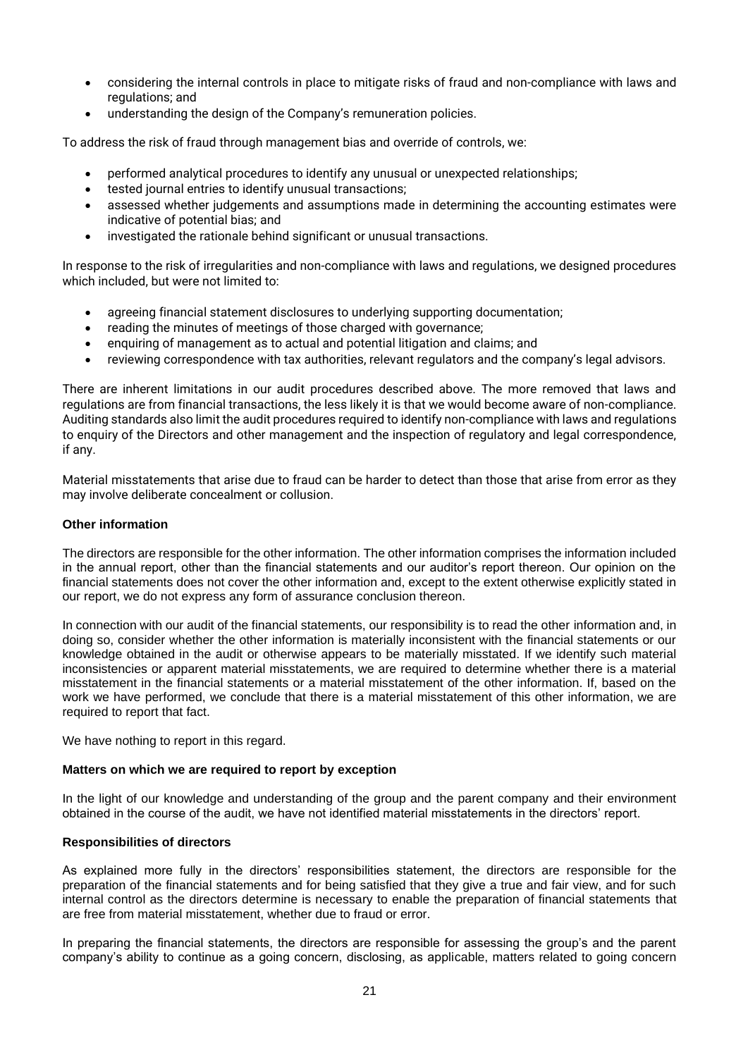- considering the internal controls in place to mitigate risks of fraud and non-compliance with laws and regulations; and
- understanding the design of the Company's remuneration policies.

To address the risk of fraud through management bias and override of controls, we:

- performed analytical procedures to identify any unusual or unexpected relationships;
- tested journal entries to identify unusual transactions;
- assessed whether judgements and assumptions made in determining the accounting estimates were indicative of potential bias; and
- investigated the rationale behind significant or unusual transactions.

In response to the risk of irregularities and non-compliance with laws and regulations, we designed procedures which included, but were not limited to:

- agreeing financial statement disclosures to underlying supporting documentation;
- reading the minutes of meetings of those charged with governance;
- enquiring of management as to actual and potential litigation and claims; and
- reviewing correspondence with tax authorities, relevant regulators and the company's legal advisors.

There are inherent limitations in our audit procedures described above. The more removed that laws and regulations are from financial transactions, the less likely it is that we would become aware of non-compliance. Auditing standards also limit the audit procedures required to identify non-compliance with laws and regulations to enquiry of the Directors and other management and the inspection of regulatory and legal correspondence, if any.

Material misstatements that arise due to fraud can be harder to detect than those that arise from error as they may involve deliberate concealment or collusion.

**Other information**

The directors are responsible for the other information. The other information comprises the information included in the annual report, other than the financial statements and our auditor's report thereon. Our opinion on the financial statements does not cover the other information and, except to the extent otherwise explicitly stated in our report, we do not express any form of assurance conclusion thereon.

In connection with our audit of the financial statements, our responsibility is to read the other information and, in doing so, consider whether the other information is materially inconsistent with the financial statements or our knowledge obtained in the audit or otherwise appears to be materially misstated. If we identify such material inconsistencies or apparent material misstatements, we are required to determine whether there is a material misstatement in the financial statements or a material misstatement of the other information. If, based on the work we have performed, we conclude that there is a material misstatement of this other information, we are required to report that fact.

We have nothing to report in this regard.

**Matters on which we are required to report by exception**

In the light of our knowledge and understanding of the group and the parent company and their environment obtained in the course of the audit, we have not identified material misstatements in the directors' report.

**Responsibilities of directors**

As explained more fully in the directors' responsibilities statement, the directors are responsible for the preparation of the financial statements and for being satisfied that they give a true and fair view, and for such internal control as the directors determine is necessary to enable the preparation of financial statements that are free from material misstatement, whether due to fraud or error.

In preparing the financial statements, the directors are responsible for assessing the group's and the parent company's ability to continue as a going concern, disclosing, as applicable, matters related to going concern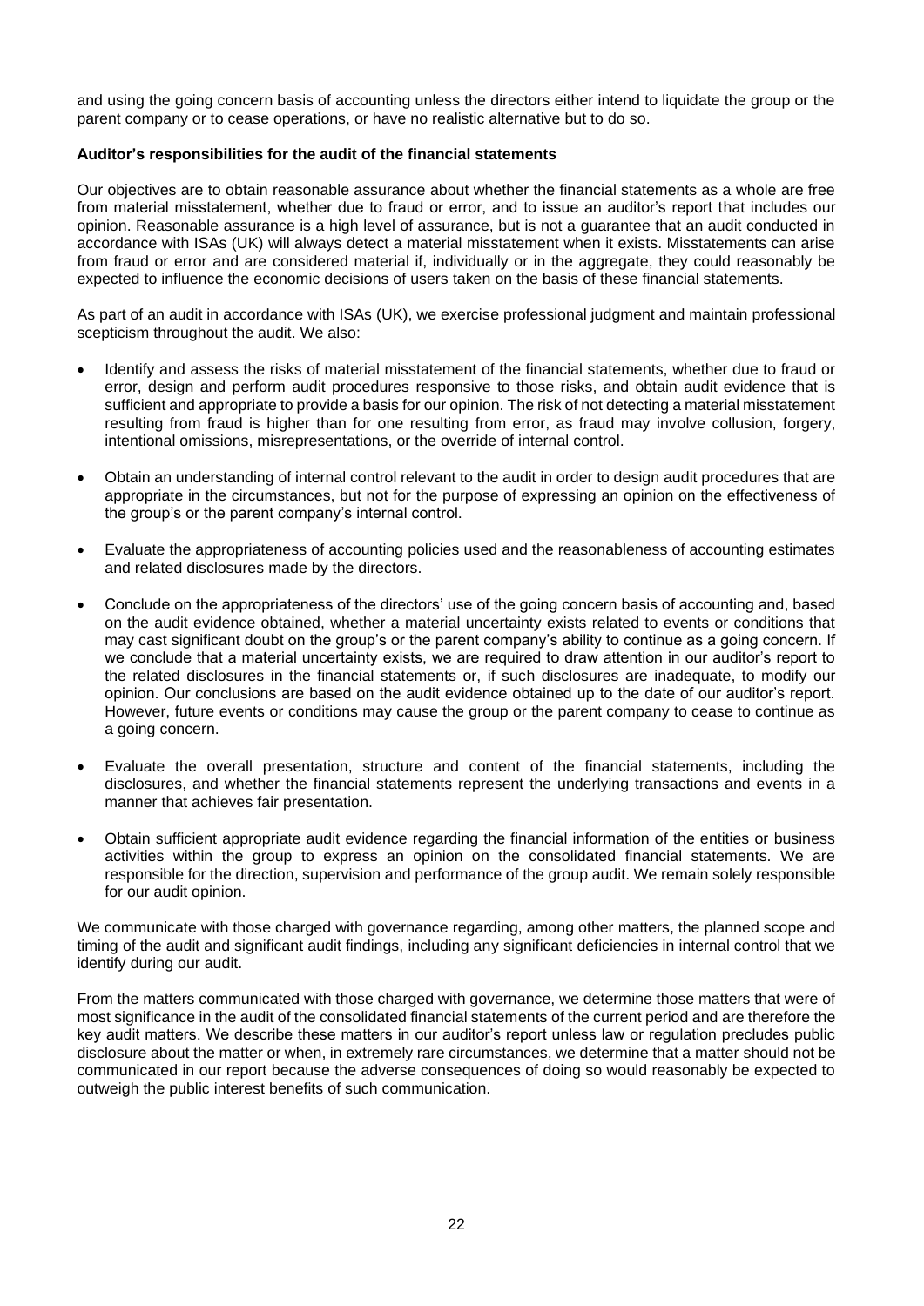and using the going concern basis of accounting unless the directors either intend to liquidate the group or the parent company or to cease operations, or have no realistic alternative but to do so.

**Auditor's responsibilities for the audit of the financial statements**

Our objectives are to obtain reasonable assurance about whether the financial statements as a whole are free from material misstatement, whether due to fraud or error, and to issue an auditor's report that includes our opinion. Reasonable assurance is a high level of assurance, but is not a guarantee that an audit conducted in accordance with ISAs (UK) will always detect a material misstatement when it exists. Misstatements can arise from fraud or error and are considered material if, individually or in the aggregate, they could reasonably be expected to influence the economic decisions of users taken on the basis of these financial statements.

As part of an audit in accordance with ISAs (UK), we exercise professional judgment and maintain professional scepticism throughout the audit. We also:

- Identify and assess the risks of material misstatement of the financial statements, whether due to fraud or error, design and perform audit procedures responsive to those risks, and obtain audit evidence that is sufficient and appropriate to provide a basis for our opinion. The risk of not detecting a material misstatement resulting from fraud is higher than for one resulting from error, as fraud may involve collusion, forgery, intentional omissions, misrepresentations, or the override of internal control.
- Obtain an understanding of internal control relevant to the audit in order to design audit procedures that are appropriate in the circumstances, but not for the purpose of expressing an opinion on the effectiveness of the group's or the parent company's internal control.
- Evaluate the appropriateness of accounting policies used and the reasonableness of accounting estimates and related disclosures made by the directors.
- Conclude on the appropriateness of the directors' use of the going concern basis of accounting and, based on the audit evidence obtained, whether a material uncertainty exists related to events or conditions that may cast significant doubt on the group's or the parent company's ability to continue as a going concern. If we conclude that a material uncertainty exists, we are required to draw attention in our auditor's report to the related disclosures in the financial statements or, if such disclosures are inadequate, to modify our opinion. Our conclusions are based on the audit evidence obtained up to the date of our auditor's report. However, future events or conditions may cause the group or the parent company to cease to continue as a going concern.
- Evaluate the overall presentation, structure and content of the financial statements, including the disclosures, and whether the financial statements represent the underlying transactions and events in a manner that achieves fair presentation.
- Obtain sufficient appropriate audit evidence regarding the financial information of the entities or business activities within the group to express an opinion on the consolidated financial statements. We are responsible for the direction, supervision and performance of the group audit. We remain solely responsible for our audit opinion.

We communicate with those charged with governance regarding, among other matters, the planned scope and timing of the audit and significant audit findings, including any significant deficiencies in internal control that we identify during our audit.

From the matters communicated with those charged with governance, we determine those matters that were of most significance in the audit of the consolidated financial statements of the current period and are therefore the key audit matters. We describe these matters in our auditor's report unless law or regulation precludes public disclosure about the matter or when, in extremely rare circumstances, we determine that a matter should not be communicated in our report because the adverse consequences of doing so would reasonably be expected to outweigh the public interest benefits of such communication.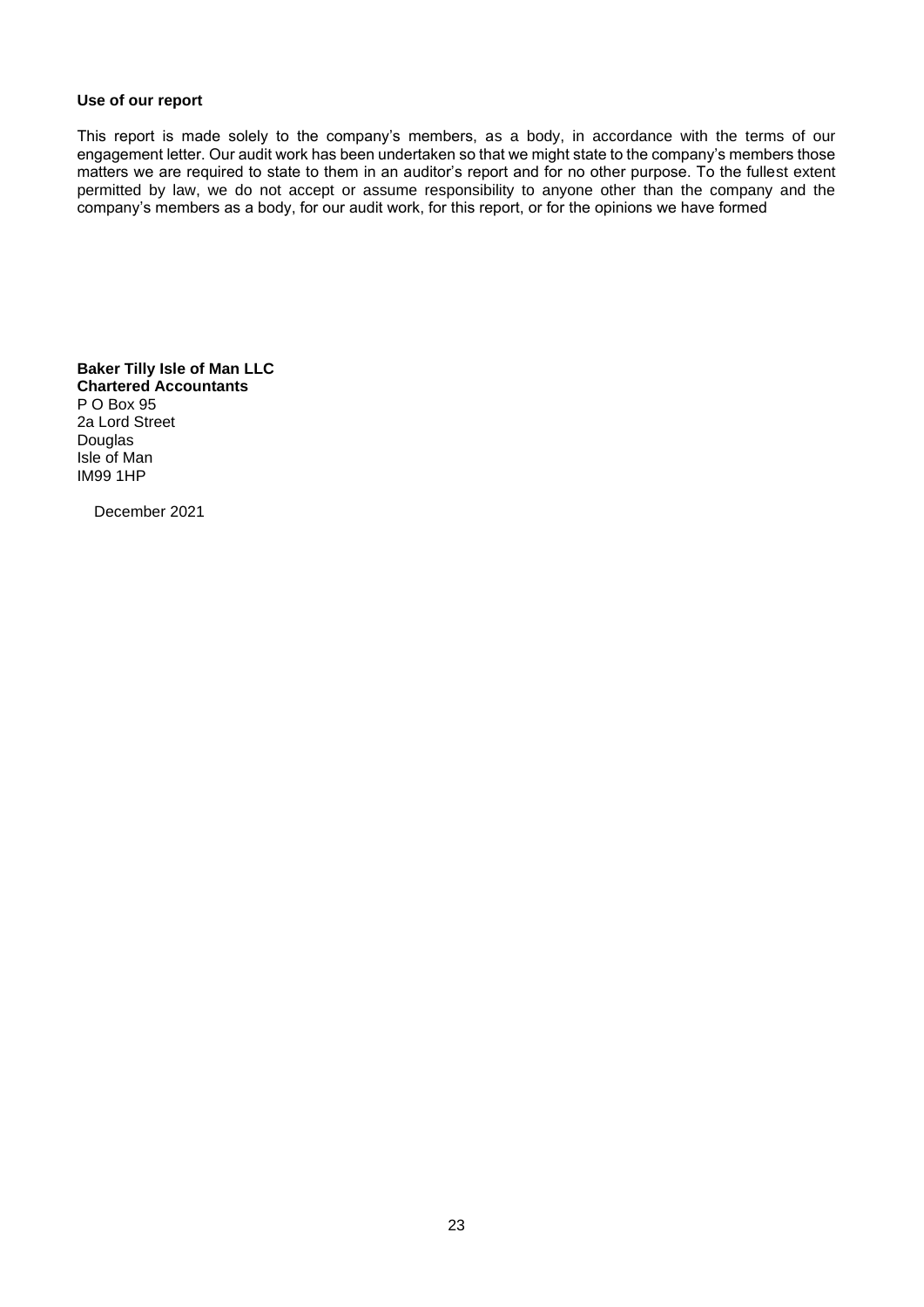**Use of our report**

This report is made solely to the company's members, as a body, in accordance with the terms of our engagement letter. Our audit work has been undertaken so that we might state to the company's members those matters we are required to state to them in an auditor's report and for no other purpose. To the fullest extent permitted by law, we do not accept or assume responsibility to anyone other than the company and the company's members as a body, for our audit work, for this report, or for the opinions we have formed

**Baker Tilly Isle of Man LLC**
**Chartered Accountants**
P O Box 95
2a Lord Street
Douglas
Isle of Man
IM99 1HP

December 2021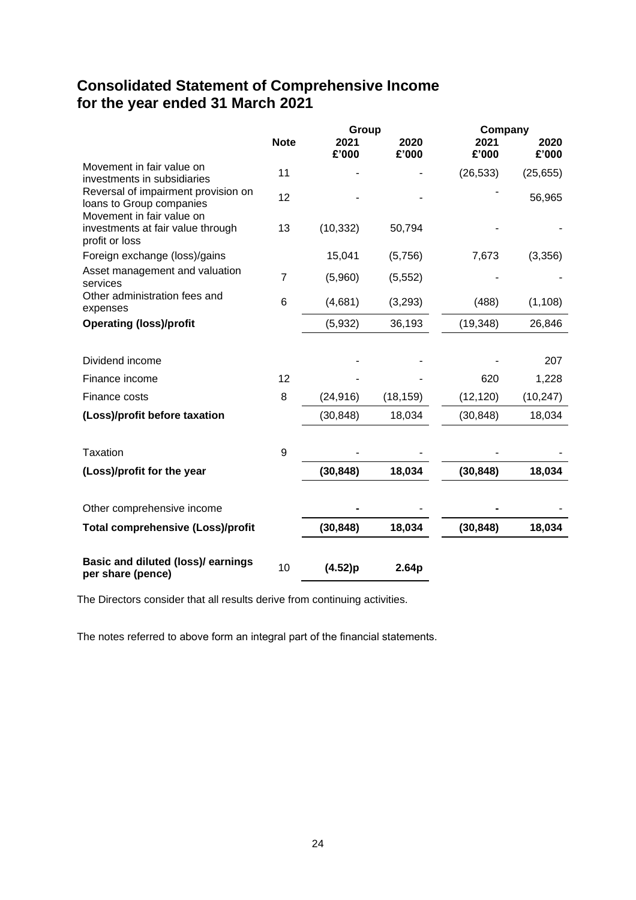# Consolidated Statement of Comprehensive Income for the year ended 31 March 2021

| | Note | Group | | Company | |
|---|---|---|---|---|---|
| | | 2021 £'000 | 2020 £'000 | 2021 £'000 | 2020 £'000 |
| Movement in fair value on investments in subsidiaries | 11 | - | - | (26,533) | (25,655) |
| Reversal of impairment provision on loans to Group companies | 12 | - | - | - | 56,965 |
| Movement in fair value on investments at fair value through profit or loss | 13 | (10,332) | 50,794 | - | - |
| Foreign exchange (loss)/gains | | 15,041 | (5,756) | 7,673 | (3,356) |
| Asset management and valuation services | 7 | (5,960) | (5,552) | - | - |
| Other administration fees and expenses | 6 | (4,681) | (3,293) | (488) | (1,108) |
| **Operating (loss)/profit** | | (5,932) | 36,193 | (19,348) | 26,846 |
| Dividend income | | - | - | - | 207 |
| Finance income | 12 | - | - | 620 | 1,228 |
| Finance costs | 8 | (24,916) | (18,159) | (12,120) | (10,247) |
| **(Loss)/profit before taxation** | | (30,848) | 18,034 | (30,848) | 18,034 |
| Taxation | 9 | - | - | - | - |
| **(Loss)/profit for the year** | | **(30,848)** | **18,034** | **(30,848)** | **18,034** |
| Other comprehensive income | | **-** | - | **-** | - |
| **Total comprehensive (Loss)/profit** | | **(30,848)** | **18,034** | **(30,848)** | **18,034** |
| **Basic and diluted (loss)/ earnings per share (pence)** | 10 | **(4.52)p** | **2.64p** | | |

The Directors consider that all results derive from continuing activities.

The notes referred to above form an integral part of the financial statements.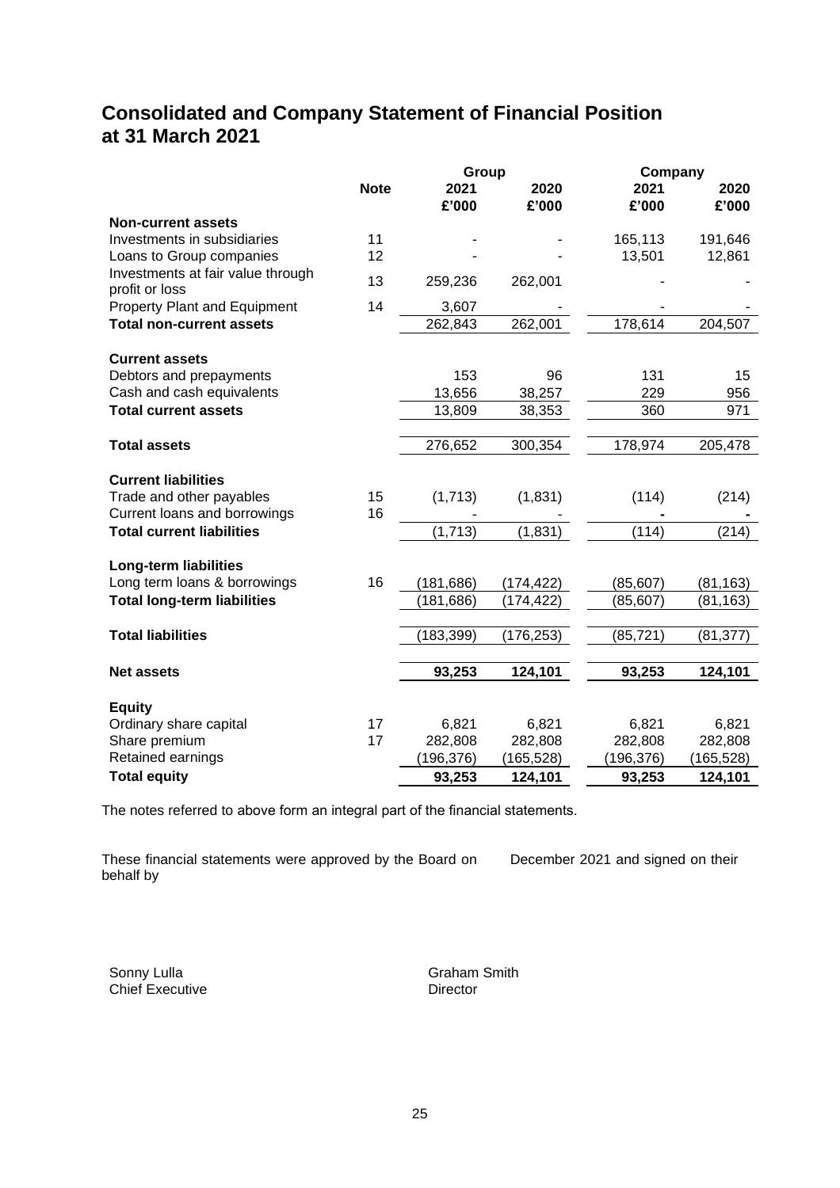# Consolidated and Company Statement of Financial Position at 31 March 2021

| | Note | Group | | Company | |
|---|---|---|---|---|---|
| | | 2021 £'000 | 2020 £'000 | 2021 £'000 | 2020 £'000 |
| **Non-current assets** | | | | | |
| Investments in subsidiaries | 11 | - | - | 165,113 | 191,646 |
| Loans to Group companies | 12 | - | - | 13,501 | 12,861 |
| Investments at fair value through profit or loss | 13 | 259,236 | 262,001 | - | - |
| Property Plant and Equipment | 14 | 3,607 | - | - | - |
| **Total non-current assets** | | 262,843 | 262,001 | 178,614 | 204,507 |
| | | | | | |
| **Current assets** | | | | | |
| Debtors and prepayments | | 153 | 96 | 131 | 15 |
| Cash and cash equivalents | | 13,656 | 38,257 | 229 | 956 |
| **Total current assets** | | 13,809 | 38,353 | 360 | 971 |
| | | | | | |
| **Total assets** | | 276,652 | 300,354 | 178,974 | 205,478 |
| | | | | | |
| **Current liabilities** | | | | | |
| Trade and other payables | 15 | (1,713) | (1,831) | (114) | (214) |
| Current loans and borrowings | 16 | - | - | - | - |
| **Total current liabilities** | | (1,713) | (1,831) | (114) | (214) |
| | | | | | |
| **Long-term liabilities** | | | | | |
| Long term loans & borrowings | 16 | (181,686) | (174,422) | (85,607) | (81,163) |
| **Total long-term liabilities** | | (181,686) | (174,422) | (85,607) | (81,163) |
| | | | | | |
| **Total liabilities** | | (183,399) | (176,253) | (85,721) | (81,377) |
| | | | | | |
| **Net assets** | | **93,253** | **124,101** | **93,253** | **124,101** |
| | | | | | |
| **Equity** | | | | | |
| Ordinary share capital | 17 | 6,821 | 6,821 | 6,821 | 6,821 |
| Share premium | 17 | 282,808 | 282,808 | 282,808 | 282,808 |
| Retained earnings | | (196,376) | (165,528) | (196,376) | (165,528) |
| **Total equity** | | **93,253** | **124,101** | **93,253** | **124,101** |

The notes referred to above form an integral part of the financial statements.

These financial statements were approved by the Board on December 2021 and signed on their behalf by

Sonny Lulla
Chief Executive

Graham Smith
Director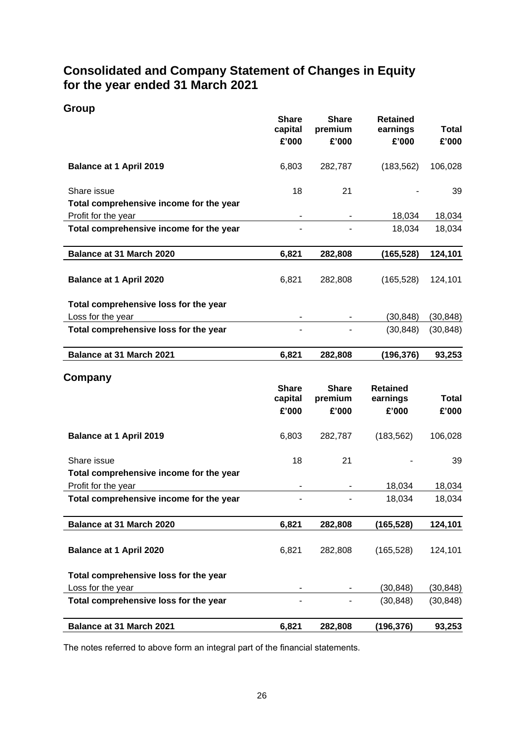# Consolidated and Company Statement of Changes in Equity for the year ended 31 March 2021

## Group

| | Share capital £'000 | Share premium £'000 | Retained earnings £'000 | Total £'000 |
|---|---|---|---|---|
| **Balance at 1 April 2019** | 6,803 | 282,787 | (183,562) | 106,028 |
| Share issue | 18 | 21 | - | 39 |
| **Total comprehensive income for the year** | | | | |
| Profit for the year | - | - | 18,034 | 18,034 |
| **Total comprehensive income for the year** | - | - | 18,034 | 18,034 |
| **Balance at 31 March 2020** | **6,821** | **282,808** | **(165,528)** | **124,101** |
| **Balance at 1 April 2020** | 6,821 | 282,808 | (165,528) | 124,101 |
| **Total comprehensive loss for the year** | | | | |
| Loss for the year | - | - | (30,848) | (30,848) |
| **Total comprehensive loss for the year** | - | - | (30,848) | (30,848) |
| **Balance at 31 March 2021** | **6,821** | **282,808** | **(196,376)** | **93,253** |

## Company

| | Share capital £'000 | Share premium £'000 | Retained earnings £'000 | Total £'000 |
|---|---|---|---|---|
| **Balance at 1 April 2019** | 6,803 | 282,787 | (183,562) | 106,028 |
| Share issue | 18 | 21 | - | 39 |
| **Total comprehensive income for the year** | | | | |
| Profit for the year | - | - | 18,034 | 18,034 |
| **Total comprehensive income for the year** | - | - | 18,034 | 18,034 |
| **Balance at 31 March 2020** | **6,821** | **282,808** | **(165,528)** | **124,101** |
| **Balance at 1 April 2020** | 6,821 | 282,808 | (165,528) | 124,101 |
| **Total comprehensive loss for the year** | | | | |
| Loss for the year | - | - | (30,848) | (30,848) |
| **Total comprehensive loss for the year** | - | - | (30,848) | (30,848) |
| **Balance at 31 March 2021** | **6,821** | **282,808** | **(196,376)** | **93,253** |

The notes referred to above form an integral part of the financial statements.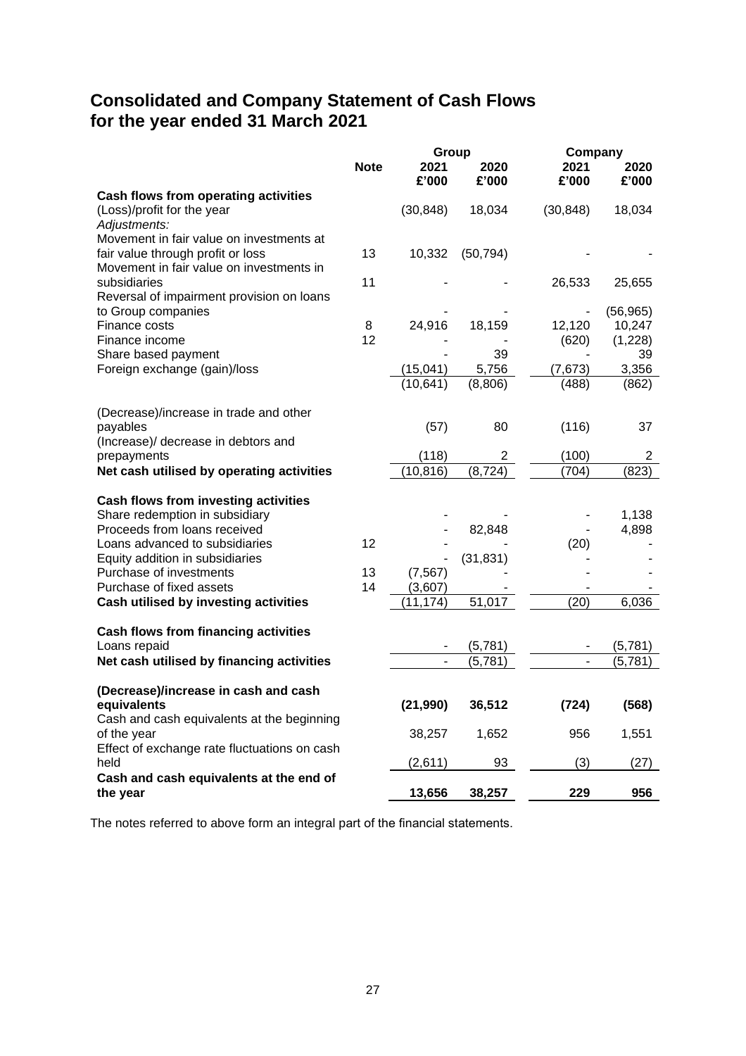# Consolidated and Company Statement of Cash Flows
# for the year ended 31 March 2021

| | Note | Group 2021 £'000 | Group 2020 £'000 | Company 2021 £'000 | Company 2020 £'000 |
|---|---|---|---|---|---|
| **Cash flows from operating activities** | | | | | |
| (Loss)/profit for the year | | (30,848) | 18,034 | (30,848) | 18,034 |
| *Adjustments:* | | | | | |
| Movement in fair value on investments at fair value through profit or loss | 13 | 10,332 | (50,794) | - | - |
| Movement in fair value on investments in subsidiaries | 11 | - | - | 26,533 | 25,655 |
| Reversal of impairment provision on loans to Group companies | | - | - | - | (56,965) |
| Finance costs | 8 | 24,916 | 18,159 | 12,120 | 10,247 |
| Finance income | 12 | - | - | (620) | (1,228) |
| Share based payment | | - | 39 | - | 39 |
| Foreign exchange (gain)/loss | | (15,041) | 5,756 | (7,673) | 3,356 |
| | | (10,641) | (8,806) | (488) | (862) |
| (Decrease)/increase in trade and other payables | | (57) | 80 | (116) | 37 |
| (Increase)/ decrease in debtors and prepayments | | (118) | 2 | (100) | 2 |
| **Net cash utilised by operating activities** | | (10,816) | (8,724) | (704) | (823) |
| **Cash flows from investing activities** | | | | | |
| Share redemption in subsidiary | | - | - | - | 1,138 |
| Proceeds from loans received | | - | 82,848 | - | 4,898 |
| Loans advanced to subsidiaries | 12 | - | - | (20) | - |
| Equity addition in subsidiaries | | - | (31,831) | - | - |
| Purchase of investments | 13 | (7,567) | - | - | - |
| Purchase of fixed assets | 14 | (3,607) | - | - | - |
| **Cash utilised by investing activities** | | (11,174) | 51,017 | (20) | 6,036 |
| **Cash flows from financing activities** | | | | | |
| Loans repaid | | - | (5,781) | - | (5,781) |
| **Net cash utilised by financing activities** | | - | (5,781) | - | (5,781) |
| **(Decrease)/increase in cash and cash equivalents** | | **(21,990)** | **36,512** | **(724)** | **(568)** |
| Cash and cash equivalents at the beginning of the year | | 38,257 | 1,652 | 956 | 1,551 |
| Effect of exchange rate fluctuations on cash held | | (2,611) | 93 | (3) | (27) |
| **Cash and cash equivalents at the end of the year** | | **13,656** | **38,257** | **229** | **956** |

The notes referred to above form an integral part of the financial statements.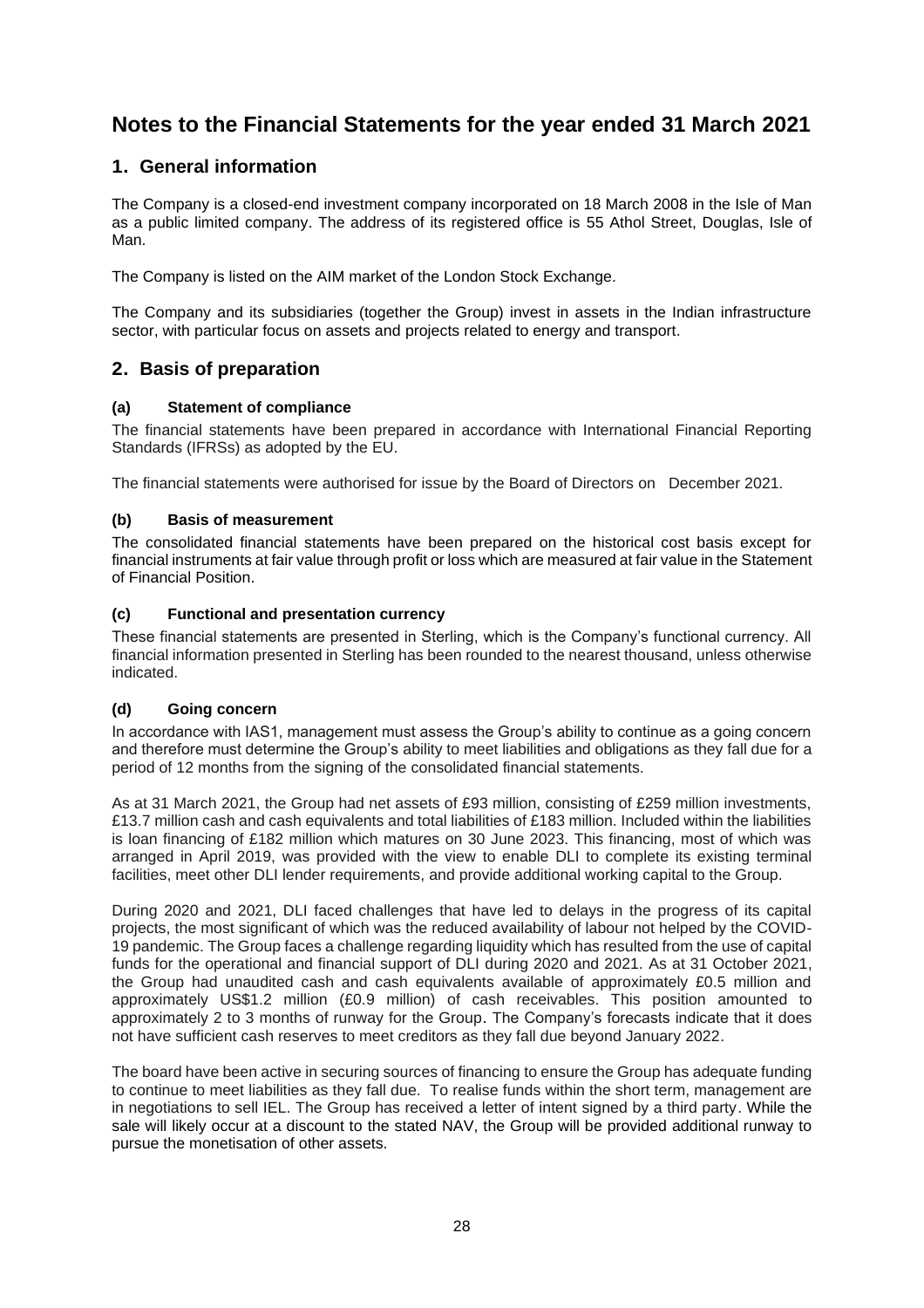# Notes to the Financial Statements for the year ended 31 March 2021

## 1. General information

The Company is a closed-end investment company incorporated on 18 March 2008 in the Isle of Man as a public limited company. The address of its registered office is 55 Athol Street, Douglas, Isle of Man.

The Company is listed on the AIM market of the London Stock Exchange.

The Company and its subsidiaries (together the Group) invest in assets in the Indian infrastructure sector, with particular focus on assets and projects related to energy and transport.

## 2. Basis of preparation

### (a) Statement of compliance

The financial statements have been prepared in accordance with International Financial Reporting Standards (IFRSs) as adopted by the EU.

The financial statements were authorised for issue by the Board of Directors on December 2021.

### (b) Basis of measurement

The consolidated financial statements have been prepared on the historical cost basis except for financial instruments at fair value through profit or loss which are measured at fair value in the Statement of Financial Position.

### (c) Functional and presentation currency

These financial statements are presented in Sterling, which is the Company's functional currency. All financial information presented in Sterling has been rounded to the nearest thousand, unless otherwise indicated.

### (d) Going concern

In accordance with IAS1, management must assess the Group's ability to continue as a going concern and therefore must determine the Group's ability to meet liabilities and obligations as they fall due for a period of 12 months from the signing of the consolidated financial statements.

As at 31 March 2021, the Group had net assets of £93 million, consisting of £259 million investments, £13.7 million cash and cash equivalents and total liabilities of £183 million. Included within the liabilities is loan financing of £182 million which matures on 30 June 2023. This financing, most of which was arranged in April 2019, was provided with the view to enable DLI to complete its existing terminal facilities, meet other DLI lender requirements, and provide additional working capital to the Group.

During 2020 and 2021, DLI faced challenges that have led to delays in the progress of its capital projects, the most significant of which was the reduced availability of labour not helped by the COVID-19 pandemic. The Group faces a challenge regarding liquidity which has resulted from the use of capital funds for the operational and financial support of DLI during 2020 and 2021. As at 31 October 2021, the Group had unaudited cash and cash equivalents available of approximately £0.5 million and approximately US$1.2 million (£0.9 million) of cash receivables. This position amounted to approximately 2 to 3 months of runway for the Group. The Company's forecasts indicate that it does not have sufficient cash reserves to meet creditors as they fall due beyond January 2022.

The board have been active in securing sources of financing to ensure the Group has adequate funding to continue to meet liabilities as they fall due. To realise funds within the short term, management are in negotiations to sell IEL. The Group has received a letter of intent signed by a third party. While the sale will likely occur at a discount to the stated NAV, the Group will be provided additional runway to pursue the monetisation of other assets.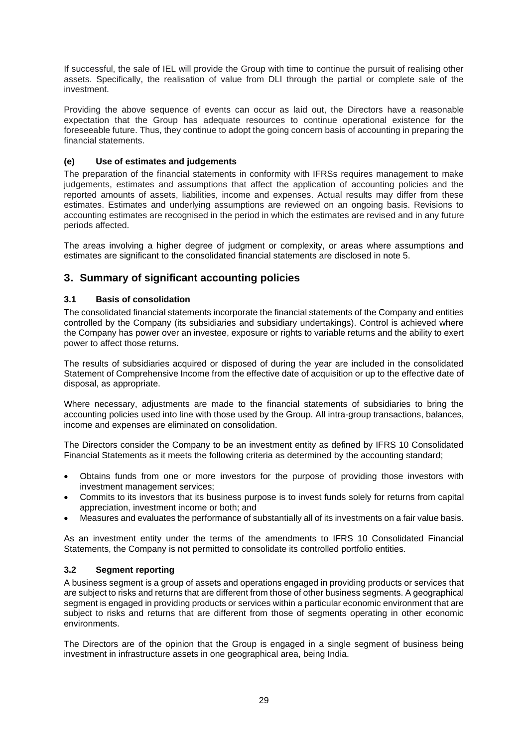If successful, the sale of IEL will provide the Group with time to continue the pursuit of realising other assets. Specifically, the realisation of value from DLI through the partial or complete sale of the investment.

Providing the above sequence of events can occur as laid out, the Directors have a reasonable expectation that the Group has adequate resources to continue operational existence for the foreseeable future. Thus, they continue to adopt the going concern basis of accounting in preparing the financial statements.

### (e) Use of estimates and judgements

The preparation of the financial statements in conformity with IFRSs requires management to make judgements, estimates and assumptions that affect the application of accounting policies and the reported amounts of assets, liabilities, income and expenses. Actual results may differ from these estimates. Estimates and underlying assumptions are reviewed on an ongoing basis. Revisions to accounting estimates are recognised in the period in which the estimates are revised and in any future periods affected.

The areas involving a higher degree of judgment or complexity, or areas where assumptions and estimates are significant to the consolidated financial statements are disclosed in note 5.

## 3. Summary of significant accounting policies

### 3.1 Basis of consolidation

The consolidated financial statements incorporate the financial statements of the Company and entities controlled by the Company (its subsidiaries and subsidiary undertakings). Control is achieved where the Company has power over an investee, exposure or rights to variable returns and the ability to exert power to affect those returns.

The results of subsidiaries acquired or disposed of during the year are included in the consolidated Statement of Comprehensive Income from the effective date of acquisition or up to the effective date of disposal, as appropriate.

Where necessary, adjustments are made to the financial statements of subsidiaries to bring the accounting policies used into line with those used by the Group. All intra-group transactions, balances, income and expenses are eliminated on consolidation.

The Directors consider the Company to be an investment entity as defined by IFRS 10 Consolidated Financial Statements as it meets the following criteria as determined by the accounting standard;

- Obtains funds from one or more investors for the purpose of providing those investors with investment management services;
- Commits to its investors that its business purpose is to invest funds solely for returns from capital appreciation, investment income or both; and
- Measures and evaluates the performance of substantially all of its investments on a fair value basis.

As an investment entity under the terms of the amendments to IFRS 10 Consolidated Financial Statements, the Company is not permitted to consolidate its controlled portfolio entities.

### 3.2 Segment reporting

A business segment is a group of assets and operations engaged in providing products or services that are subject to risks and returns that are different from those of other business segments. A geographical segment is engaged in providing products or services within a particular economic environment that are subject to risks and returns that are different from those of segments operating in other economic environments.

The Directors are of the opinion that the Group is engaged in a single segment of business being investment in infrastructure assets in one geographical area, being India.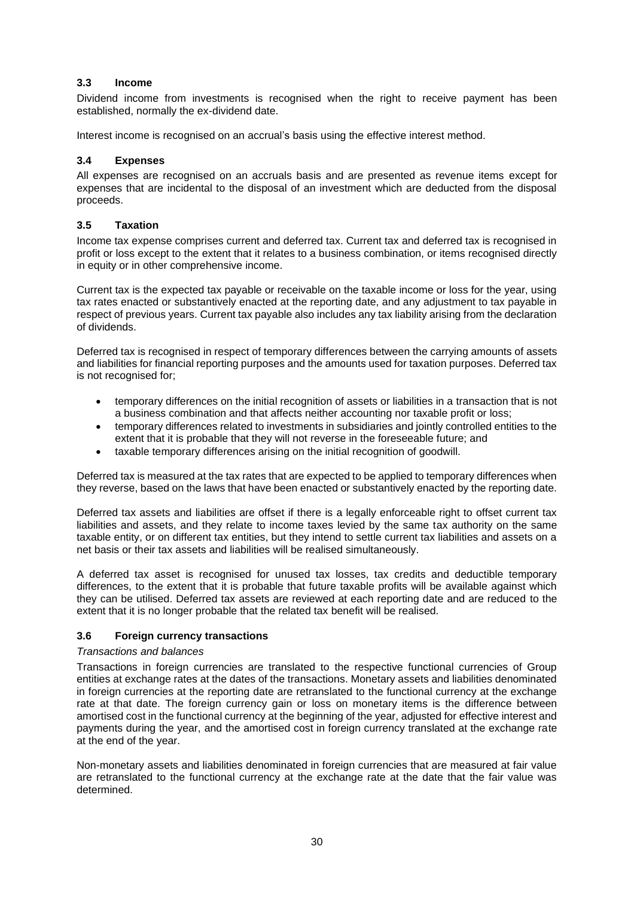### 3.3 Income

Dividend income from investments is recognised when the right to receive payment has been established, normally the ex-dividend date.

Interest income is recognised on an accrual's basis using the effective interest method.

### 3.4 Expenses

All expenses are recognised on an accruals basis and are presented as revenue items except for expenses that are incidental to the disposal of an investment which are deducted from the disposal proceeds.

### 3.5 Taxation

Income tax expense comprises current and deferred tax. Current tax and deferred tax is recognised in profit or loss except to the extent that it relates to a business combination, or items recognised directly in equity or in other comprehensive income.

Current tax is the expected tax payable or receivable on the taxable income or loss for the year, using tax rates enacted or substantively enacted at the reporting date, and any adjustment to tax payable in respect of previous years. Current tax payable also includes any tax liability arising from the declaration of dividends.

Deferred tax is recognised in respect of temporary differences between the carrying amounts of assets and liabilities for financial reporting purposes and the amounts used for taxation purposes. Deferred tax is not recognised for;

- temporary differences on the initial recognition of assets or liabilities in a transaction that is not a business combination and that affects neither accounting nor taxable profit or loss;
- temporary differences related to investments in subsidiaries and jointly controlled entities to the extent that it is probable that they will not reverse in the foreseeable future; and
- taxable temporary differences arising on the initial recognition of goodwill.

Deferred tax is measured at the tax rates that are expected to be applied to temporary differences when they reverse, based on the laws that have been enacted or substantively enacted by the reporting date.

Deferred tax assets and liabilities are offset if there is a legally enforceable right to offset current tax liabilities and assets, and they relate to income taxes levied by the same tax authority on the same taxable entity, or on different tax entities, but they intend to settle current tax liabilities and assets on a net basis or their tax assets and liabilities will be realised simultaneously.

A deferred tax asset is recognised for unused tax losses, tax credits and deductible temporary differences, to the extent that it is probable that future taxable profits will be available against which they can be utilised. Deferred tax assets are reviewed at each reporting date and are reduced to the extent that it is no longer probable that the related tax benefit will be realised.

### 3.6 Foreign currency transactions

*Transactions and balances*

Transactions in foreign currencies are translated to the respective functional currencies of Group entities at exchange rates at the dates of the transactions. Monetary assets and liabilities denominated in foreign currencies at the reporting date are retranslated to the functional currency at the exchange rate at that date. The foreign currency gain or loss on monetary items is the difference between amortised cost in the functional currency at the beginning of the year, adjusted for effective interest and payments during the year, and the amortised cost in foreign currency translated at the exchange rate at the end of the year.

Non-monetary assets and liabilities denominated in foreign currencies that are measured at fair value are retranslated to the functional currency at the exchange rate at the date that the fair value was determined.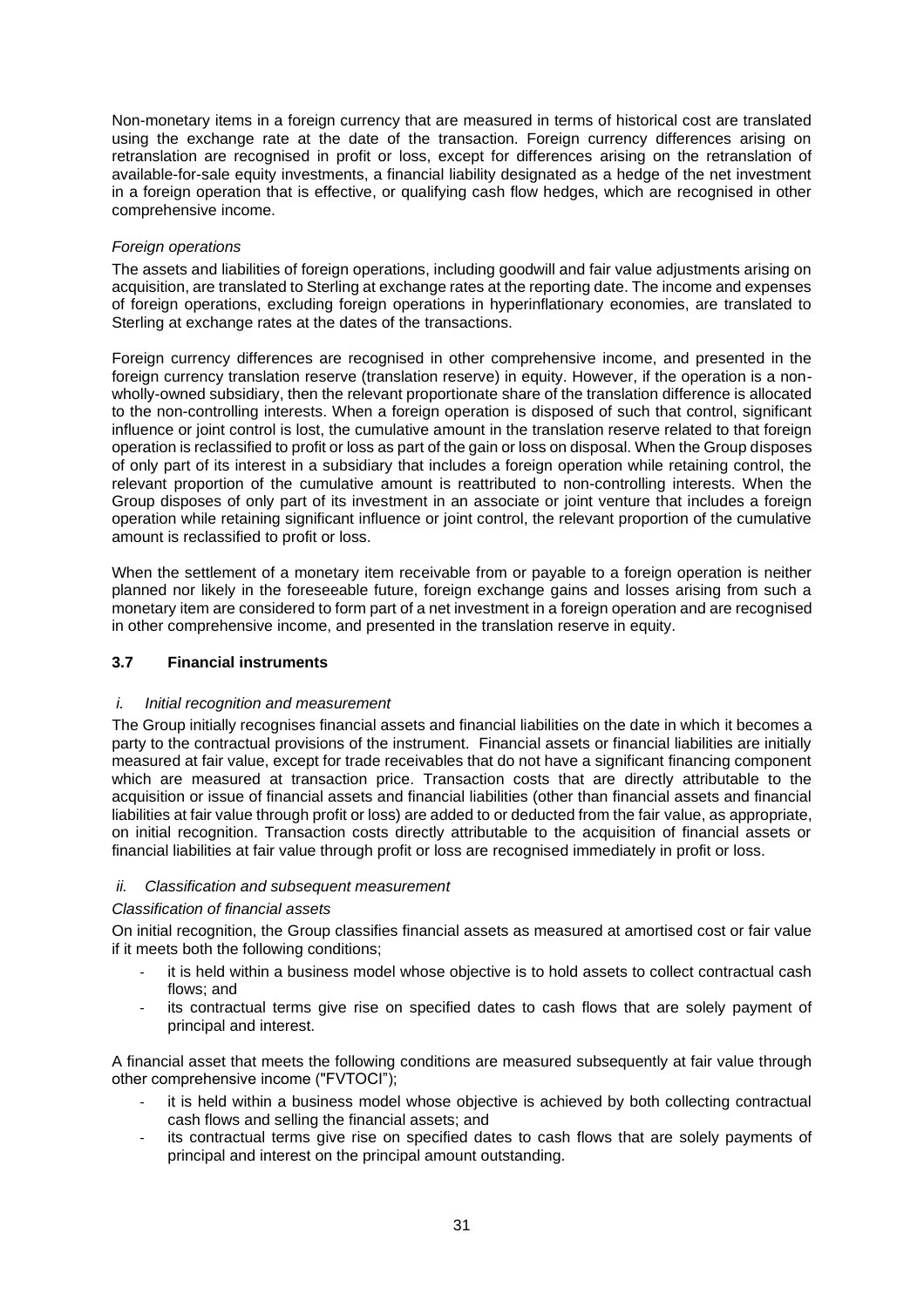Non-monetary items in a foreign currency that are measured in terms of historical cost are translated using the exchange rate at the date of the transaction. Foreign currency differences arising on retranslation are recognised in profit or loss, except for differences arising on the retranslation of available-for-sale equity investments, a financial liability designated as a hedge of the net investment in a foreign operation that is effective, or qualifying cash flow hedges, which are recognised in other comprehensive income.

*Foreign operations*

The assets and liabilities of foreign operations, including goodwill and fair value adjustments arising on acquisition, are translated to Sterling at exchange rates at the reporting date. The income and expenses of foreign operations, excluding foreign operations in hyperinflationary economies, are translated to Sterling at exchange rates at the dates of the transactions.

Foreign currency differences are recognised in other comprehensive income, and presented in the foreign currency translation reserve (translation reserve) in equity. However, if the operation is a non-wholly-owned subsidiary, then the relevant proportionate share of the translation difference is allocated to the non-controlling interests. When a foreign operation is disposed of such that control, significant influence or joint control is lost, the cumulative amount in the translation reserve related to that foreign operation is reclassified to profit or loss as part of the gain or loss on disposal. When the Group disposes of only part of its interest in a subsidiary that includes a foreign operation while retaining control, the relevant proportion of the cumulative amount is reattributed to non-controlling interests. When the Group disposes of only part of its investment in an associate or joint venture that includes a foreign operation while retaining significant influence or joint control, the relevant proportion of the cumulative amount is reclassified to profit or loss.

When the settlement of a monetary item receivable from or payable to a foreign operation is neither planned nor likely in the foreseeable future, foreign exchange gains and losses arising from such a monetary item are considered to form part of a net investment in a foreign operation and are recognised in other comprehensive income, and presented in the translation reserve in equity.

## 3.7 Financial instruments

*i. Initial recognition and measurement*

The Group initially recognises financial assets and financial liabilities on the date in which it becomes a party to the contractual provisions of the instrument. Financial assets or financial liabilities are initially measured at fair value, except for trade receivables that do not have a significant financing component which are measured at transaction price. Transaction costs that are directly attributable to the acquisition or issue of financial assets and financial liabilities (other than financial assets and financial liabilities at fair value through profit or loss) are added to or deducted from the fair value, as appropriate, on initial recognition. Transaction costs directly attributable to the acquisition of financial assets or financial liabilities at fair value through profit or loss are recognised immediately in profit or loss.

*ii. Classification and subsequent measurement*

*Classification of financial assets*

On initial recognition, the Group classifies financial assets as measured at amortised cost or fair value if it meets both the following conditions;

- it is held within a business model whose objective is to hold assets to collect contractual cash flows; and
- its contractual terms give rise on specified dates to cash flows that are solely payment of principal and interest.

A financial asset that meets the following conditions are measured subsequently at fair value through other comprehensive income ("FVTOCI");

- it is held within a business model whose objective is achieved by both collecting contractual cash flows and selling the financial assets; and
- its contractual terms give rise on specified dates to cash flows that are solely payments of principal and interest on the principal amount outstanding.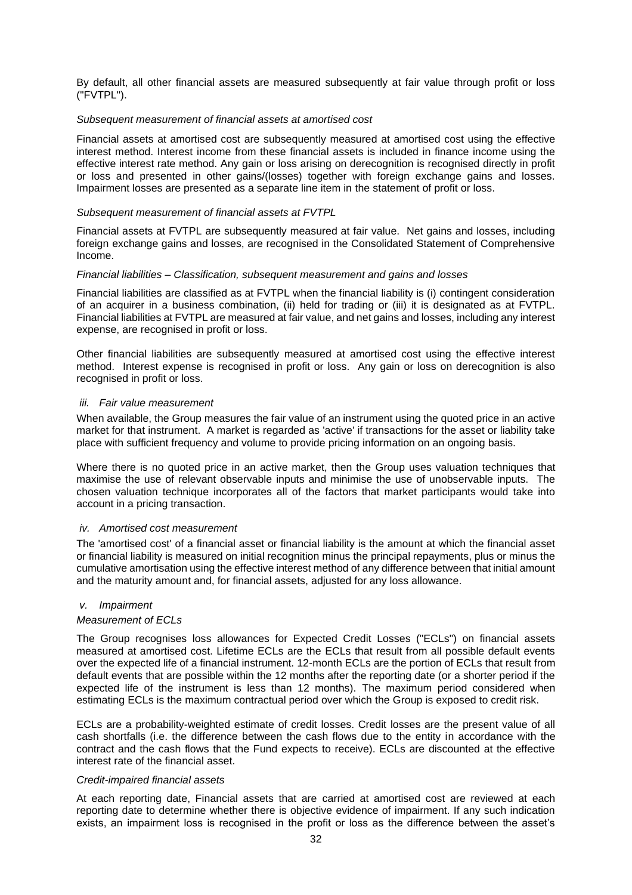By default, all other financial assets are measured subsequently at fair value through profit or loss ("FVTPL").

*Subsequent measurement of financial assets at amortised cost*

Financial assets at amortised cost are subsequently measured at amortised cost using the effective interest method. Interest income from these financial assets is included in finance income using the effective interest rate method. Any gain or loss arising on derecognition is recognised directly in profit or loss and presented in other gains/(losses) together with foreign exchange gains and losses. Impairment losses are presented as a separate line item in the statement of profit or loss.

*Subsequent measurement of financial assets at FVTPL*

Financial assets at FVTPL are subsequently measured at fair value. Net gains and losses, including foreign exchange gains and losses, are recognised in the Consolidated Statement of Comprehensive Income.

*Financial liabilities – Classification, subsequent measurement and gains and losses*

Financial liabilities are classified as at FVTPL when the financial liability is (i) contingent consideration of an acquirer in a business combination, (ii) held for trading or (iii) it is designated as at FVTPL. Financial liabilities at FVTPL are measured at fair value, and net gains and losses, including any interest expense, are recognised in profit or loss.

Other financial liabilities are subsequently measured at amortised cost using the effective interest method. Interest expense is recognised in profit or loss. Any gain or loss on derecognition is also recognised in profit or loss.

*iii. Fair value measurement*

When available, the Group measures the fair value of an instrument using the quoted price in an active market for that instrument. A market is regarded as 'active' if transactions for the asset or liability take place with sufficient frequency and volume to provide pricing information on an ongoing basis.

Where there is no quoted price in an active market, then the Group uses valuation techniques that maximise the use of relevant observable inputs and minimise the use of unobservable inputs. The chosen valuation technique incorporates all of the factors that market participants would take into account in a pricing transaction.

*iv. Amortised cost measurement*

The 'amortised cost' of a financial asset or financial liability is the amount at which the financial asset or financial liability is measured on initial recognition minus the principal repayments, plus or minus the cumulative amortisation using the effective interest method of any difference between that initial amount and the maturity amount and, for financial assets, adjusted for any loss allowance.

*v. Impairment*

*Measurement of ECLs*

The Group recognises loss allowances for Expected Credit Losses ("ECLs") on financial assets measured at amortised cost. Lifetime ECLs are the ECLs that result from all possible default events over the expected life of a financial instrument. 12-month ECLs are the portion of ECLs that result from default events that are possible within the 12 months after the reporting date (or a shorter period if the expected life of the instrument is less than 12 months). The maximum period considered when estimating ECLs is the maximum contractual period over which the Group is exposed to credit risk.

ECLs are a probability-weighted estimate of credit losses. Credit losses are the present value of all cash shortfalls (i.e. the difference between the cash flows due to the entity in accordance with the contract and the cash flows that the Fund expects to receive). ECLs are discounted at the effective interest rate of the financial asset.

*Credit-impaired financial assets*

At each reporting date, Financial assets that are carried at amortised cost are reviewed at each reporting date to determine whether there is objective evidence of impairment. If any such indication exists, an impairment loss is recognised in the profit or loss as the difference between the asset's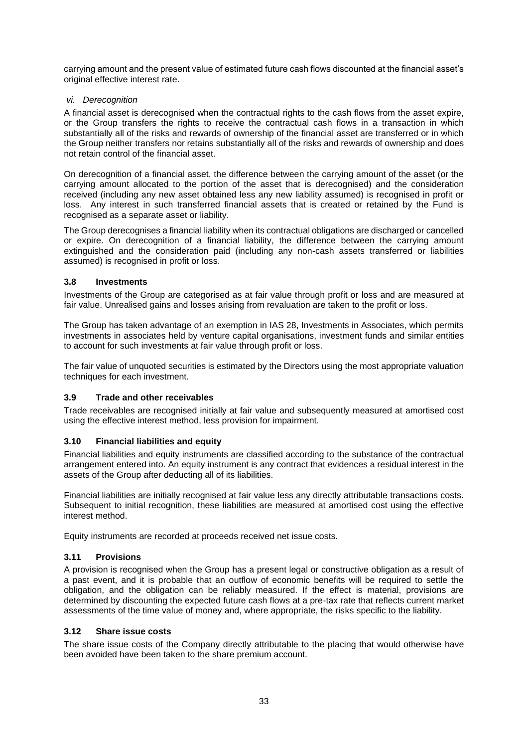carrying amount and the present value of estimated future cash flows discounted at the financial asset's original effective interest rate.

*vi. Derecognition*

A financial asset is derecognised when the contractual rights to the cash flows from the asset expire, or the Group transfers the rights to receive the contractual cash flows in a transaction in which substantially all of the risks and rewards of ownership of the financial asset are transferred or in which the Group neither transfers nor retains substantially all of the risks and rewards of ownership and does not retain control of the financial asset.

On derecognition of a financial asset, the difference between the carrying amount of the asset (or the carrying amount allocated to the portion of the asset that is derecognised) and the consideration received (including any new asset obtained less any new liability assumed) is recognised in profit or loss. Any interest in such transferred financial assets that is created or retained by the Fund is recognised as a separate asset or liability.

The Group derecognises a financial liability when its contractual obligations are discharged or cancelled or expire. On derecognition of a financial liability, the difference between the carrying amount extinguished and the consideration paid (including any non-cash assets transferred or liabilities assumed) is recognised in profit or loss.

### 3.8 Investments

Investments of the Group are categorised as at fair value through profit or loss and are measured at fair value. Unrealised gains and losses arising from revaluation are taken to the profit or loss.

The Group has taken advantage of an exemption in IAS 28, Investments in Associates, which permits investments in associates held by venture capital organisations, investment funds and similar entities to account for such investments at fair value through profit or loss.

The fair value of unquoted securities is estimated by the Directors using the most appropriate valuation techniques for each investment.

### 3.9 Trade and other receivables

Trade receivables are recognised initially at fair value and subsequently measured at amortised cost using the effective interest method, less provision for impairment.

### 3.10 Financial liabilities and equity

Financial liabilities and equity instruments are classified according to the substance of the contractual arrangement entered into. An equity instrument is any contract that evidences a residual interest in the assets of the Group after deducting all of its liabilities.

Financial liabilities are initially recognised at fair value less any directly attributable transactions costs. Subsequent to initial recognition, these liabilities are measured at amortised cost using the effective interest method.

Equity instruments are recorded at proceeds received net issue costs.

### 3.11 Provisions

A provision is recognised when the Group has a present legal or constructive obligation as a result of a past event, and it is probable that an outflow of economic benefits will be required to settle the obligation, and the obligation can be reliably measured. If the effect is material, provisions are determined by discounting the expected future cash flows at a pre-tax rate that reflects current market assessments of the time value of money and, where appropriate, the risks specific to the liability.

### 3.12 Share issue costs

The share issue costs of the Company directly attributable to the placing that would otherwise have been avoided have been taken to the share premium account.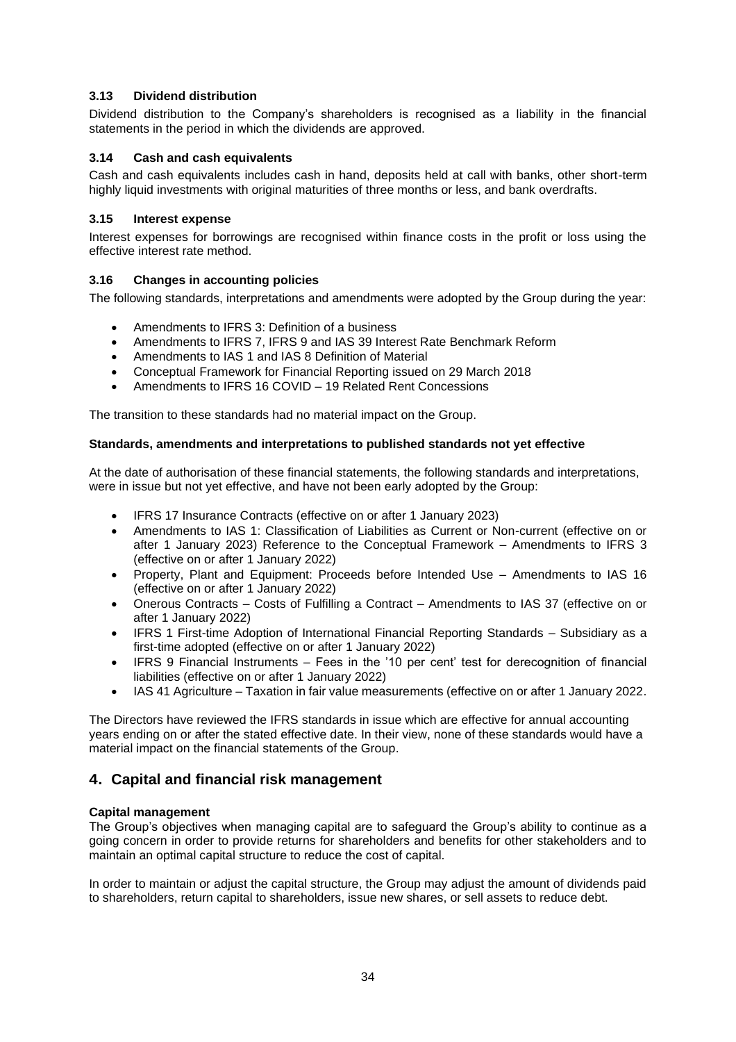### 3.13 Dividend distribution

Dividend distribution to the Company's shareholders is recognised as a liability in the financial statements in the period in which the dividends are approved.

### 3.14 Cash and cash equivalents

Cash and cash equivalents includes cash in hand, deposits held at call with banks, other short-term highly liquid investments with original maturities of three months or less, and bank overdrafts.

### 3.15 Interest expense

Interest expenses for borrowings are recognised within finance costs in the profit or loss using the effective interest rate method.

### 3.16 Changes in accounting policies

The following standards, interpretations and amendments were adopted by the Group during the year:

- Amendments to IFRS 3: Definition of a business
- Amendments to IFRS 7, IFRS 9 and IAS 39 Interest Rate Benchmark Reform
- Amendments to IAS 1 and IAS 8 Definition of Material
- Conceptual Framework for Financial Reporting issued on 29 March 2018
- Amendments to IFRS 16 COVID – 19 Related Rent Concessions

The transition to these standards had no material impact on the Group.

**Standards, amendments and interpretations to published standards not yet effective**

At the date of authorisation of these financial statements, the following standards and interpretations, were in issue but not yet effective, and have not been early adopted by the Group:

- IFRS 17 Insurance Contracts (effective on or after 1 January 2023)
- Amendments to IAS 1: Classification of Liabilities as Current or Non-current (effective on or after 1 January 2023) Reference to the Conceptual Framework – Amendments to IFRS 3 (effective on or after 1 January 2022)
- Property, Plant and Equipment: Proceeds before Intended Use – Amendments to IAS 16 (effective on or after 1 January 2022)
- Onerous Contracts – Costs of Fulfilling a Contract – Amendments to IAS 37 (effective on or after 1 January 2022)
- IFRS 1 First-time Adoption of International Financial Reporting Standards – Subsidiary as a first-time adopted (effective on or after 1 January 2022)
- IFRS 9 Financial Instruments – Fees in the '10 per cent' test for derecognition of financial liabilities (effective on or after 1 January 2022)
- IAS 41 Agriculture – Taxation in fair value measurements (effective on or after 1 January 2022.

The Directors have reviewed the IFRS standards in issue which are effective for annual accounting years ending on or after the stated effective date. In their view, none of these standards would have a material impact on the financial statements of the Group.

## 4. Capital and financial risk management

**Capital management**

The Group's objectives when managing capital are to safeguard the Group's ability to continue as a going concern in order to provide returns for shareholders and benefits for other stakeholders and to maintain an optimal capital structure to reduce the cost of capital.

In order to maintain or adjust the capital structure, the Group may adjust the amount of dividends paid to shareholders, return capital to shareholders, issue new shares, or sell assets to reduce debt.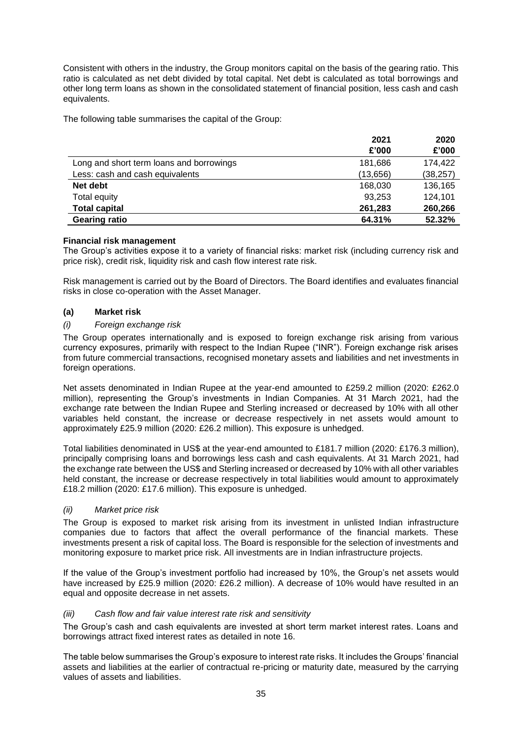Consistent with others in the industry, the Group monitors capital on the basis of the gearing ratio. This ratio is calculated as net debt divided by total capital. Net debt is calculated as total borrowings and other long term loans as shown in the consolidated statement of financial position, less cash and cash equivalents.

The following table summarises the capital of the Group:

| | 2021<br>£'000 | 2020<br>£'000 |
|---|---|---|
| Long and short term loans and borrowings | 181,686 | 174,422 |
| Less: cash and cash equivalents | (13,656) | (38,257) |
| **Net debt** | 168,030 | 136,165 |
| Total equity | 93,253 | 124,101 |
| **Total capital** | **261,283** | **260,266** |
| **Gearing ratio** | **64.31%** | **52.32%** |

**Financial risk management**

The Group's activities expose it to a variety of financial risks: market risk (including currency risk and price risk), credit risk, liquidity risk and cash flow interest rate risk.

Risk management is carried out by the Board of Directors. The Board identifies and evaluates financial risks in close co-operation with the Asset Manager.

**(a) Market risk**

*(i) Foreign exchange risk*

The Group operates internationally and is exposed to foreign exchange risk arising from various currency exposures, primarily with respect to the Indian Rupee ("INR"). Foreign exchange risk arises from future commercial transactions, recognised monetary assets and liabilities and net investments in foreign operations.

Net assets denominated in Indian Rupee at the year-end amounted to £259.2 million (2020: £262.0 million), representing the Group's investments in Indian Companies. At 31 March 2021, had the exchange rate between the Indian Rupee and Sterling increased or decreased by 10% with all other variables held constant, the increase or decrease respectively in net assets would amount to approximately £25.9 million (2020: £26.2 million). This exposure is unhedged.

Total liabilities denominated in US$ at the year-end amounted to £181.7 million (2020: £176.3 million), principally comprising loans and borrowings less cash and cash equivalents. At 31 March 2021, had the exchange rate between the US$ and Sterling increased or decreased by 10% with all other variables held constant, the increase or decrease respectively in total liabilities would amount to approximately £18.2 million (2020: £17.6 million). This exposure is unhedged.

*(ii) Market price risk*

The Group is exposed to market risk arising from its investment in unlisted Indian infrastructure companies due to factors that affect the overall performance of the financial markets. These investments present a risk of capital loss. The Board is responsible for the selection of investments and monitoring exposure to market price risk. All investments are in Indian infrastructure projects.

If the value of the Group's investment portfolio had increased by 10%, the Group's net assets would have increased by £25.9 million (2020: £26.2 million). A decrease of 10% would have resulted in an equal and opposite decrease in net assets.

*(iii) Cash flow and fair value interest rate risk and sensitivity*

The Group's cash and cash equivalents are invested at short term market interest rates. Loans and borrowings attract fixed interest rates as detailed in note 16.

The table below summarises the Group's exposure to interest rate risks. It includes the Groups' financial assets and liabilities at the earlier of contractual re-pricing or maturity date, measured by the carrying values of assets and liabilities.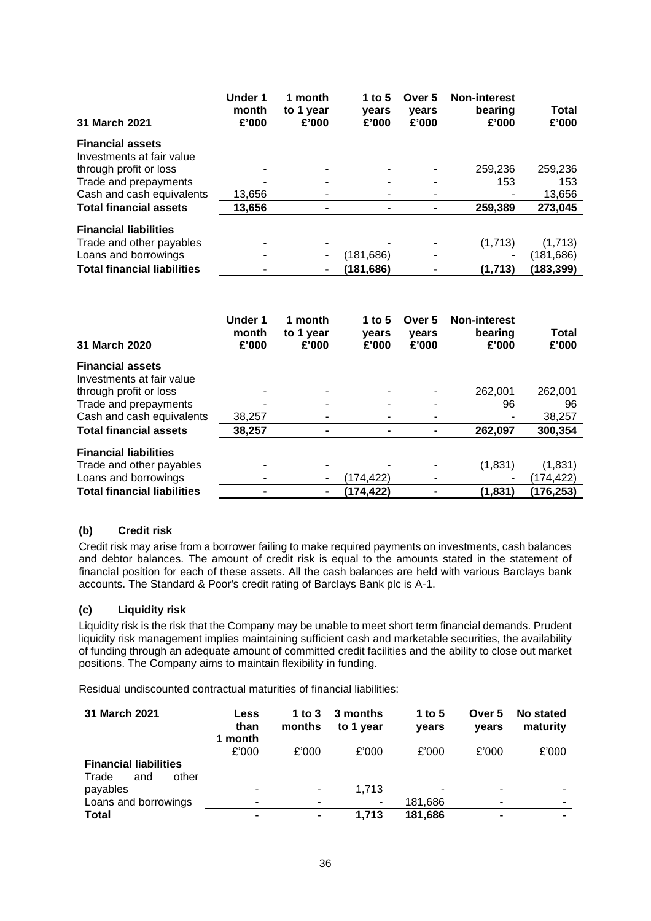| 31 March 2021 | Under 1 month £'000 | 1 month to 1 year £'000 | 1 to 5 years £'000 | Over 5 years £'000 | Non-interest bearing £'000 | Total £'000 |
|---|---|---|---|---|---|---|
| **Financial assets** | | | | | | |
| Investments at fair value through profit or loss | - | - | - | - | 259,236 | 259,236 |
| Trade and prepayments | - | - | - | - | 153 | 153 |
| Cash and cash equivalents | 13,656 | - | - | - | - | 13,656 |
| **Total financial assets** | **13,656** | **-** | **-** | **-** | **259,389** | **273,045** |
| **Financial liabilities** | | | | | | |
| Trade and other payables | - | - | - | - | (1,713) | (1,713) |
| Loans and borrowings | - | - | (181,686) | - | - | (181,686) |
| **Total financial liabilities** | **-** | **-** | **(181,686)** | **-** | **(1,713)** | **(183,399)** |

| 31 March 2020 | Under 1 month £'000 | 1 month to 1 year £'000 | 1 to 5 years £'000 | Over 5 years £'000 | Non-interest bearing £'000 | Total £'000 |
|---|---|---|---|---|---|---|
| **Financial assets** | | | | | | |
| Investments at fair value through profit or loss | - | - | - | - | 262,001 | 262,001 |
| Trade and prepayments | - | - | - | - | 96 | 96 |
| Cash and cash equivalents | 38,257 | - | - | - | - | 38,257 |
| **Total financial assets** | **38,257** | **-** | **-** | **-** | **262,097** | **300,354** |
| **Financial liabilities** | | | | | | |
| Trade and other payables | - | - | - | - | (1,831) | (1,831) |
| Loans and borrowings | - | - | (174,422) | - | - | (174,422) |
| **Total financial liabilities** | **-** | **-** | **(174,422)** | **-** | **(1,831)** | **(176,253)** |

### (b) Credit risk

Credit risk may arise from a borrower failing to make required payments on investments, cash balances and debtor balances. The amount of credit risk is equal to the amounts stated in the statement of financial position for each of these assets. All the cash balances are held with various Barclays bank accounts. The Standard & Poor's credit rating of Barclays Bank plc is A-1.

### (c) Liquidity risk

Liquidity risk is the risk that the Company may be unable to meet short term financial demands. Prudent liquidity risk management implies maintaining sufficient cash and marketable securities, the availability of funding through an adequate amount of committed credit facilities and the ability to close out market positions. The Company aims to maintain flexibility in funding.

Residual undiscounted contractual maturities of financial liabilities:

| 31 March 2021 | Less than 1 month £'000 | 1 to 3 months £'000 | 3 months to 1 year £'000 | 1 to 5 years £'000 | Over 5 years £'000 | No stated maturity £'000 |
|---|---|---|---|---|---|---|
| **Financial liabilities** | | | | | | |
| Trade and other payables | - | - | 1,713 | - | - | - |
| Loans and borrowings | - | - | - | 181,686 | - | - |
| **Total** | **-** | **-** | **1,713** | **181,686** | **-** | **-** |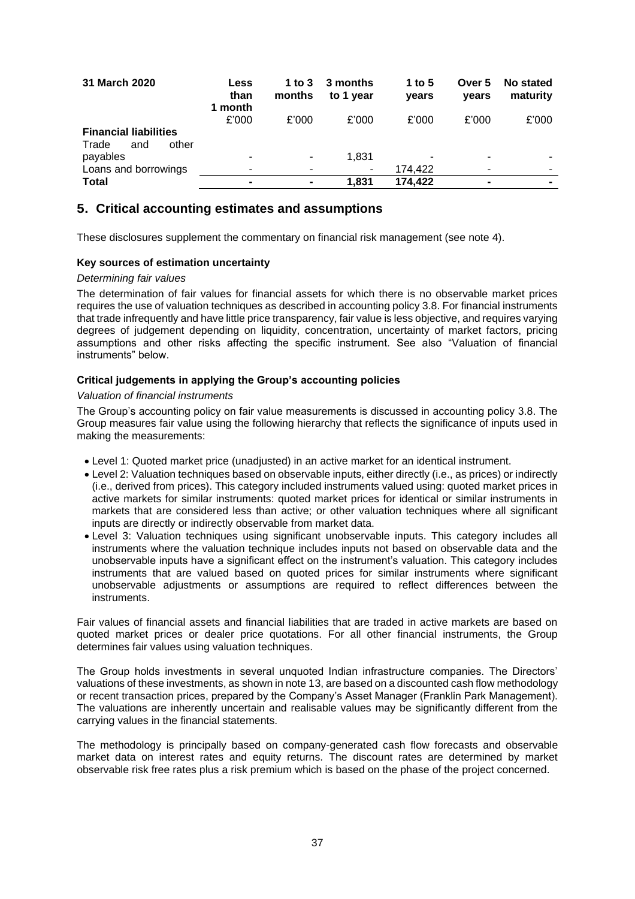| 31 March 2020 | Less than 1 month | 1 to 3 months | 3 months to 1 year | 1 to 5 years | Over 5 years | No stated maturity |
|---|---|---|---|---|---|---|
| | £'000 | £'000 | £'000 | £'000 | £'000 | £'000 |
| **Financial liabilities** | | | | | | |
| Trade and other payables | - | - | 1,831 | - | - | - |
| Loans and borrowings | - | - | - | 174,422 | - | - |
| **Total** | **-** | **-** | **1,831** | **174,422** | **-** | **-** |

## 5. Critical accounting estimates and assumptions

These disclosures supplement the commentary on financial risk management (see note 4).

**Key sources of estimation uncertainty**

*Determining fair values*

The determination of fair values for financial assets for which there is no observable market prices requires the use of valuation techniques as described in accounting policy 3.8. For financial instruments that trade infrequently and have little price transparency, fair value is less objective, and requires varying degrees of judgement depending on liquidity, concentration, uncertainty of market factors, pricing assumptions and other risks affecting the specific instrument. See also "Valuation of financial instruments" below.

**Critical judgements in applying the Group's accounting policies**

*Valuation of financial instruments*

The Group's accounting policy on fair value measurements is discussed in accounting policy 3.8. The Group measures fair value using the following hierarchy that reflects the significance of inputs used in making the measurements:

- Level 1: Quoted market price (unadjusted) in an active market for an identical instrument.
- Level 2: Valuation techniques based on observable inputs, either directly (i.e., as prices) or indirectly (i.e., derived from prices). This category included instruments valued using: quoted market prices in active markets for similar instruments: quoted market prices for identical or similar instruments in markets that are considered less than active; or other valuation techniques where all significant inputs are directly or indirectly observable from market data.
- Level 3: Valuation techniques using significant unobservable inputs. This category includes all instruments where the valuation technique includes inputs not based on observable data and the unobservable inputs have a significant effect on the instrument's valuation. This category includes instruments that are valued based on quoted prices for similar instruments where significant unobservable adjustments or assumptions are required to reflect differences between the instruments.

Fair values of financial assets and financial liabilities that are traded in active markets are based on quoted market prices or dealer price quotations. For all other financial instruments, the Group determines fair values using valuation techniques.

The Group holds investments in several unquoted Indian infrastructure companies. The Directors' valuations of these investments, as shown in note 13, are based on a discounted cash flow methodology or recent transaction prices, prepared by the Company's Asset Manager (Franklin Park Management). The valuations are inherently uncertain and realisable values may be significantly different from the carrying values in the financial statements.

The methodology is principally based on company-generated cash flow forecasts and observable market data on interest rates and equity returns. The discount rates are determined by market observable risk free rates plus a risk premium which is based on the phase of the project concerned.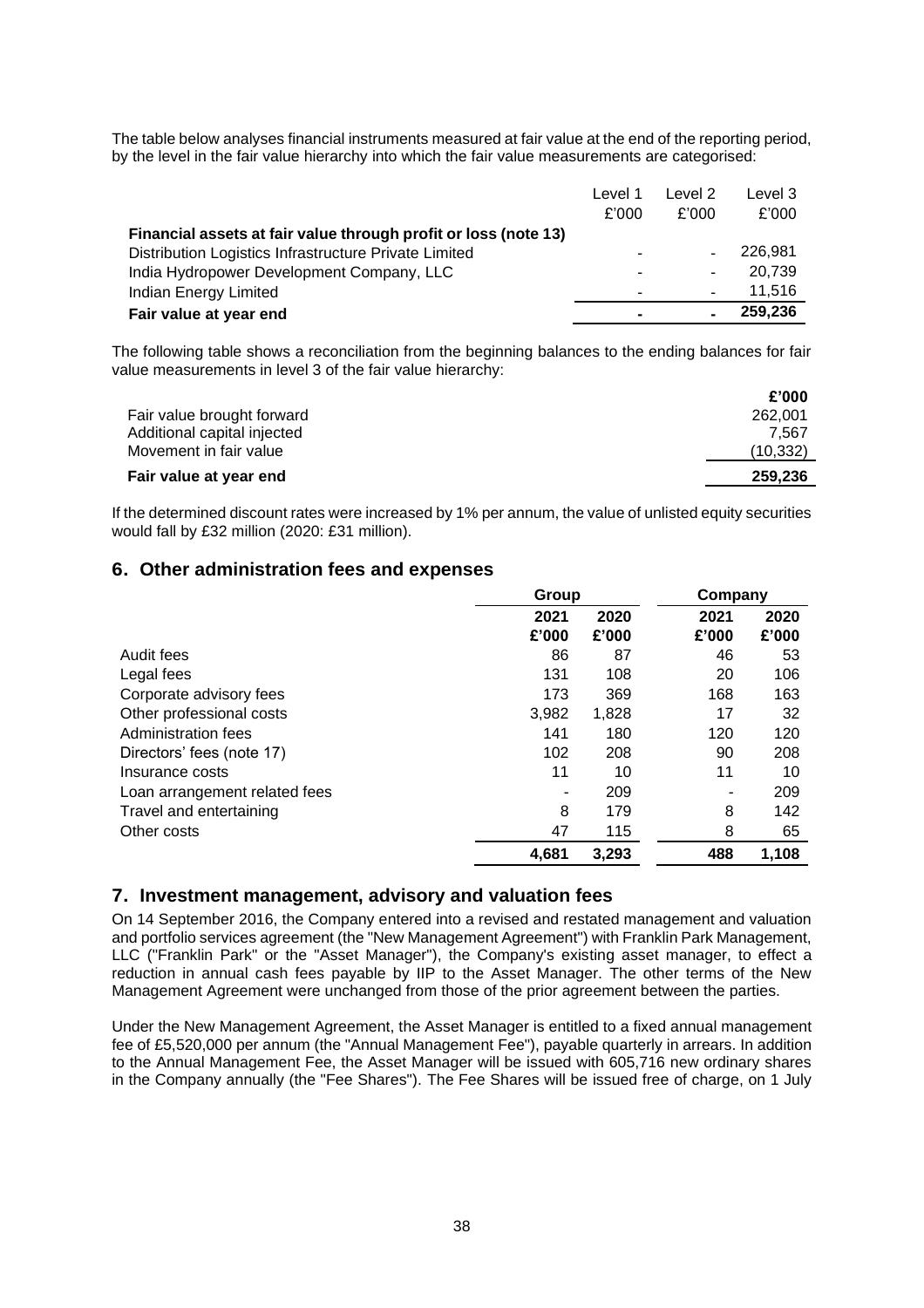The table below analyses financial instruments measured at fair value at the end of the reporting period, by the level in the fair value hierarchy into which the fair value measurements are categorised:

| | Level 1 £'000 | Level 2 £'000 | Level 3 £'000 |
|---|---|---|---|
| **Financial assets at fair value through profit or loss (note 13)** | | | |
| Distribution Logistics Infrastructure Private Limited | - | - | 226,981 |
| India Hydropower Development Company, LLC | - | - | 20,739 |
| Indian Energy Limited | - | - | 11,516 |
| **Fair value at year end** | **-** | **-** | **259,236** |

The following table shows a reconciliation from the beginning balances to the ending balances for fair value measurements in level 3 of the fair value hierarchy:

| | £'000 |
|---|---|
| Fair value brought forward | 262,001 |
| Additional capital injected | 7,567 |
| Movement in fair value | (10,332) |
| **Fair value at year end** | **259,236** |

If the determined discount rates were increased by 1% per annum, the value of unlisted equity securities would fall by £32 million (2020: £31 million).

## 6. Other administration fees and expenses

| | Group | | Company | |
|---|---|---|---|---|
| | **2021 £'000** | **2020 £'000** | **2021 £'000** | **2020 £'000** |
| Audit fees | 86 | 87 | 46 | 53 |
| Legal fees | 131 | 108 | 20 | 106 |
| Corporate advisory fees | 173 | 369 | 168 | 163 |
| Other professional costs | 3,982 | 1,828 | 17 | 32 |
| Administration fees | 141 | 180 | 120 | 120 |
| Directors' fees (note 17) | 102 | 208 | 90 | 208 |
| Insurance costs | 11 | 10 | 11 | 10 |
| Loan arrangement related fees | - | 209 | - | 209 |
| Travel and entertaining | 8 | 179 | 8 | 142 |
| Other costs | 47 | 115 | 8 | 65 |
| | **4,681** | **3,293** | **488** | **1,108** |

## 7. Investment management, advisory and valuation fees

On 14 September 2016, the Company entered into a revised and restated management and valuation and portfolio services agreement (the "New Management Agreement") with Franklin Park Management, LLC ("Franklin Park" or the "Asset Manager"), the Company's existing asset manager, to effect a reduction in annual cash fees payable by IIP to the Asset Manager. The other terms of the New Management Agreement were unchanged from those of the prior agreement between the parties.

Under the New Management Agreement, the Asset Manager is entitled to a fixed annual management fee of £5,520,000 per annum (the "Annual Management Fee"), payable quarterly in arrears. In addition to the Annual Management Fee, the Asset Manager will be issued with 605,716 new ordinary shares in the Company annually (the "Fee Shares"). The Fee Shares will be issued free of charge, on 1 July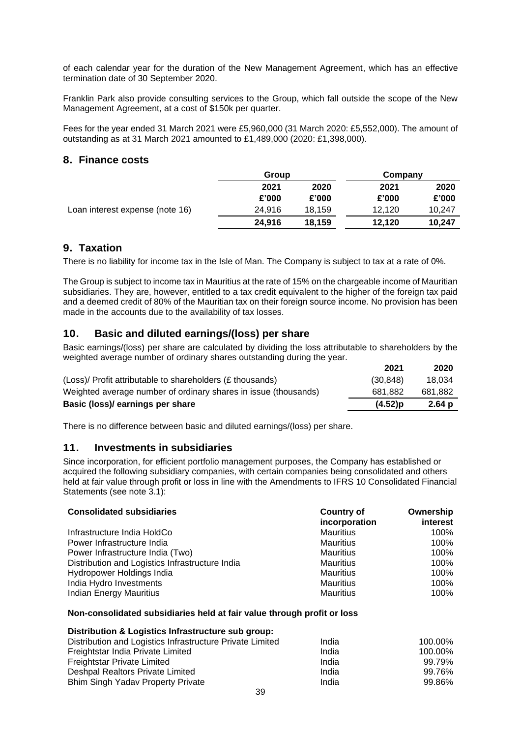of each calendar year for the duration of the New Management Agreement, which has an effective termination date of 30 September 2020.

Franklin Park also provide consulting services to the Group, which fall outside the scope of the New Management Agreement, at a cost of $150k per quarter.

Fees for the year ended 31 March 2021 were £5,960,000 (31 March 2020: £5,552,000). The amount of outstanding as at 31 March 2021 amounted to £1,489,000 (2020: £1,398,000).

## 8. Finance costs

| | Group | | Company | |
|---|---|---|---|---|
| | 2021 | 2020 | 2021 | 2020 |
| | £'000 | £'000 | £'000 | £'000 |
| Loan interest expense (note 16) | 24,916 | 18,159 | 12,120 | 10,247 |
| | **24,916** | **18,159** | **12,120** | **10,247** |

## 9. Taxation

There is no liability for income tax in the Isle of Man. The Company is subject to tax at a rate of 0%.

The Group is subject to income tax in Mauritius at the rate of 15% on the chargeable income of Mauritian subsidiaries. They are, however, entitled to a tax credit equivalent to the higher of the foreign tax paid and a deemed credit of 80% of the Mauritian tax on their foreign source income. No provision has been made in the accounts due to the availability of tax losses.

## 10. Basic and diluted earnings/(loss) per share

Basic earnings/(loss) per share are calculated by dividing the loss attributable to shareholders by the weighted average number of ordinary shares outstanding during the year.

| | 2021 | 2020 |
|---|---|---|
| (Loss)/ Profit attributable to shareholders (£ thousands) | (30,848) | 18,034 |
| Weighted average number of ordinary shares in issue (thousands) | 681,882 | 681,882 |
| **Basic (loss)/ earnings per share** | **(4.52)p** | **2.64 p** |

There is no difference between basic and diluted earnings/(loss) per share.

## 11. Investments in subsidiaries

Since incorporation, for efficient portfolio management purposes, the Company has established or acquired the following subsidiary companies, with certain companies being consolidated and others held at fair value through profit or loss in line with the Amendments to IFRS 10 Consolidated Financial Statements (see note 3.1):

| **Consolidated subsidiaries** | **Country of incorporation** | **Ownership interest** |
|---|---|---|
| Infrastructure India HoldCo | Mauritius | 100% |
| Power Infrastructure India | Mauritius | 100% |
| Power Infrastructure India (Two) | Mauritius | 100% |
| Distribution and Logistics Infrastructure India | Mauritius | 100% |
| Hydropower Holdings India | Mauritius | 100% |
| India Hydro Investments | Mauritius | 100% |
| Indian Energy Mauritius | Mauritius | 100% |

**Non-consolidated subsidiaries held at fair value through profit or loss**

| **Distribution & Logistics Infrastructure sub group:** | | |
|---|---|---|
| Distribution and Logistics Infrastructure Private Limited | India | 100.00% |
| Freightstar India Private Limited | India | 100.00% |
| Freightstar Private Limited | India | 99.79% |
| Deshpal Realtors Private Limited | India | 99.76% |
| Bhim Singh Yadav Property Private | India | 99.86% |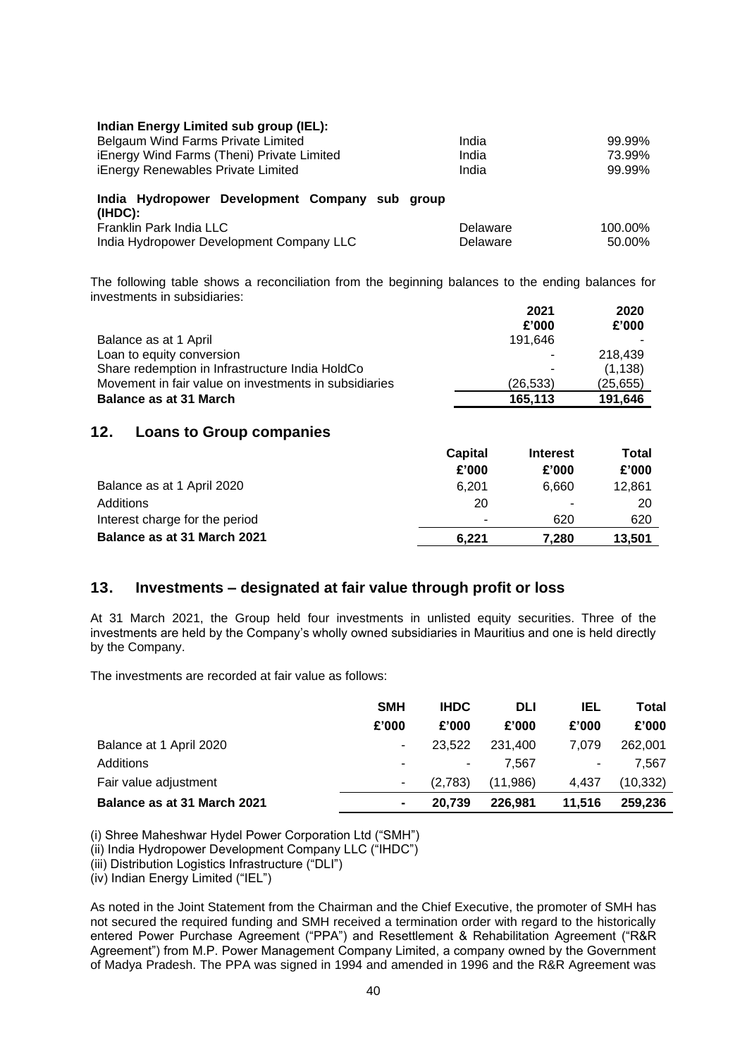| | | |
|---|---|---|
| **Indian Energy Limited sub group (IEL):** | | |
| Belgaum Wind Farms Private Limited | India | 99.99% |
| iEnergy Wind Farms (Theni) Private Limited | India | 73.99% |
| iEnergy Renewables Private Limited | India | 99.99% |
| **India Hydropower Development Company sub group (IHDC):** | | |
| Franklin Park India LLC | Delaware | 100.00% |
| India Hydropower Development Company LLC | Delaware | 50.00% |

The following table shows a reconciliation from the beginning balances to the ending balances for investments in subsidiaries:

| | 2021 £'000 | 2020 £'000 |
|---|---|---|
| Balance as at 1 April | 191,646 | - |
| Loan to equity conversion | - | 218,439 |
| Share redemption in Infrastructure India HoldCo | - | (1,138) |
| Movement in fair value on investments in subsidiaries | (26,533) | (25,655) |
| **Balance as at 31 March** | **165,113** | **191,646** |

## 12. Loans to Group companies

| | Capital £'000 | Interest £'000 | Total £'000 |
|---|---|---|---|
| Balance as at 1 April 2020 | 6,201 | 6,660 | 12,861 |
| Additions | 20 | - | 20 |
| Interest charge for the period | - | 620 | 620 |
| **Balance as at 31 March 2021** | **6,221** | **7,280** | **13,501** |

## 13. Investments – designated at fair value through profit or loss

At 31 March 2021, the Group held four investments in unlisted equity securities. Three of the investments are held by the Company's wholly owned subsidiaries in Mauritius and one is held directly by the Company.

The investments are recorded at fair value as follows:

| | SMH £'000 | IHDC £'000 | DLI £'000 | IEL £'000 | Total £'000 |
|---|---|---|---|---|---|
| Balance at 1 April 2020 | - | 23,522 | 231,400 | 7,079 | 262,001 |
| Additions | - | - | 7,567 | - | 7,567 |
| Fair value adjustment | - | (2,783) | (11,986) | 4,437 | (10,332) |
| **Balance as at 31 March 2021** | **-** | **20,739** | **226,981** | **11,516** | **259,236** |

(i) Shree Maheshwar Hydel Power Corporation Ltd ("SMH")
(ii) India Hydropower Development Company LLC ("IHDC")
(iii) Distribution Logistics Infrastructure ("DLI")
(iv) Indian Energy Limited ("IEL")

As noted in the Joint Statement from the Chairman and the Chief Executive, the promoter of SMH has not secured the required funding and SMH received a termination order with regard to the historically entered Power Purchase Agreement ("PPA") and Resettlement & Rehabilitation Agreement ("R&R Agreement") from M.P. Power Management Company Limited, a company owned by the Government of Madya Pradesh. The PPA was signed in 1994 and amended in 1996 and the R&R Agreement was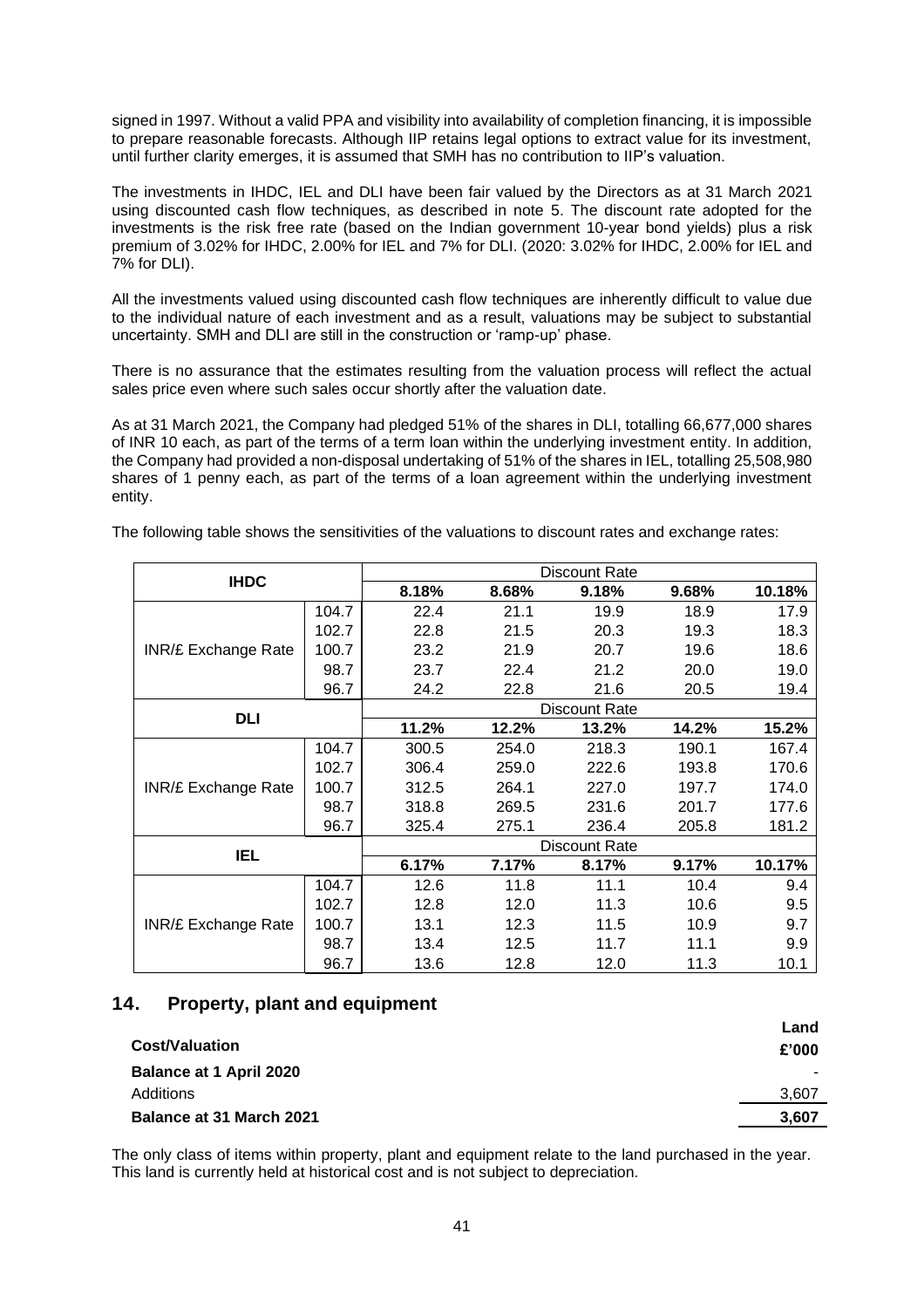signed in 1997. Without a valid PPA and visibility into availability of completion financing, it is impossible to prepare reasonable forecasts. Although IIP retains legal options to extract value for its investment, until further clarity emerges, it is assumed that SMH has no contribution to IIP's valuation.

The investments in IHDC, IEL and DLI have been fair valued by the Directors as at 31 March 2021 using discounted cash flow techniques, as described in note 5. The discount rate adopted for the investments is the risk free rate (based on the Indian government 10-year bond yields) plus a risk premium of 3.02% for IHDC, 2.00% for IEL and 7% for DLI. (2020: 3.02% for IHDC, 2.00% for IEL and 7% for DLI).

All the investments valued using discounted cash flow techniques are inherently difficult to value due to the individual nature of each investment and as a result, valuations may be subject to substantial uncertainty. SMH and DLI are still in the construction or 'ramp-up' phase.

There is no assurance that the estimates resulting from the valuation process will reflect the actual sales price even where such sales occur shortly after the valuation date.

As at 31 March 2021, the Company had pledged 51% of the shares in DLI, totalling 66,677,000 shares of INR 10 each, as part of the terms of a term loan within the underlying investment entity. In addition, the Company had provided a non-disposal undertaking of 51% of the shares in IEL, totalling 25,508,980 shares of 1 penny each, as part of the terms of a loan agreement within the underlying investment entity.

The following table shows the sensitivities of the valuations to discount rates and exchange rates:

| **IHDC** | | Discount Rate | | | | |
|---|---|---|---|---|---|---|
| | | **8.18%** | **8.68%** | **9.18%** | **9.68%** | **10.18%** |
| INR/£ Exchange Rate | 104.7 | 22.4 | 21.1 | 19.9 | 18.9 | 17.9 |
| | 102.7 | 22.8 | 21.5 | 20.3 | 19.3 | 18.3 |
| | 100.7 | 23.2 | 21.9 | 20.7 | 19.6 | 18.6 |
| | 98.7 | 23.7 | 22.4 | 21.2 | 20.0 | 19.0 |
| | 96.7 | 24.2 | 22.8 | 21.6 | 20.5 | 19.4 |
| **DLI** | | Discount Rate | | | | |
| | | **11.2%** | **12.2%** | **13.2%** | **14.2%** | **15.2%** |
| INR/£ Exchange Rate | 104.7 | 300.5 | 254.0 | 218.3 | 190.1 | 167.4 |
| | 102.7 | 306.4 | 259.0 | 222.6 | 193.8 | 170.6 |
| | 100.7 | 312.5 | 264.1 | 227.0 | 197.7 | 174.0 |
| | 98.7 | 318.8 | 269.5 | 231.6 | 201.7 | 177.6 |
| | 96.7 | 325.4 | 275.1 | 236.4 | 205.8 | 181.2 |
| **IEL** | | Discount Rate | | | | |
| | | **6.17%** | **7.17%** | **8.17%** | **9.17%** | **10.17%** |
| INR/£ Exchange Rate | 104.7 | 12.6 | 11.8 | 11.1 | 10.4 | 9.4 |
| | 102.7 | 12.8 | 12.0 | 11.3 | 10.6 | 9.5 |
| | 100.7 | 13.1 | 12.3 | 11.5 | 10.9 | 9.7 |
| | 98.7 | 13.4 | 12.5 | 11.7 | 11.1 | 9.9 |
| | 96.7 | 13.6 | 12.8 | 12.0 | 11.3 | 10.1 |

## 14. Property, plant and equipment

| **Cost/Valuation** | **Land £'000** |
|---|---|
| **Balance at 1 April 2020** | - |
| Additions | 3,607 |
| **Balance at 31 March 2021** | **3,607** |

The only class of items within property, plant and equipment relate to the land purchased in the year. This land is currently held at historical cost and is not subject to depreciation.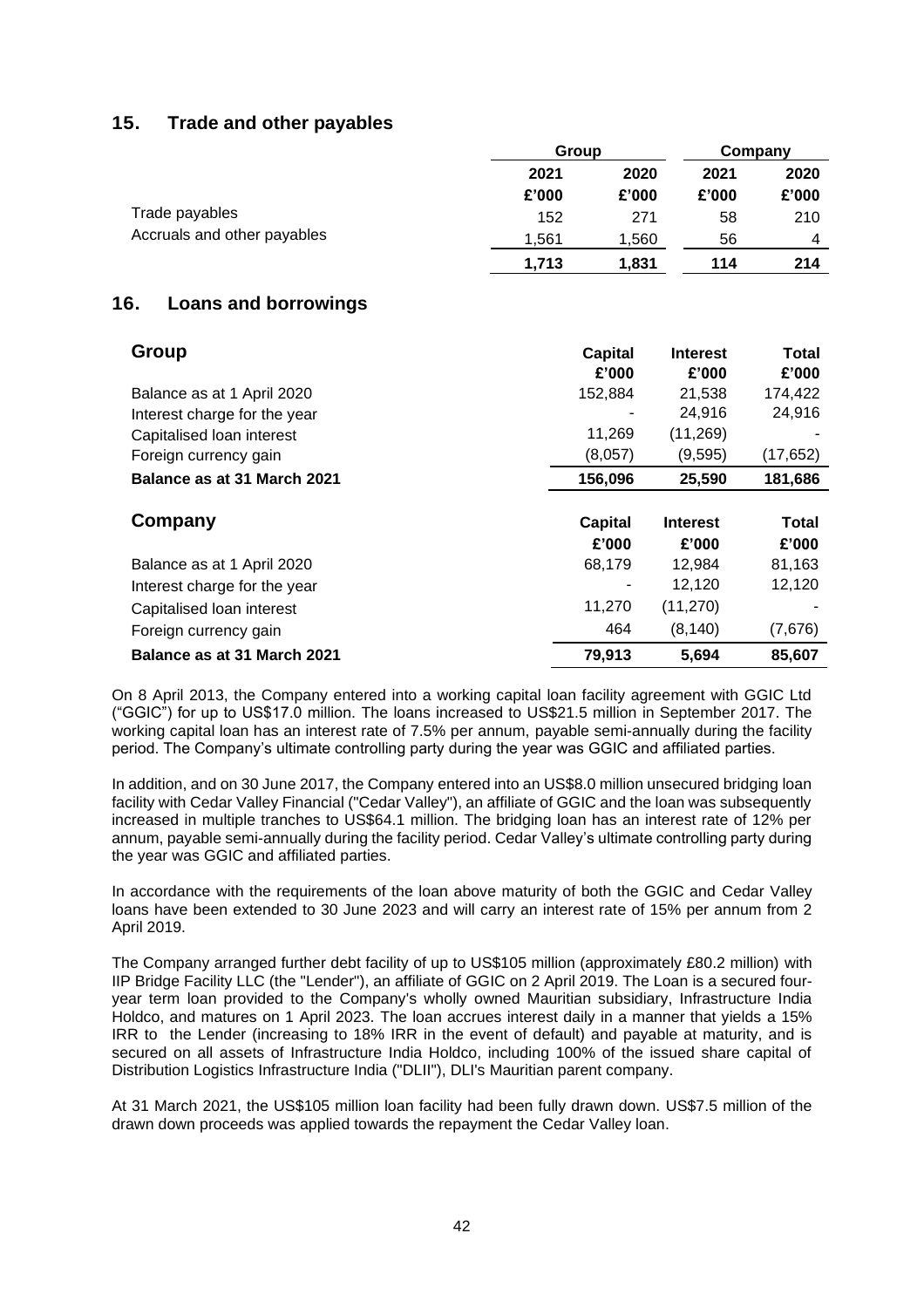## 15. Trade and other payables

| | Group | | Company | |
|---|---|---|---|---|
| | 2021 | 2020 | 2021 | 2020 |
| | £'000 | £'000 | £'000 | £'000 |
| Trade payables | 152 | 271 | 58 | 210 |
| Accruals and other payables | 1,561 | 1,560 | 56 | 4 |
| | **1,713** | **1,831** | **114** | **214** |

## 16. Loans and borrowings

| **Group** | Capital £'000 | Interest £'000 | Total £'000 |
|---|---|---|---|
| Balance as at 1 April 2020 | 152,884 | 21,538 | 174,422 |
| Interest charge for the year | - | 24,916 | 24,916 |
| Capitalised loan interest | 11,269 | (11,269) | - |
| Foreign currency gain | (8,057) | (9,595) | (17,652) |
| **Balance as at 31 March 2021** | **156,096** | **25,590** | **181,686** |

| **Company** | Capital £'000 | Interest £'000 | Total £'000 |
|---|---|---|---|
| Balance as at 1 April 2020 | 68,179 | 12,984 | 81,163 |
| Interest charge for the year | - | 12,120 | 12,120 |
| Capitalised loan interest | 11,270 | (11,270) | - |
| Foreign currency gain | 464 | (8,140) | (7,676) |
| **Balance as at 31 March 2021** | **79,913** | **5,694** | **85,607** |

On 8 April 2013, the Company entered into a working capital loan facility agreement with GGIC Ltd ("GGIC") for up to US$17.0 million. The loans increased to US$21.5 million in September 2017. The working capital loan has an interest rate of 7.5% per annum, payable semi-annually during the facility period. The Company's ultimate controlling party during the year was GGIC and affiliated parties.

In addition, and on 30 June 2017, the Company entered into an US$8.0 million unsecured bridging loan facility with Cedar Valley Financial ("Cedar Valley"), an affiliate of GGIC and the loan was subsequently increased in multiple tranches to US$64.1 million. The bridging loan has an interest rate of 12% per annum, payable semi-annually during the facility period. Cedar Valley's ultimate controlling party during the year was GGIC and affiliated parties.

In accordance with the requirements of the loan above maturity of both the GGIC and Cedar Valley loans have been extended to 30 June 2023 and will carry an interest rate of 15% per annum from 2 April 2019.

The Company arranged further debt facility of up to US$105 million (approximately £80.2 million) with IIP Bridge Facility LLC (the "Lender"), an affiliate of GGIC on 2 April 2019. The Loan is a secured four-year term loan provided to the Company's wholly owned Mauritian subsidiary, Infrastructure India Holdco, and matures on 1 April 2023. The loan accrues interest daily in a manner that yields a 15% IRR to the Lender (increasing to 18% IRR in the event of default) and payable at maturity, and is secured on all assets of Infrastructure India Holdco, including 100% of the issued share capital of Distribution Logistics Infrastructure India ("DLII"), DLI's Mauritian parent company.

At 31 March 2021, the US$105 million loan facility had been fully drawn down. US$7.5 million of the drawn down proceeds was applied towards the repayment the Cedar Valley loan.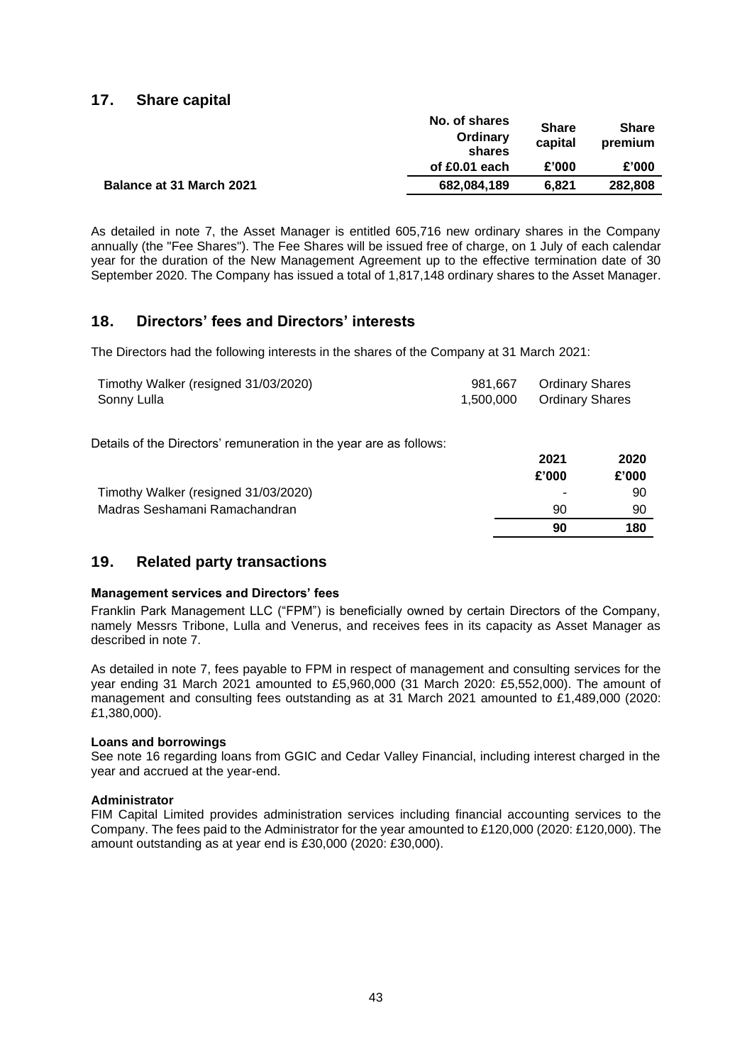## 17. Share capital

| | No. of shares Ordinary shares of £0.01 each | Share capital £'000 | Share premium £'000 |
|---|---|---|---|
| **Balance at 31 March 2021** | **682,084,189** | **6,821** | **282,808** |

As detailed in note 7, the Asset Manager is entitled 605,716 new ordinary shares in the Company annually (the "Fee Shares"). The Fee Shares will be issued free of charge, on 1 July of each calendar year for the duration of the New Management Agreement up to the effective termination date of 30 September 2020. The Company has issued a total of 1,817,148 ordinary shares to the Asset Manager.

## 18. Directors' fees and Directors' interests

The Directors had the following interests in the shares of the Company at 31 March 2021:

| | | |
|---|---|---|
| Timothy Walker (resigned 31/03/2020) | 981,667 | Ordinary Shares |
| Sonny Lulla | 1,500,000 | Ordinary Shares |

Details of the Directors' remuneration in the year are as follows:

| | 2021 £'000 | 2020 £'000 |
|---|---|---|
| Timothy Walker (resigned 31/03/2020) | - | 90 |
| Madras Seshamani Ramachandran | 90 | 90 |
| | **90** | **180** |

## 19. Related party transactions

**Management services and Directors' fees**

Franklin Park Management LLC ("FPM") is beneficially owned by certain Directors of the Company, namely Messrs Tribone, Lulla and Venerus, and receives fees in its capacity as Asset Manager as described in note 7.

As detailed in note 7, fees payable to FPM in respect of management and consulting services for the year ending 31 March 2021 amounted to £5,960,000 (31 March 2020: £5,552,000). The amount of management and consulting fees outstanding as at 31 March 2021 amounted to £1,489,000 (2020: £1,380,000).

**Loans and borrowings**

See note 16 regarding loans from GGIC and Cedar Valley Financial, including interest charged in the year and accrued at the year-end.

**Administrator**

FIM Capital Limited provides administration services including financial accounting services to the Company. The fees paid to the Administrator for the year amounted to £120,000 (2020: £120,000). The amount outstanding as at year end is £30,000 (2020: £30,000).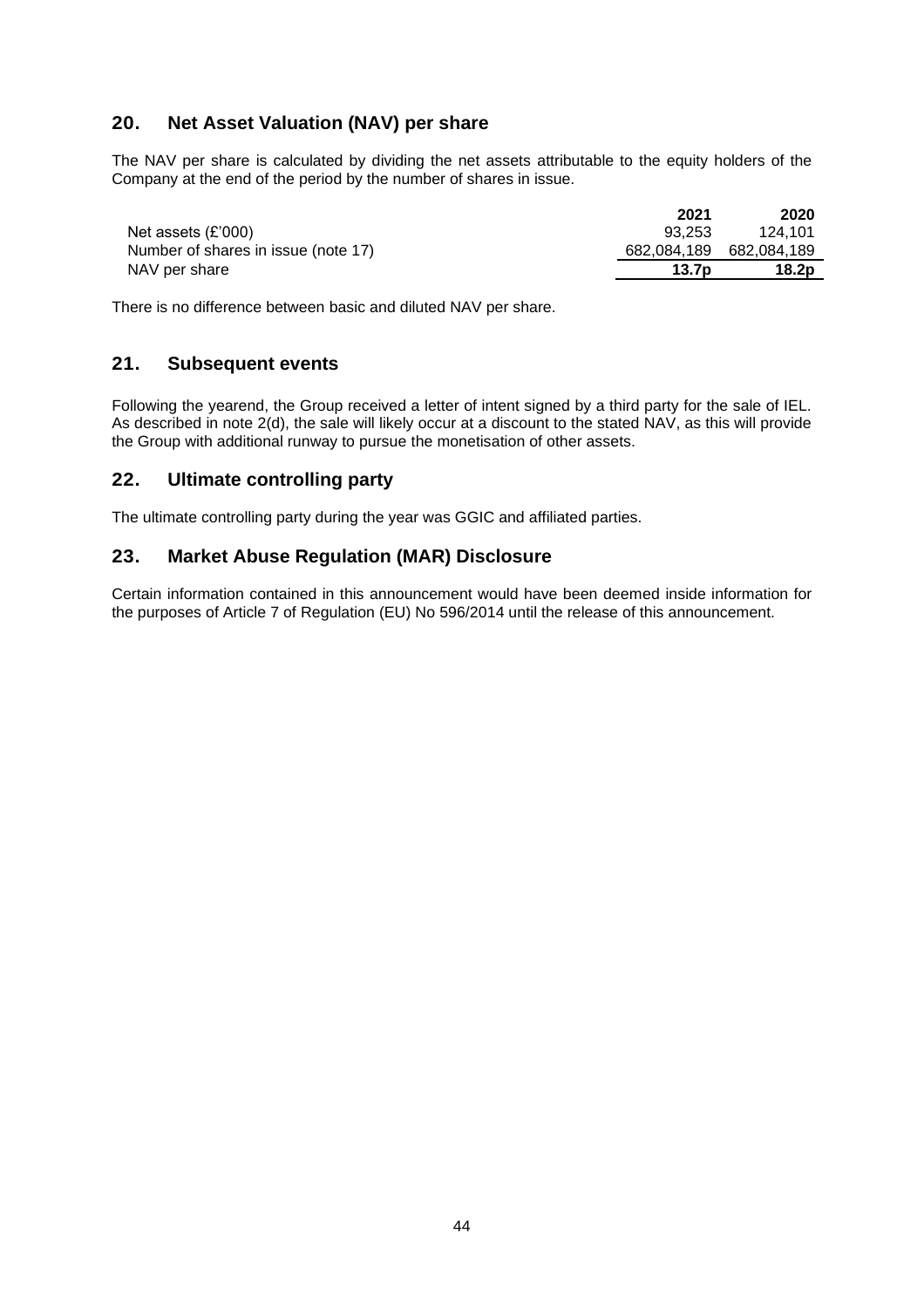## 20. Net Asset Valuation (NAV) per share

The NAV per share is calculated by dividing the net assets attributable to the equity holders of the Company at the end of the period by the number of shares in issue.

| | **2021** | **2020** |
|---|---|---|
| Net assets (£'000) | 93,253 | 124,101 |
| Number of shares in issue (note 17) | 682,084,189 | 682,084,189 |
| NAV per share | **13.7p** | **18.2p** |

There is no difference between basic and diluted NAV per share.

## 21. Subsequent events

Following the yearend, the Group received a letter of intent signed by a third party for the sale of IEL. As described in note 2(d), the sale will likely occur at a discount to the stated NAV, as this will provide the Group with additional runway to pursue the monetisation of other assets.

## 22. Ultimate controlling party

The ultimate controlling party during the year was GGIC and affiliated parties.

## 23. Market Abuse Regulation (MAR) Disclosure

Certain information contained in this announcement would have been deemed inside information for the purposes of Article 7 of Regulation (EU) No 596/2014 until the release of this announcement.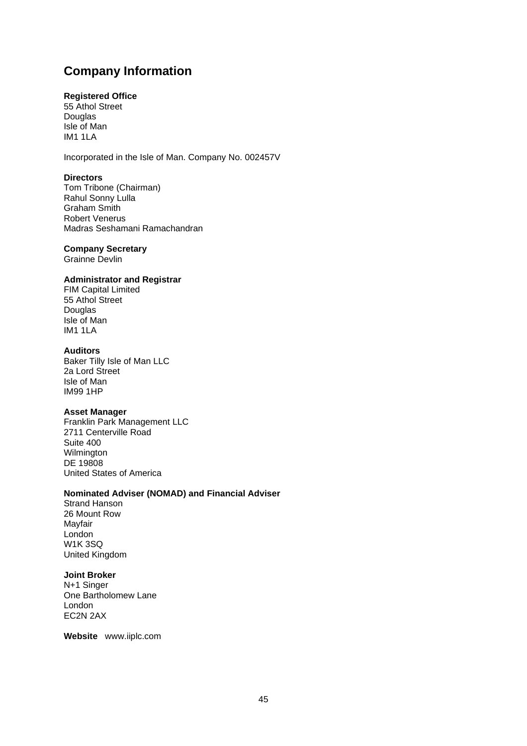# Company Information

**Registered Office**
55 Athol Street
Douglas
Isle of Man
IM1 1LA

Incorporated in the Isle of Man. Company No. 002457V

**Directors**
Tom Tribone (Chairman)
Rahul Sonny Lulla
Graham Smith
Robert Venerus
Madras Seshamani Ramachandran

**Company Secretary**
Grainne Devlin

**Administrator and Registrar**
FIM Capital Limited
55 Athol Street
Douglas
Isle of Man
IM1 1LA

**Auditors**
Baker Tilly Isle of Man LLC
2a Lord Street
Isle of Man
IM99 1HP

**Asset Manager**
Franklin Park Management LLC
2711 Centerville Road
Suite 400
Wilmington
DE 19808
United States of America

**Nominated Adviser (NOMAD) and Financial Adviser**
Strand Hanson
26 Mount Row
Mayfair
London
W1K 3SQ
United Kingdom

**Joint Broker**
N+1 Singer
One Bartholomew Lane
London
EC2N 2AX

**Website** www.iiplc.com